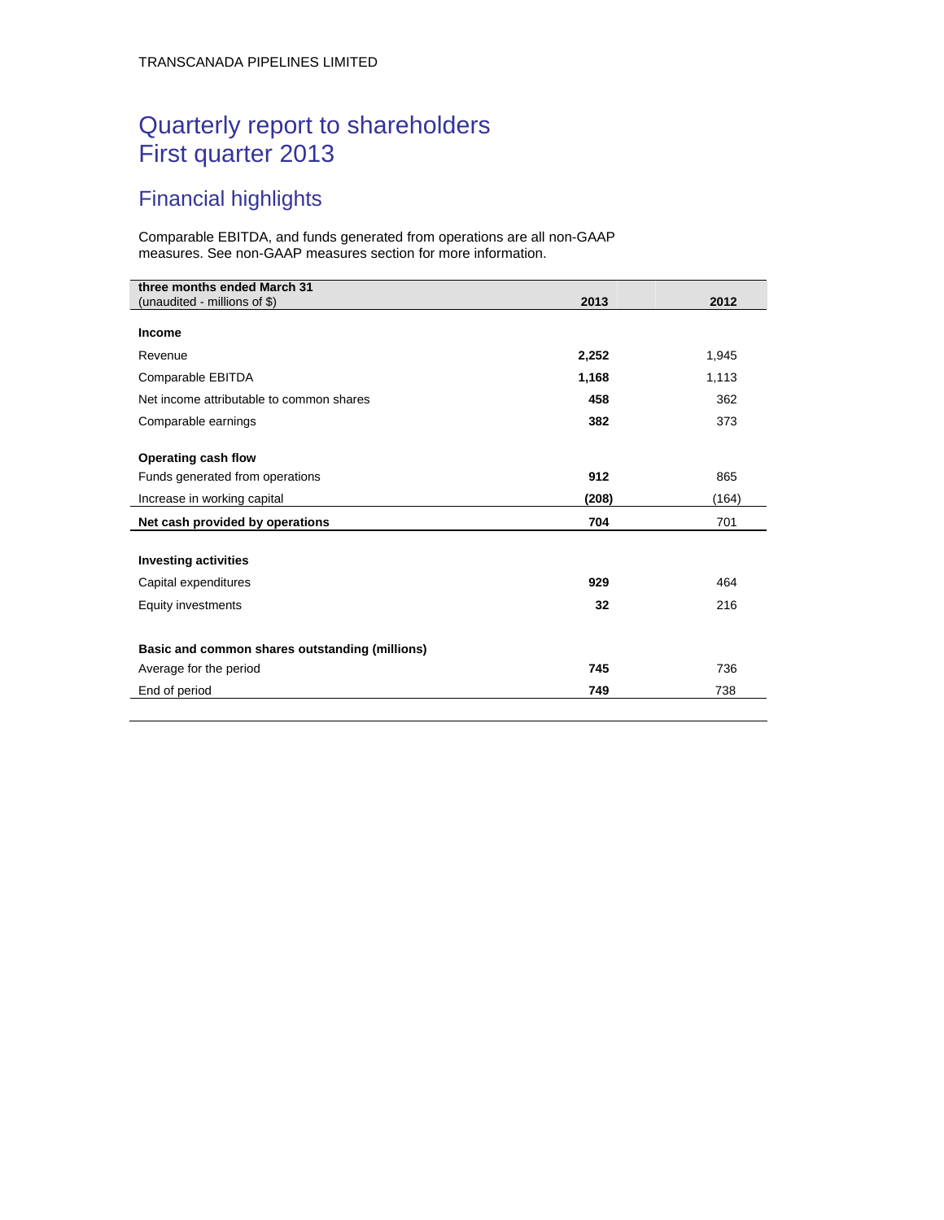TRANSCANADA PIPELINES LIMITED

# Quarterly report to shareholders
# First quarter 2013

## Financial highlights

Comparable EBITDA, and funds generated from operations are all non-GAAP measures. See non-GAAP measures section for more information.

| three months ended March 31<br>(unaudited - millions of $) | 2013 | 2012 |
|---|---|---|
| **Income** | | |
| Revenue | **2,252** | 1,945 |
| Comparable EBITDA | **1,168** | 1,113 |
| Net income attributable to common shares | **458** | 362 |
| Comparable earnings | **382** | 373 |
| **Operating cash flow** | | |
| Funds generated from operations | **912** | 865 |
| Increase in working capital | **(208)** | (164) |
| **Net cash provided by operations** | **704** | 701 |
| **Investing activities** | | |
| Capital expenditures | **929** | 464 |
| Equity investments | **32** | 216 |
| **Basic and common shares outstanding (millions)** | | |
| Average for the period | **745** | 736 |
| End of period | **749** | 738 |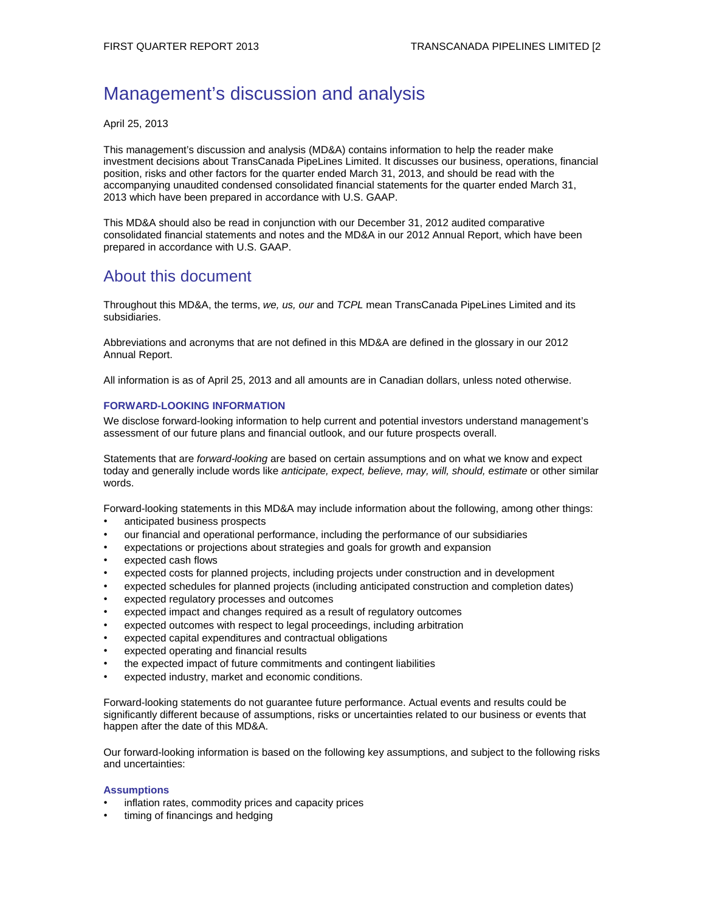# Management's discussion and analysis

April 25, 2013

This management's discussion and analysis (MD&A) contains information to help the reader make investment decisions about TransCanada PipeLines Limited. It discusses our business, operations, financial position, risks and other factors for the quarter ended March 31, 2013, and should be read with the accompanying unaudited condensed consolidated financial statements for the quarter ended March 31, 2013 which have been prepared in accordance with U.S. GAAP.

This MD&A should also be read in conjunction with our December 31, 2012 audited comparative consolidated financial statements and notes and the MD&A in our 2012 Annual Report, which have been prepared in accordance with U.S. GAAP.

# About this document

Throughout this MD&A, the terms, *we, us, our* and *TCPL* mean TransCanada PipeLines Limited and its subsidiaries.

Abbreviations and acronyms that are not defined in this MD&A are defined in the glossary in our 2012 Annual Report.

All information is as of April 25, 2013 and all amounts are in Canadian dollars, unless noted otherwise.

### FORWARD-LOOKING INFORMATION

We disclose forward-looking information to help current and potential investors understand management's assessment of our future plans and financial outlook, and our future prospects overall.

Statements that are *forward-looking* are based on certain assumptions and on what we know and expect today and generally include words like *anticipate, expect, believe, may, will, should, estimate* or other similar words.

Forward-looking statements in this MD&A may include information about the following, among other things:

- anticipated business prospects
- our financial and operational performance, including the performance of our subsidiaries
- expectations or projections about strategies and goals for growth and expansion
- expected cash flows
- expected costs for planned projects, including projects under construction and in development
- expected schedules for planned projects (including anticipated construction and completion dates)
- expected regulatory processes and outcomes
- expected impact and changes required as a result of regulatory outcomes
- expected outcomes with respect to legal proceedings, including arbitration
- expected capital expenditures and contractual obligations
- expected operating and financial results
- the expected impact of future commitments and contingent liabilities
- expected industry, market and economic conditions.

Forward-looking statements do not guarantee future performance. Actual events and results could be significantly different because of assumptions, risks or uncertainties related to our business or events that happen after the date of this MD&A.

Our forward-looking information is based on the following key assumptions, and subject to the following risks and uncertainties:

#### Assumptions

- inflation rates, commodity prices and capacity prices
- timing of financings and hedging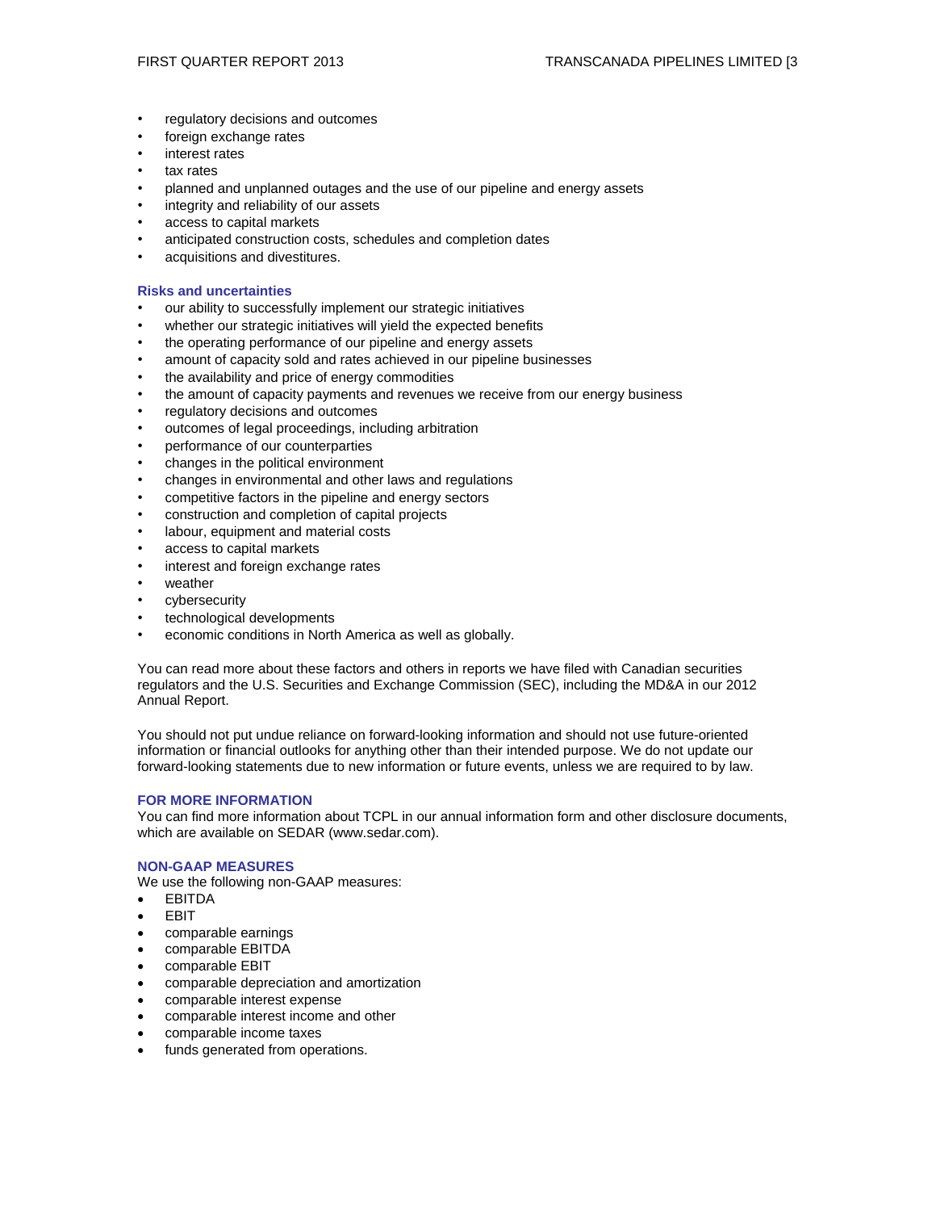- regulatory decisions and outcomes
- foreign exchange rates
- interest rates
- tax rates
- planned and unplanned outages and the use of our pipeline and energy assets
- integrity and reliability of our assets
- access to capital markets
- anticipated construction costs, schedules and completion dates
- acquisitions and divestitures.

### Risks and uncertainties

- our ability to successfully implement our strategic initiatives
- whether our strategic initiatives will yield the expected benefits
- the operating performance of our pipeline and energy assets
- amount of capacity sold and rates achieved in our pipeline businesses
- the availability and price of energy commodities
- the amount of capacity payments and revenues we receive from our energy business
- regulatory decisions and outcomes
- outcomes of legal proceedings, including arbitration
- performance of our counterparties
- changes in the political environment
- changes in environmental and other laws and regulations
- competitive factors in the pipeline and energy sectors
- construction and completion of capital projects
- labour, equipment and material costs
- access to capital markets
- interest and foreign exchange rates
- weather
- cybersecurity
- technological developments
- economic conditions in North America as well as globally.

You can read more about these factors and others in reports we have filed with Canadian securities regulators and the U.S. Securities and Exchange Commission (SEC), including the MD&A in our 2012 Annual Report.

You should not put undue reliance on forward-looking information and should not use future-oriented information or financial outlooks for anything other than their intended purpose. We do not update our forward-looking statements due to new information or future events, unless we are required to by law.

## FOR MORE INFORMATION

You can find more information about TCPL in our annual information form and other disclosure documents, which are available on SEDAR (www.sedar.com).

## NON-GAAP MEASURES

We use the following non-GAAP measures:

- EBITDA
- EBIT
- comparable earnings
- comparable EBITDA
- comparable EBIT
- comparable depreciation and amortization
- comparable interest expense
- comparable interest income and other
- comparable income taxes
- funds generated from operations.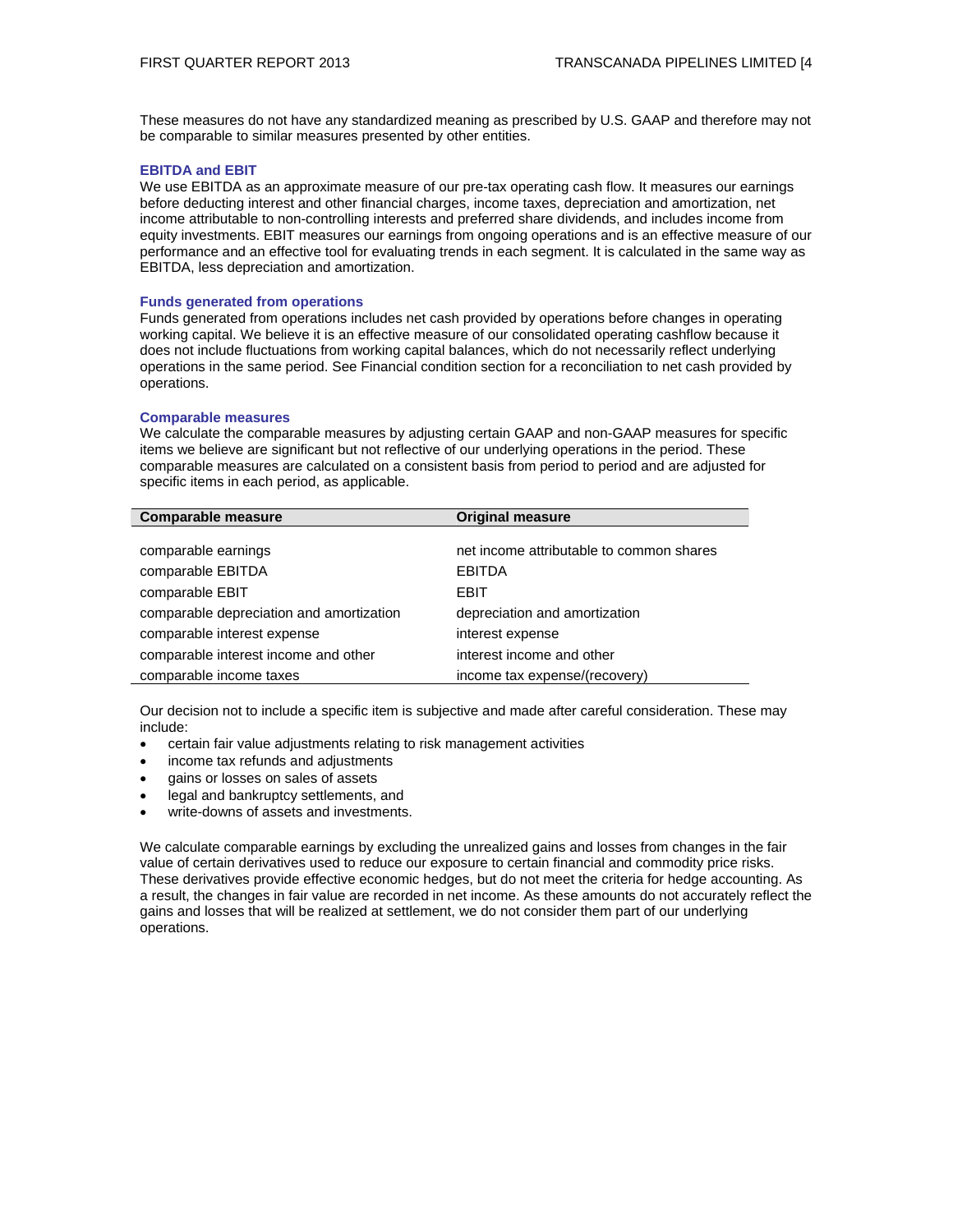These measures do not have any standardized meaning as prescribed by U.S. GAAP and therefore may not be comparable to similar measures presented by other entities.

### EBITDA and EBIT

We use EBITDA as an approximate measure of our pre-tax operating cash flow. It measures our earnings before deducting interest and other financial charges, income taxes, depreciation and amortization, net income attributable to non-controlling interests and preferred share dividends, and includes income from equity investments. EBIT measures our earnings from ongoing operations and is an effective measure of our performance and an effective tool for evaluating trends in each segment. It is calculated in the same way as EBITDA, less depreciation and amortization.

### Funds generated from operations

Funds generated from operations includes net cash provided by operations before changes in operating working capital. We believe it is an effective measure of our consolidated operating cashflow because it does not include fluctuations from working capital balances, which do not necessarily reflect underlying operations in the same period. See Financial condition section for a reconciliation to net cash provided by operations.

### Comparable measures

We calculate the comparable measures by adjusting certain GAAP and non-GAAP measures for specific items we believe are significant but not reflective of our underlying operations in the period. These comparable measures are calculated on a consistent basis from period to period and are adjusted for specific items in each period, as applicable.

| Comparable measure | Original measure |
|---|---|
| comparable earnings | net income attributable to common shares |
| comparable EBITDA | EBITDA |
| comparable EBIT | EBIT |
| comparable depreciation and amortization | depreciation and amortization |
| comparable interest expense | interest expense |
| comparable interest income and other | interest income and other |
| comparable income taxes | income tax expense/(recovery) |

Our decision not to include a specific item is subjective and made after careful consideration. These may include:

- certain fair value adjustments relating to risk management activities
- income tax refunds and adjustments
- gains or losses on sales of assets
- legal and bankruptcy settlements, and
- write-downs of assets and investments.

We calculate comparable earnings by excluding the unrealized gains and losses from changes in the fair value of certain derivatives used to reduce our exposure to certain financial and commodity price risks. These derivatives provide effective economic hedges, but do not meet the criteria for hedge accounting. As a result, the changes in fair value are recorded in net income. As these amounts do not accurately reflect the gains and losses that will be realized at settlement, we do not consider them part of our underlying operations.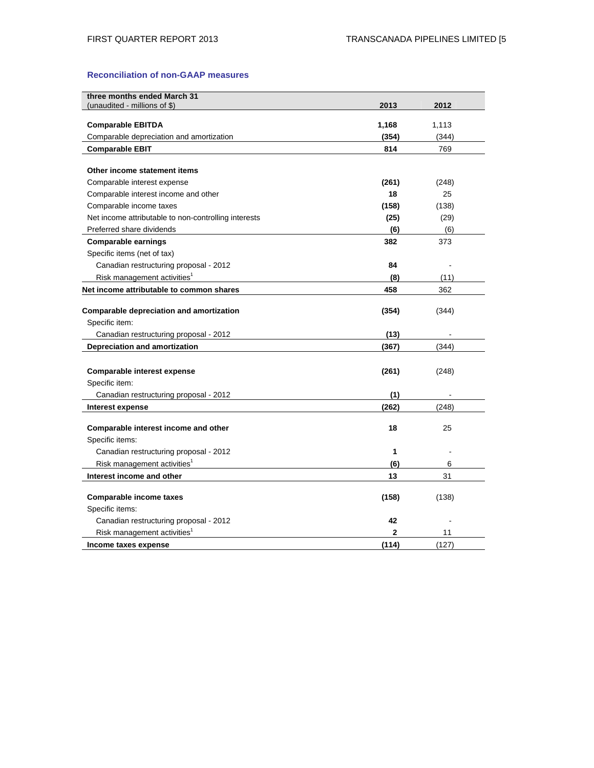## Reconciliation of non-GAAP measures

| three months ended March 31<br>(unaudited - millions of $) | 2013 | 2012 |
|---|---|---|
| **Comparable EBITDA** | **1,168** | 1,113 |
| Comparable depreciation and amortization | **(354)** | (344) |
| **Comparable EBIT** | **814** | 769 |
| | | |
| **Other income statement items** | | |
| Comparable interest expense | **(261)** | (248) |
| Comparable interest income and other | **18** | 25 |
| Comparable income taxes | **(158)** | (138) |
| Net income attributable to non-controlling interests | **(25)** | (29) |
| Preferred share dividends | **(6)** | (6) |
| **Comparable earnings** | **382** | 373 |
| Specific items (net of tax) | | |
| Canadian restructuring proposal - 2012 | **84** | - |
| Risk management activities[1] | **(8)** | (11) |
| **Net income attributable to common shares** | **458** | 362 |
| | | |
| **Comparable depreciation and amortization** | **(354)** | (344) |
| Specific item: | | |
| Canadian restructuring proposal - 2012 | **(13)** | - |
| **Depreciation and amortization** | **(367)** | (344) |
| | | |
| **Comparable interest expense** | **(261)** | (248) |
| Specific item: | | |
| Canadian restructuring proposal - 2012 | **(1)** | - |
| **Interest expense** | **(262)** | (248) |
| | | |
| **Comparable interest income and other** | **18** | 25 |
| Specific items: | | |
| Canadian restructuring proposal - 2012 | **1** | - |
| Risk management activities[1] | **(6)** | 6 |
| **Interest income and other** | **13** | 31 |
| | | |
| **Comparable income taxes** | **(158)** | (138) |
| Specific items: | | |
| Canadian restructuring proposal - 2012 | **42** | - |
| Risk management activities[1] | **2** | 11 |
| **Income taxes expense** | **(114)** | (127) |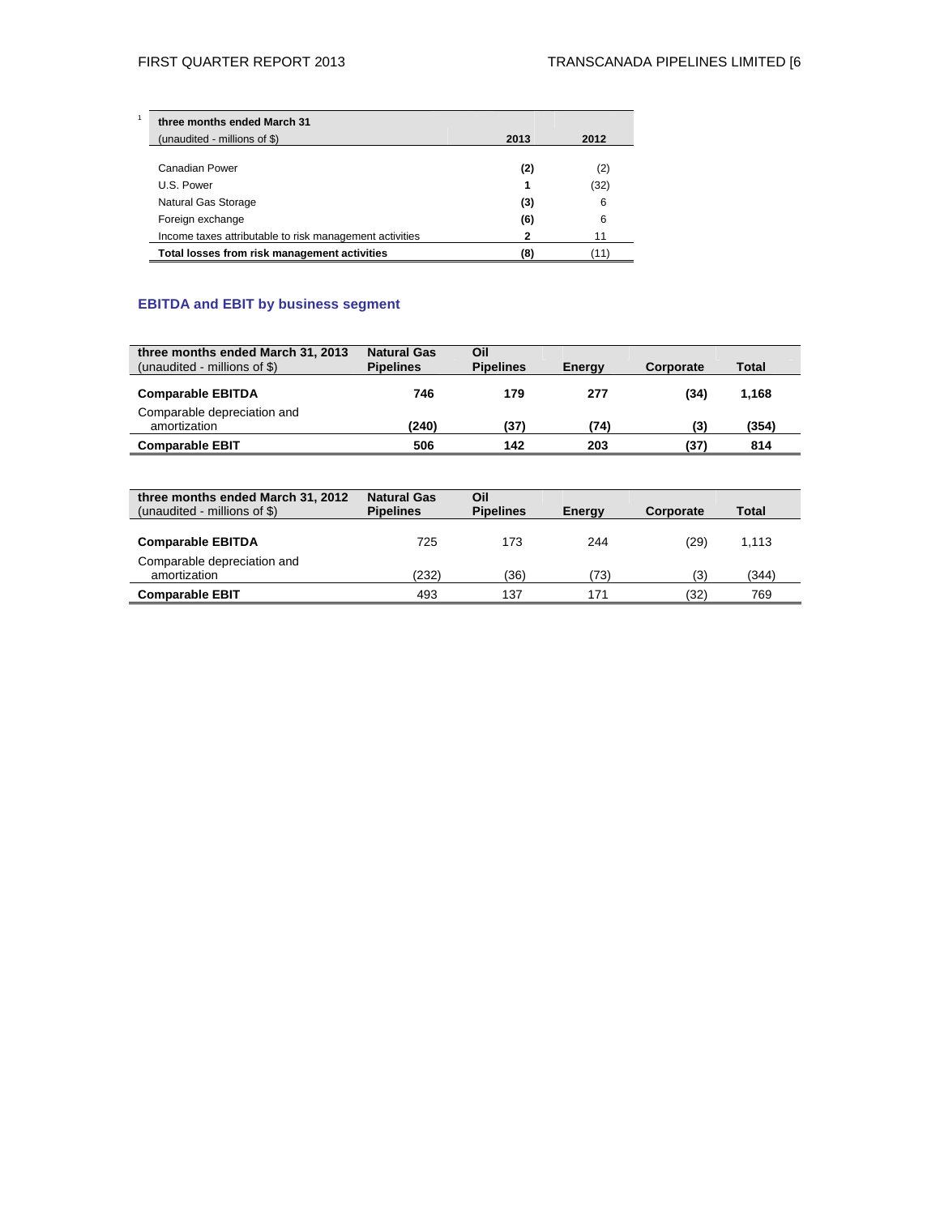1

| three months ended March 31 (unaudited - millions of $) | 2013 | 2012 |
|---|---|---|
| Canadian Power | **(2)** | (2) |
| U.S. Power | **1** | (32) |
| Natural Gas Storage | **(3)** | 6 |
| Foreign exchange | **(6)** | 6 |
| Income taxes attributable to risk management activities | **2** | 11 |
| **Total losses from risk management activities** | **(8)** | (11) |

## EBITDA and EBIT by business segment

| three months ended March 31, 2013 (unaudited - millions of $) | Natural Gas Pipelines | Oil Pipelines | Energy | Corporate | Total |
|---|---|---|---|---|---|
| **Comparable EBITDA** | **746** | **179** | **277** | **(34)** | **1,168** |
| Comparable depreciation and amortization | **(240)** | **(37)** | **(74)** | **(3)** | **(354)** |
| **Comparable EBIT** | **506** | **142** | **203** | **(37)** | **814** |

| three months ended March 31, 2012 (unaudited - millions of $) | Natural Gas Pipelines | Oil Pipelines | Energy | Corporate | Total |
|---|---|---|---|---|---|
| **Comparable EBITDA** | 725 | 173 | 244 | (29) | 1,113 |
| Comparable depreciation and amortization | (232) | (36) | (73) | (3) | (344) |
| **Comparable EBIT** | 493 | 137 | 171 | (32) | 769 |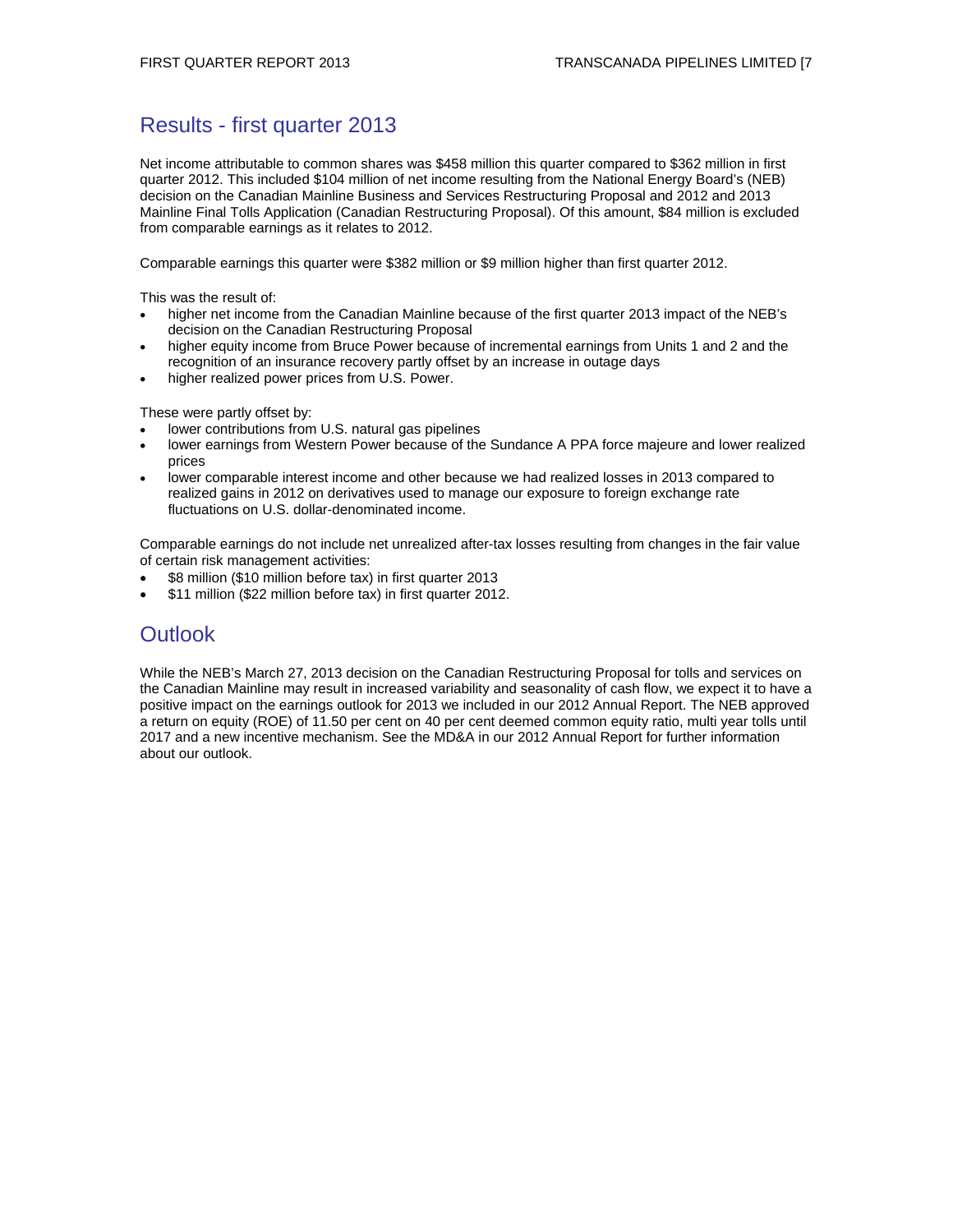## Results - first quarter 2013

Net income attributable to common shares was $458 million this quarter compared to $362 million in first quarter 2012. This included $104 million of net income resulting from the National Energy Board's (NEB) decision on the Canadian Mainline Business and Services Restructuring Proposal and 2012 and 2013 Mainline Final Tolls Application (Canadian Restructuring Proposal). Of this amount, $84 million is excluded from comparable earnings as it relates to 2012.

Comparable earnings this quarter were $382 million or $9 million higher than first quarter 2012.

This was the result of:

- higher net income from the Canadian Mainline because of the first quarter 2013 impact of the NEB's decision on the Canadian Restructuring Proposal
- higher equity income from Bruce Power because of incremental earnings from Units 1 and 2 and the recognition of an insurance recovery partly offset by an increase in outage days
- higher realized power prices from U.S. Power.

These were partly offset by:

- lower contributions from U.S. natural gas pipelines
- lower earnings from Western Power because of the Sundance A PPA force majeure and lower realized prices
- lower comparable interest income and other because we had realized losses in 2013 compared to realized gains in 2012 on derivatives used to manage our exposure to foreign exchange rate fluctuations on U.S. dollar-denominated income.

Comparable earnings do not include net unrealized after-tax losses resulting from changes in the fair value of certain risk management activities:

- $8 million ($10 million before tax) in first quarter 2013
- $11 million ($22 million before tax) in first quarter 2012.

## Outlook

While the NEB's March 27, 2013 decision on the Canadian Restructuring Proposal for tolls and services on the Canadian Mainline may result in increased variability and seasonality of cash flow, we expect it to have a positive impact on the earnings outlook for 2013 we included in our 2012 Annual Report. The NEB approved a return on equity (ROE) of 11.50 per cent on 40 per cent deemed common equity ratio, multi year tolls until 2017 and a new incentive mechanism. See the MD&A in our 2012 Annual Report for further information about our outlook.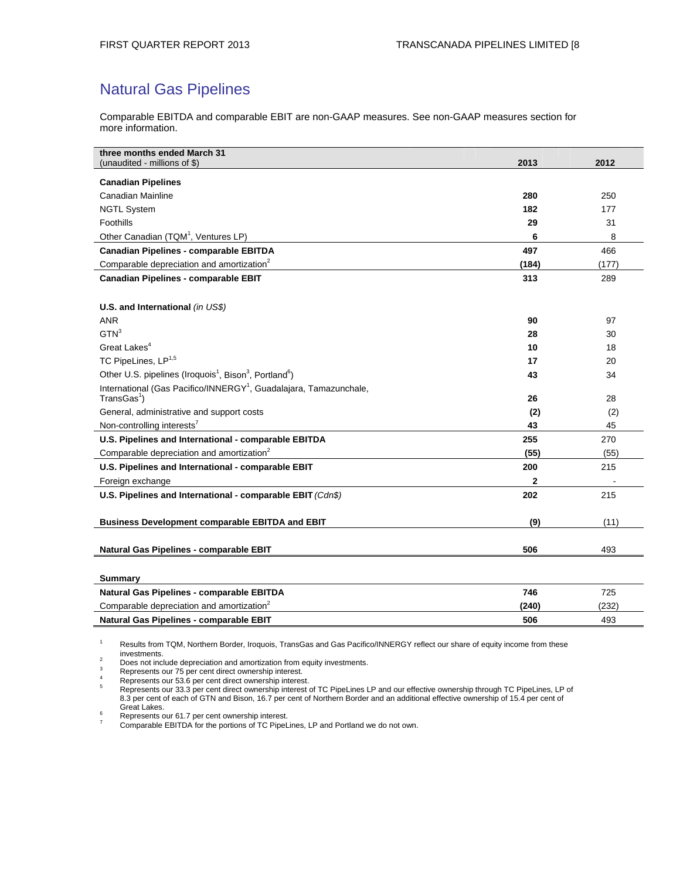## Natural Gas Pipelines

Comparable EBITDA and comparable EBIT are non-GAAP measures. See non-GAAP measures section for more information.

| three months ended March 31 (unaudited - millions of $) | 2013 | 2012 |
|---|---|---|
| **Canadian Pipelines** | | |
| Canadian Mainline | **280** | 250 |
| NGTL System | **182** | 177 |
| Foothills | **29** | 31 |
| Other Canadian (TQM[1], Ventures LP) | **6** | 8 |
| **Canadian Pipelines - comparable EBITDA** | **497** | 466 |
| Comparable depreciation and amortization[2] | **(184)** | (177) |
| **Canadian Pipelines - comparable EBIT** | **313** | 289 |
| | | |
| **U.S. and International** *(in US$)* | | |
| ANR | **90** | 97 |
| GTN[3] | **28** | 30 |
| Great Lakes[4] | **10** | 18 |
| TC PipeLines, LP[1,5] | **17** | 20 |
| Other U.S. pipelines (Iroquois[1], Bison[3], Portland[6]) | **43** | 34 |
| International (Gas Pacifico/INNERGY[1], Guadalajara, Tamazunchale, TransGas[1]) | **26** | 28 |
| General, administrative and support costs | **(2)** | (2) |
| Non-controlling interests[7] | **43** | 45 |
| **U.S. Pipelines and International - comparable EBITDA** | **255** | 270 |
| Comparable depreciation and amortization[2] | **(55)** | (55) |
| **U.S. Pipelines and International - comparable EBIT** | **200** | 215 |
| Foreign exchange | **2** | - |
| **U.S. Pipelines and International - comparable EBIT** *(Cdn$)* | **202** | 215 |
| | | |
| **Business Development comparable EBITDA and EBIT** | **(9)** | (11) |
| | | |
| **Natural Gas Pipelines - comparable EBIT** | **506** | 493 |
| | | |
| **Summary** | | |
| **Natural Gas Pipelines - comparable EBITDA** | **746** | 725 |
| Comparable depreciation and amortization[2] | **(240)** | (232) |
| **Natural Gas Pipelines - comparable EBIT** | **506** | 493 |

1 Results from TQM, Northern Border, Iroquois, TransGas and Gas Pacifico/INNERGY reflect our share of equity income from these investments.
2 Does not include depreciation and amortization from equity investments.
3 Represents our 75 per cent direct ownership interest.
4 Represents our 53.6 per cent direct ownership interest.
5 Represents our 33.3 per cent direct ownership interest of TC PipeLines LP and our effective ownership through TC PipeLines, LP of 8.3 per cent of each of GTN and Bison, 16.7 per cent of Northern Border and an additional effective ownership of 15.4 per cent of Great Lakes.
6 Represents our 61.7 per cent ownership interest.
7 Comparable EBITDA for the portions of TC PipeLines, LP and Portland we do not own.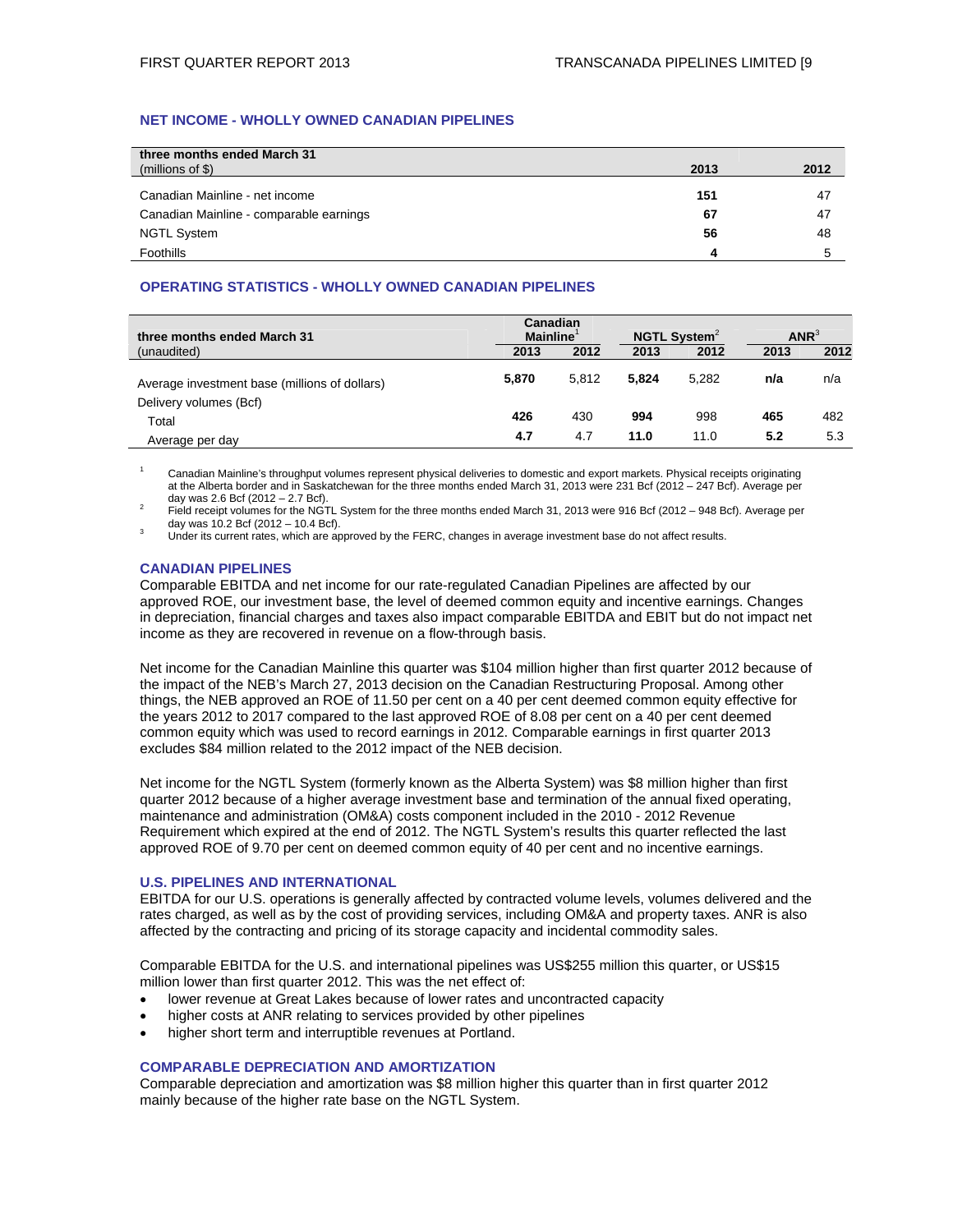## NET INCOME - WHOLLY OWNED CANADIAN PIPELINES

| three months ended March 31<br>(millions of $) | 2013 | 2012 |
|---|---|---|
| Canadian Mainline - net income | **151** | 47 |
| Canadian Mainline - comparable earnings | **67** | 47 |
| NGTL System | **56** | 48 |
| Foothills | **4** | 5 |

## OPERATING STATISTICS - WHOLLY OWNED CANADIAN PIPELINES

| three months ended March 31 | Canadian Mainline[1] | | NGTL System[2] | | ANR[3] | |
|---|---|---|---|---|---|---|
| (unaudited) | 2013 | 2012 | 2013 | 2012 | 2013 | 2012 |
| Average investment base (millions of dollars) | **5,870** | 5,812 | **5,824** | 5,282 | **n/a** | n/a |
| Delivery volumes (Bcf) | | | | | | |
| Total | **426** | 430 | **994** | 998 | **465** | 482 |
| Average per day | **4.7** | 4.7 | **11.0** | 11.0 | **5.2** | 5.3 |

1 Canadian Mainline's throughput volumes represent physical deliveries to domestic and export markets. Physical receipts originating at the Alberta border and in Saskatchewan for the three months ended March 31, 2013 were 231 Bcf (2012 – 247 Bcf). Average per day was 2.6 Bcf (2012 – 2.7 Bcf).

2 Field receipt volumes for the NGTL System for the three months ended March 31, 2013 were 916 Bcf (2012 – 948 Bcf). Average per day was 10.2 Bcf (2012 – 10.4 Bcf).

3 Under its current rates, which are approved by the FERC, changes in average investment base do not affect results.

### CANADIAN PIPELINES

Comparable EBITDA and net income for our rate-regulated Canadian Pipelines are affected by our approved ROE, our investment base, the level of deemed common equity and incentive earnings. Changes in depreciation, financial charges and taxes also impact comparable EBITDA and EBIT but do not impact net income as they are recovered in revenue on a flow-through basis.

Net income for the Canadian Mainline this quarter was $104 million higher than first quarter 2012 because of the impact of the NEB's March 27, 2013 decision on the Canadian Restructuring Proposal. Among other things, the NEB approved an ROE of 11.50 per cent on a 40 per cent deemed common equity effective for the years 2012 to 2017 compared to the last approved ROE of 8.08 per cent on a 40 per cent deemed common equity which was used to record earnings in 2012. Comparable earnings in first quarter 2013 excludes $84 million related to the 2012 impact of the NEB decision.

Net income for the NGTL System (formerly known as the Alberta System) was $8 million higher than first quarter 2012 because of a higher average investment base and termination of the annual fixed operating, maintenance and administration (OM&A) costs component included in the 2010 - 2012 Revenue Requirement which expired at the end of 2012. The NGTL System's results this quarter reflected the last approved ROE of 9.70 per cent on deemed common equity of 40 per cent and no incentive earnings.

### U.S. PIPELINES AND INTERNATIONAL

EBITDA for our U.S. operations is generally affected by contracted volume levels, volumes delivered and the rates charged, as well as by the cost of providing services, including OM&A and property taxes. ANR is also affected by the contracting and pricing of its storage capacity and incidental commodity sales.

Comparable EBITDA for the U.S. and international pipelines was US$255 million this quarter, or US$15 million lower than first quarter 2012. This was the net effect of:

- lower revenue at Great Lakes because of lower rates and uncontracted capacity
- higher costs at ANR relating to services provided by other pipelines
- higher short term and interruptible revenues at Portland.

### COMPARABLE DEPRECIATION AND AMORTIZATION

Comparable depreciation and amortization was $8 million higher this quarter than in first quarter 2012 mainly because of the higher rate base on the NGTL System.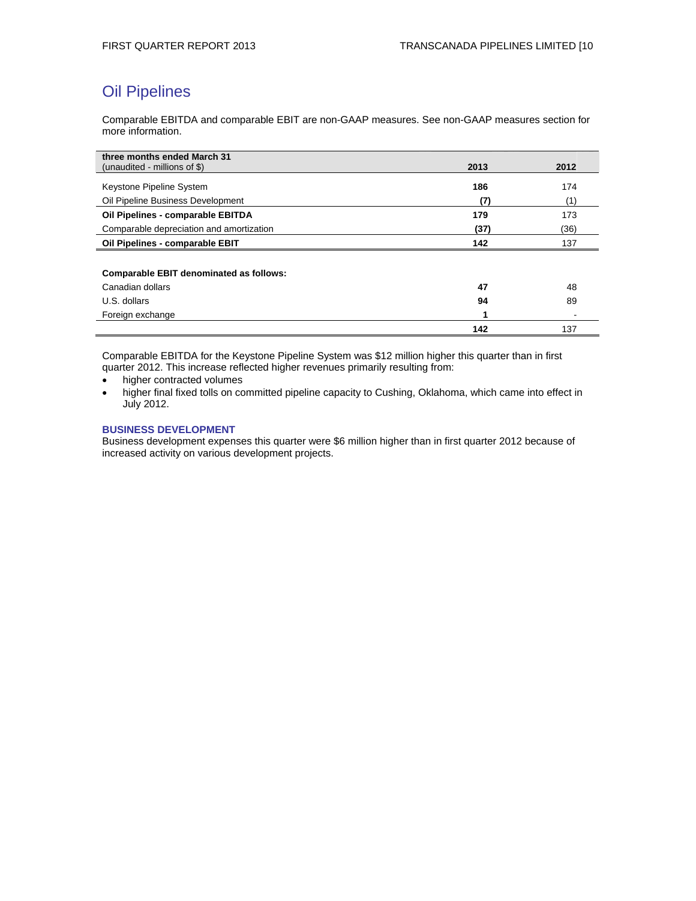# Oil Pipelines

Comparable EBITDA and comparable EBIT are non-GAAP measures. See non-GAAP measures section for more information.

| **three months ended March 31**<br>(unaudited - millions of $) | **2013** | **2012** |
|---|---|---|
| Keystone Pipeline System | **186** | 174 |
| Oil Pipeline Business Development | **(7)** | (1) |
| **Oil Pipelines - comparable EBITDA** | **179** | 173 |
| Comparable depreciation and amortization | **(37)** | (36) |
| **Oil Pipelines - comparable EBIT** | **142** | 137 |
| | | |
| **Comparable EBIT denominated as follows:** | | |
| Canadian dollars | **47** | 48 |
| U.S. dollars | **94** | 89 |
| Foreign exchange | **1** | - |
| | **142** | 137 |

Comparable EBITDA for the Keystone Pipeline System was $12 million higher this quarter than in first quarter 2012. This increase reflected higher revenues primarily resulting from:

- higher contracted volumes
- higher final fixed tolls on committed pipeline capacity to Cushing, Oklahoma, which came into effect in July 2012.

### BUSINESS DEVELOPMENT

Business development expenses this quarter were $6 million higher than in first quarter 2012 because of increased activity on various development projects.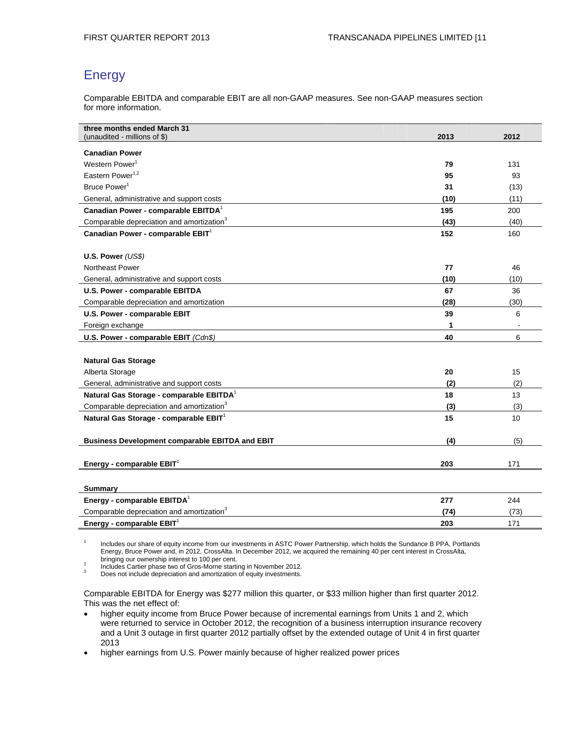## Energy

Comparable EBITDA and comparable EBIT are all non-GAAP measures. See non-GAAP measures section for more information.

| three months ended March 31 (unaudited - millions of $) | 2013 | 2012 |
|---|---|---|
| **Canadian Power** | | |
| Western Power[1] | **79** | 131 |
| Eastern Power[1,2] | **95** | 93 |
| Bruce Power[1] | **31** | (13) |
| General, administrative and support costs | **(10)** | (11) |
| **Canadian Power - comparable EBITDA**[1] | **195** | 200 |
| Comparable depreciation and amortization[3] | **(43)** | (40) |
| **Canadian Power - comparable EBIT**[1] | **152** | 160 |
| | | |
| **U.S. Power** *(US$)* | | |
| Northeast Power | **77** | 46 |
| General, administrative and support costs | **(10)** | (10) |
| **U.S. Power - comparable EBITDA** | **67** | 36 |
| Comparable depreciation and amortization | **(28)** | (30) |
| **U.S. Power - comparable EBIT** | **39** | 6 |
| Foreign exchange | **1** | - |
| **U.S. Power - comparable EBIT** *(Cdn$)* | **40** | 6 |
| | | |
| **Natural Gas Storage** | | |
| Alberta Storage | **20** | 15 |
| General, administrative and support costs | **(2)** | (2) |
| **Natural Gas Storage - comparable EBITDA**[1] | **18** | 13 |
| Comparable depreciation and amortization[3] | **(3)** | (3) |
| **Natural Gas Storage - comparable EBIT**[1] | **15** | 10 |
| | | |
| **Business Development comparable EBITDA and EBIT** | **(4)** | (5) |
| | | |
| **Energy - comparable EBIT**[1] | **203** | 171 |
| | | |
| **Summary** | | |
| **Energy - comparable EBITDA**[1] | **277** | 244 |
| Comparable depreciation and amortization[3] | **(74)** | (73) |
| **Energy - comparable EBIT**[1] | **203** | 171 |

1. Includes our share of equity income from our investments in ASTC Power Partnership, which holds the Sundance B PPA, Portlands Energy, Bruce Power and, in 2012, CrossAlta. In December 2012, we acquired the remaining 40 per cent interest in CrossAlta, bringing our ownership interest to 100 per cent.
2. Includes Cartier phase two of Gros-Morne starting in November 2012.
3. Does not include depreciation and amortization of equity investments.

Comparable EBITDA for Energy was $277 million this quarter, or $33 million higher than first quarter 2012. This was the net effect of:

- higher equity income from Bruce Power because of incremental earnings from Units 1 and 2, which were returned to service in October 2012, the recognition of a business interruption insurance recovery and a Unit 3 outage in first quarter 2012 partially offset by the extended outage of Unit 4 in first quarter 2013
- higher earnings from U.S. Power mainly because of higher realized power prices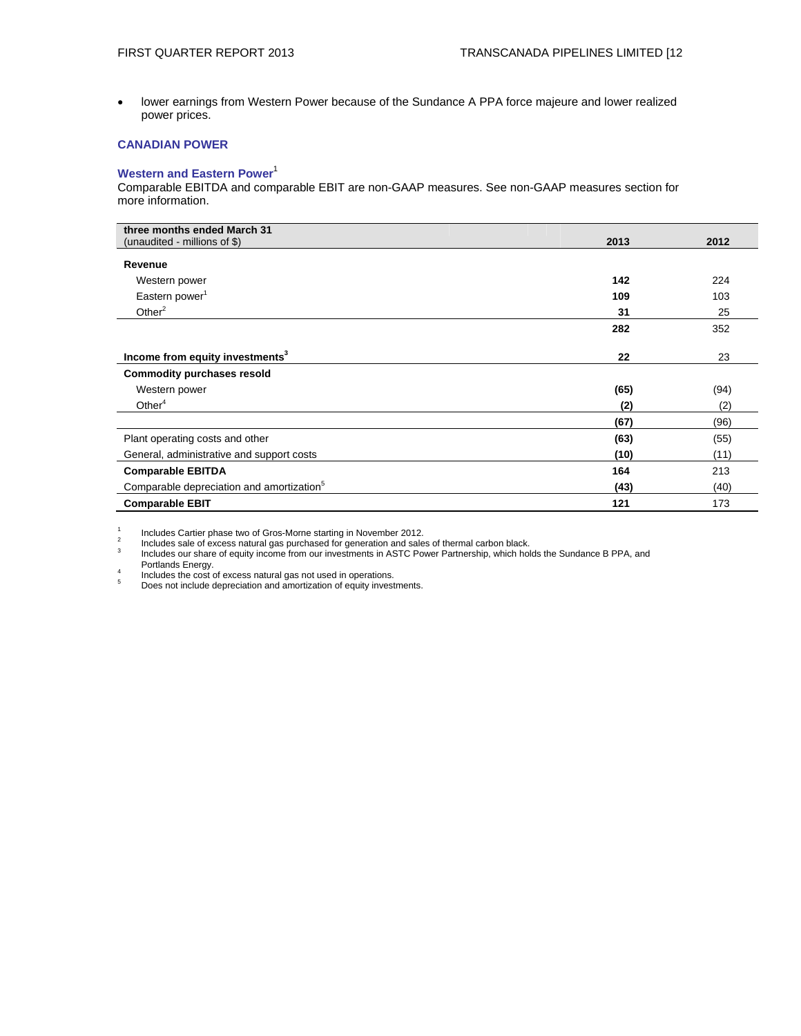- lower earnings from Western Power because of the Sundance A PPA force majeure and lower realized power prices.

## CANADIAN POWER

### Western and Eastern Power[1]

Comparable EBITDA and comparable EBIT are non-GAAP measures. See non-GAAP measures section for more information.

| three months ended March 31 (unaudited - millions of $) | 2013 | 2012 |
|---|---|---|
| **Revenue** | | |
| Western power | **142** | 224 |
| Eastern power[1] | **109** | 103 |
| Other[2] | **31** | 25 |
| | **282** | 352 |
| **Income from equity investments[3]** | **22** | 23 |
| **Commodity purchases resold** | | |
| Western power | **(65)** | (94) |
| Other[4] | **(2)** | (2) |
| | **(67)** | (96) |
| Plant operating costs and other | **(63)** | (55) |
| General, administrative and support costs | **(10)** | (11) |
| **Comparable EBITDA** | **164** | 213 |
| Comparable depreciation and amortization[5] | **(43)** | (40) |
| **Comparable EBIT** | **121** | 173 |

1. Includes Cartier phase two of Gros-Morne starting in November 2012.
2. Includes sale of excess natural gas purchased for generation and sales of thermal carbon black.
3. Includes our share of equity income from our investments in ASTC Power Partnership, which holds the Sundance B PPA, and Portlands Energy.
4. Includes the cost of excess natural gas not used in operations.
5. Does not include depreciation and amortization of equity investments.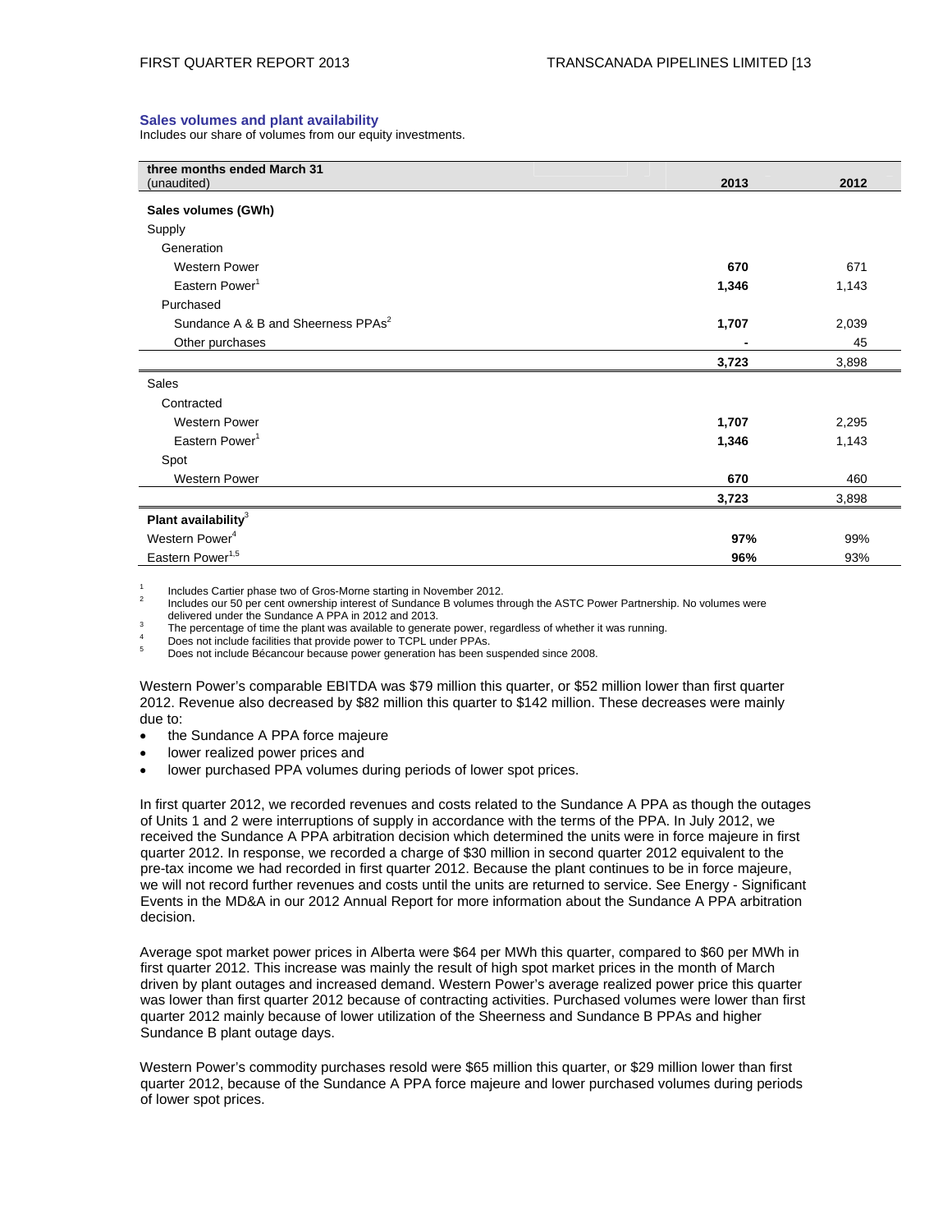### Sales volumes and plant availability

Includes our share of volumes from our equity investments.

| three months ended March 31<br>(unaudited) | 2013 | 2012 |
|---|---|---|
| **Sales volumes (GWh)** | | |
| Supply | | |
| Generation | | |
| Western Power | **670** | 671 |
| Eastern Power[1] | **1,346** | 1,143 |
| Purchased | | |
| Sundance A & B and Sheerness PPAs[2] | **1,707** | 2,039 |
| Other purchases | **-** | 45 |
| | **3,723** | 3,898 |
| Sales | | |
| Contracted | | |
| Western Power | **1,707** | 2,295 |
| Eastern Power[1] | **1,346** | 1,143 |
| Spot | | |
| Western Power | **670** | 460 |
| | **3,723** | 3,898 |
| **Plant availability[3]** | | |
| Western Power[4] | **97%** | 99% |
| Eastern Power[1,5] | **96%** | 93% |

1 Includes Cartier phase two of Gros-Morne starting in November 2012.
2 Includes our 50 per cent ownership interest of Sundance B volumes through the ASTC Power Partnership. No volumes were delivered under the Sundance A PPA in 2012 and 2013.
3 The percentage of time the plant was available to generate power, regardless of whether it was running.
4 Does not include facilities that provide power to TCPL under PPAs.
5 Does not include Bécancour because power generation has been suspended since 2008.

Western Power's comparable EBITDA was $79 million this quarter, or $52 million lower than first quarter 2012. Revenue also decreased by $82 million this quarter to $142 million. These decreases were mainly due to:

- the Sundance A PPA force majeure
- lower realized power prices and
- lower purchased PPA volumes during periods of lower spot prices.

In first quarter 2012, we recorded revenues and costs related to the Sundance A PPA as though the outages of Units 1 and 2 were interruptions of supply in accordance with the terms of the PPA. In July 2012, we received the Sundance A PPA arbitration decision which determined the units were in force majeure in first quarter 2012. In response, we recorded a charge of $30 million in second quarter 2012 equivalent to the pre-tax income we had recorded in first quarter 2012. Because the plant continues to be in force majeure, we will not record further revenues and costs until the units are returned to service. See Energy - Significant Events in the MD&A in our 2012 Annual Report for more information about the Sundance A PPA arbitration decision.

Average spot market power prices in Alberta were $64 per MWh this quarter, compared to $60 per MWh in first quarter 2012. This increase was mainly the result of high spot market prices in the month of March driven by plant outages and increased demand. Western Power's average realized power price this quarter was lower than first quarter 2012 because of contracting activities. Purchased volumes were lower than first quarter 2012 mainly because of lower utilization of the Sheerness and Sundance B PPAs and higher Sundance B plant outage days.

Western Power's commodity purchases resold were $65 million this quarter, or $29 million lower than first quarter 2012, because of the Sundance A PPA force majeure and lower purchased volumes during periods of lower spot prices.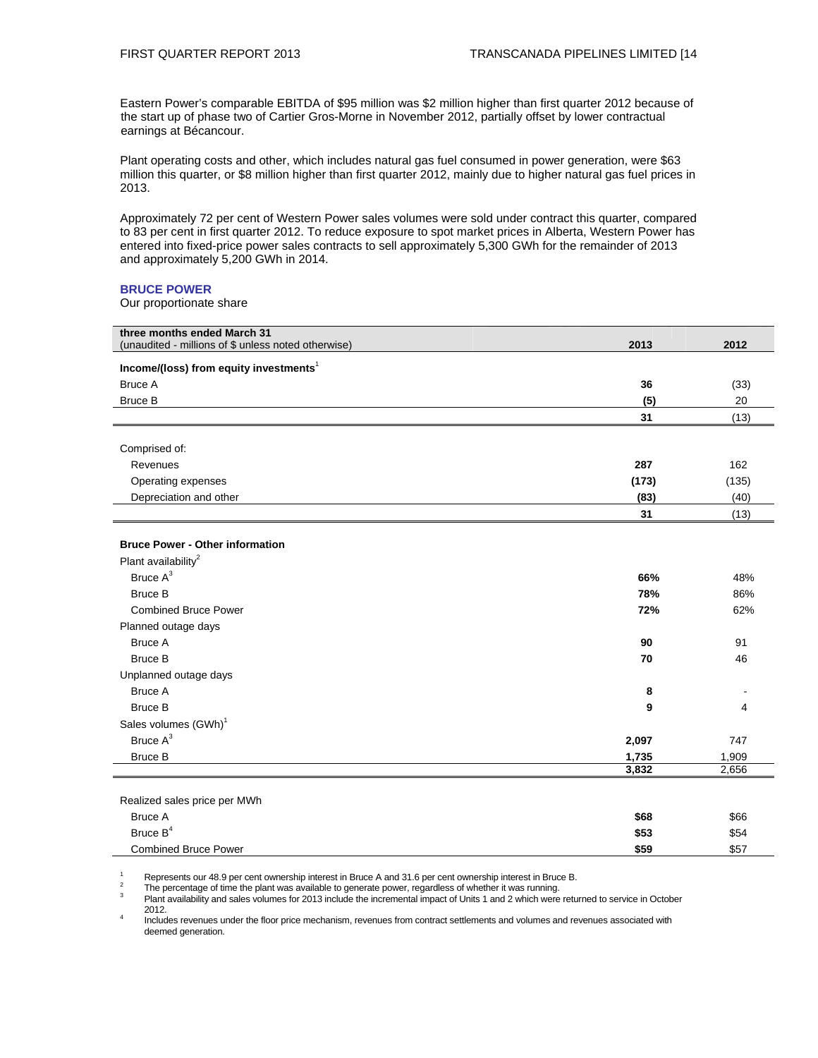Eastern Power's comparable EBITDA of $95 million was $2 million higher than first quarter 2012 because of the start up of phase two of Cartier Gros-Morne in November 2012, partially offset by lower contractual earnings at Bécancour.

Plant operating costs and other, which includes natural gas fuel consumed in power generation, were $63 million this quarter, or $8 million higher than first quarter 2012, mainly due to higher natural gas fuel prices in 2013.

Approximately 72 per cent of Western Power sales volumes were sold under contract this quarter, compared to 83 per cent in first quarter 2012. To reduce exposure to spot market prices in Alberta, Western Power has entered into fixed-price power sales contracts to sell approximately 5,300 GWh for the remainder of 2013 and approximately 5,200 GWh in 2014.

## BRUCE POWER

Our proportionate share

| three months ended March 31<br>(unaudited - millions of $ unless noted otherwise) | 2013 | 2012 |
|---|---|---|
| **Income/(loss) from equity investments**[1] | | |
| Bruce A | **36** | (33) |
| Bruce B | **(5)** | 20 |
| | **31** | (13) |
| Comprised of: | | |
| Revenues | **287** | 162 |
| Operating expenses | **(173)** | (135) |
| Depreciation and other | **(83)** | (40) |
| | **31** | (13) |
| **Bruce Power - Other information** | | |
| Plant availability[2] | | |
| Bruce A[3] | **66%** | 48% |
| Bruce B | **78%** | 86% |
| Combined Bruce Power | **72%** | 62% |
| Planned outage days | | |
| Bruce A | **90** | 91 |
| Bruce B | **70** | 46 |
| Unplanned outage days | | |
| Bruce A | **8** | - |
| Bruce B | **9** | 4 |
| Sales volumes (GWh)[1] | | |
| Bruce A[3] | **2,097** | 747 |
| Bruce B | **1,735** | 1,909 |
| | **3,832** | 2,656 |
| Realized sales price per MWh | | |
| Bruce A | **$68** | $66 |
| Bruce B[4] | **$53** | $54 |
| Combined Bruce Power | **$59** | $57 |

1 Represents our 48.9 per cent ownership interest in Bruce A and 31.6 per cent ownership interest in Bruce B.
2 The percentage of time the plant was available to generate power, regardless of whether it was running.
3 Plant availability and sales volumes for 2013 include the incremental impact of Units 1 and 2 which were returned to service in October 2012.
4 Includes revenues under the floor price mechanism, revenues from contract settlements and volumes and revenues associated with deemed generation.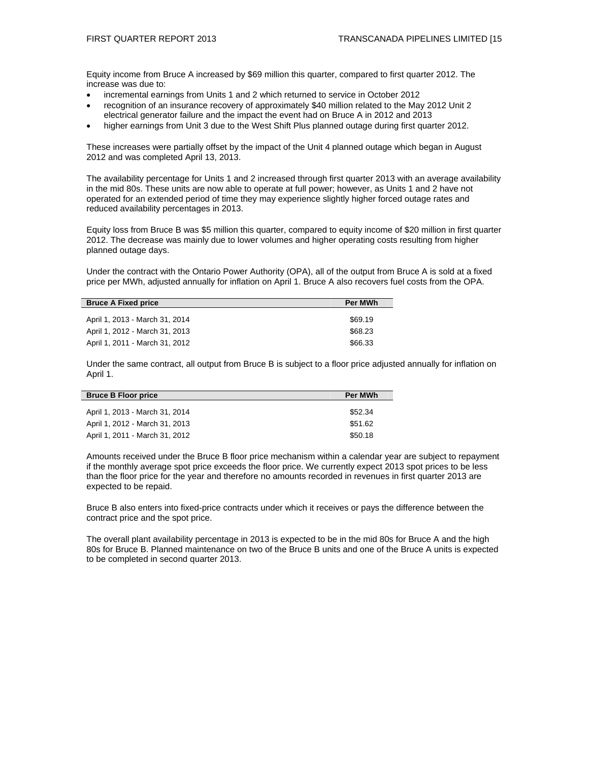Equity income from Bruce A increased by $69 million this quarter, compared to first quarter 2012. The increase was due to:

- incremental earnings from Units 1 and 2 which returned to service in October 2012
- recognition of an insurance recovery of approximately $40 million related to the May 2012 Unit 2 electrical generator failure and the impact the event had on Bruce A in 2012 and 2013
- higher earnings from Unit 3 due to the West Shift Plus planned outage during first quarter 2012.

These increases were partially offset by the impact of the Unit 4 planned outage which began in August 2012 and was completed April 13, 2013.

The availability percentage for Units 1 and 2 increased through first quarter 2013 with an average availability in the mid 80s. These units are now able to operate at full power; however, as Units 1 and 2 have not operated for an extended period of time they may experience slightly higher forced outage rates and reduced availability percentages in 2013.

Equity loss from Bruce B was $5 million this quarter, compared to equity income of $20 million in first quarter 2012. The decrease was mainly due to lower volumes and higher operating costs resulting from higher planned outage days.

Under the contract with the Ontario Power Authority (OPA), all of the output from Bruce A is sold at a fixed price per MWh, adjusted annually for inflation on April 1. Bruce A also recovers fuel costs from the OPA.

| Bruce A Fixed price | Per MWh |
|---|---|
| April 1, 2013 - March 31, 2014 | $69.19 |
| April 1, 2012 - March 31, 2013 | $68.23 |
| April 1, 2011 - March 31, 2012 | $66.33 |

Under the same contract, all output from Bruce B is subject to a floor price adjusted annually for inflation on April 1.

| Bruce B Floor price | Per MWh |
|---|---|
| April 1, 2013 - March 31, 2014 | $52.34 |
| April 1, 2012 - March 31, 2013 | $51.62 |
| April 1, 2011 - March 31, 2012 | $50.18 |

Amounts received under the Bruce B floor price mechanism within a calendar year are subject to repayment if the monthly average spot price exceeds the floor price. We currently expect 2013 spot prices to be less than the floor price for the year and therefore no amounts recorded in revenues in first quarter 2013 are expected to be repaid.

Bruce B also enters into fixed-price contracts under which it receives or pays the difference between the contract price and the spot price.

The overall plant availability percentage in 2013 is expected to be in the mid 80s for Bruce A and the high 80s for Bruce B. Planned maintenance on two of the Bruce B units and one of the Bruce A units is expected to be completed in second quarter 2013.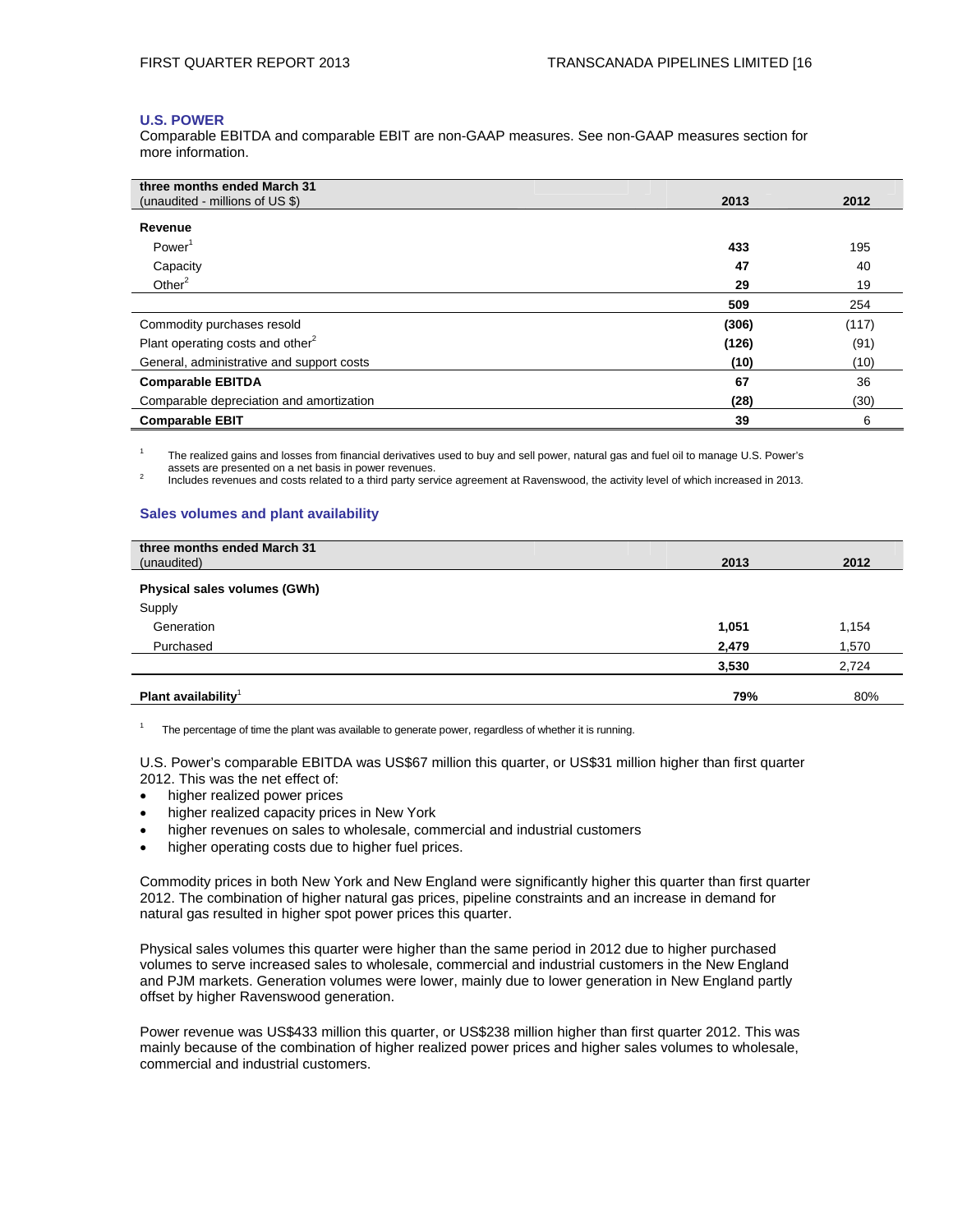## U.S. POWER

Comparable EBITDA and comparable EBIT are non-GAAP measures. See non-GAAP measures section for more information.

| three months ended March 31<br>(unaudited - millions of US $) | 2013 | 2012 |
|---|---|---|
| **Revenue** | | |
| Power[1] | **433** | 195 |
| Capacity | **47** | 40 |
| Other[2] | **29** | 19 |
| | **509** | 254 |
| Commodity purchases resold | **(306)** | (117) |
| Plant operating costs and other[2] | **(126)** | (91) |
| General, administrative and support costs | **(10)** | (10) |
| **Comparable EBITDA** | **67** | 36 |
| Comparable depreciation and amortization | **(28)** | (30) |
| **Comparable EBIT** | **39** | 6 |

1 The realized gains and losses from financial derivatives used to buy and sell power, natural gas and fuel oil to manage U.S. Power's assets are presented on a net basis in power revenues.

2 Includes revenues and costs related to a third party service agreement at Ravenswood, the activity level of which increased in 2013.

### Sales volumes and plant availability

| three months ended March 31<br>(unaudited) | 2013 | 2012 |
|---|---|---|
| **Physical sales volumes (GWh)** | | |
| Supply | | |
| Generation | **1,051** | 1,154 |
| Purchased | **2,479** | 1,570 |
| | **3,530** | 2,724 |
| **Plant availability**[1] | **79%** | 80% |

1 The percentage of time the plant was available to generate power, regardless of whether it is running.

U.S. Power's comparable EBITDA was US$67 million this quarter, or US$31 million higher than first quarter 2012. This was the net effect of:

- higher realized power prices
- higher realized capacity prices in New York
- higher revenues on sales to wholesale, commercial and industrial customers
- higher operating costs due to higher fuel prices.

Commodity prices in both New York and New England were significantly higher this quarter than first quarter 2012. The combination of higher natural gas prices, pipeline constraints and an increase in demand for natural gas resulted in higher spot power prices this quarter.

Physical sales volumes this quarter were higher than the same period in 2012 due to higher purchased volumes to serve increased sales to wholesale, commercial and industrial customers in the New England and PJM markets. Generation volumes were lower, mainly due to lower generation in New England partly offset by higher Ravenswood generation.

Power revenue was US$433 million this quarter, or US$238 million higher than first quarter 2012. This was mainly because of the combination of higher realized power prices and higher sales volumes to wholesale, commercial and industrial customers.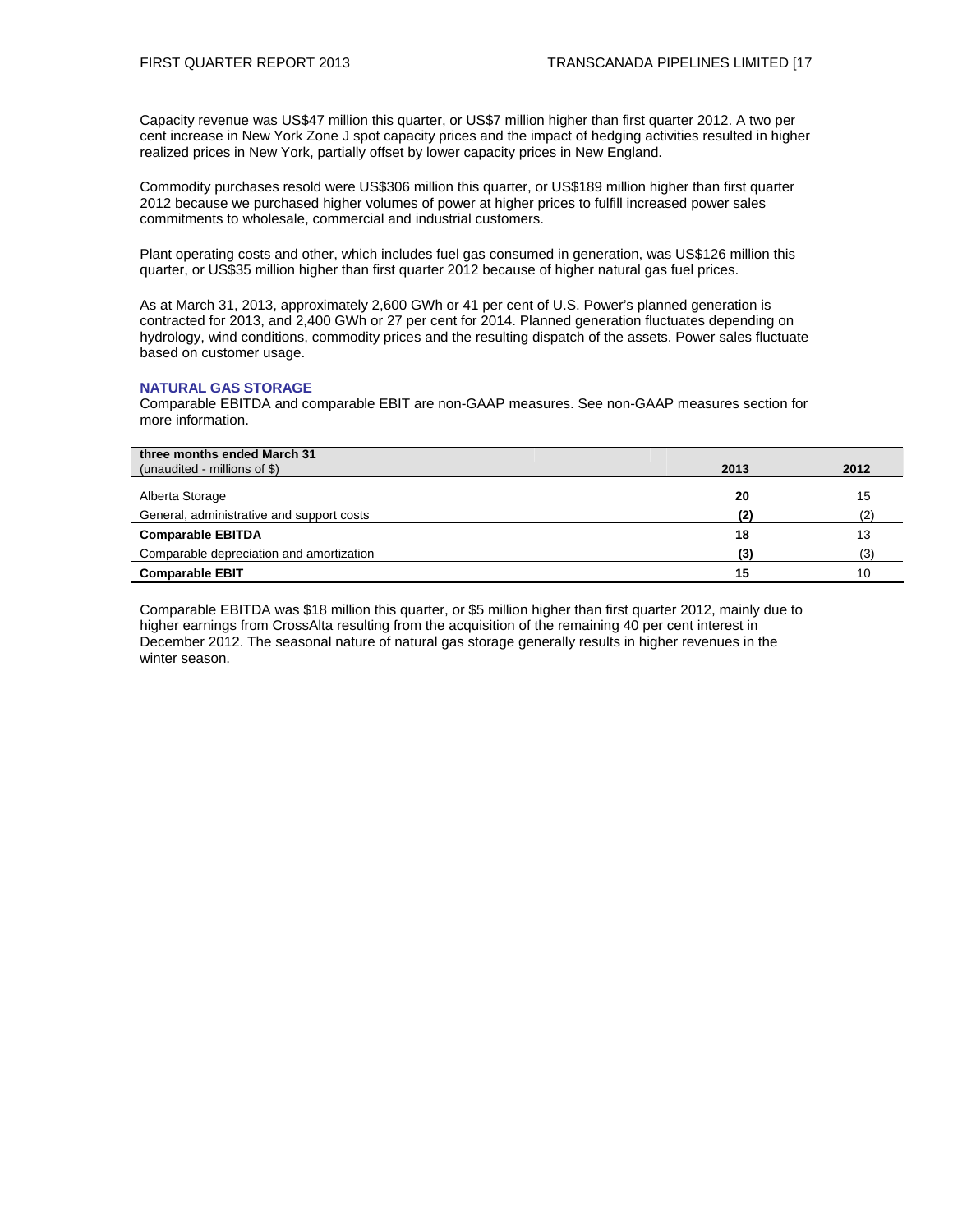Capacity revenue was US$47 million this quarter, or US$7 million higher than first quarter 2012. A two per cent increase in New York Zone J spot capacity prices and the impact of hedging activities resulted in higher realized prices in New York, partially offset by lower capacity prices in New England.

Commodity purchases resold were US$306 million this quarter, or US$189 million higher than first quarter 2012 because we purchased higher volumes of power at higher prices to fulfill increased power sales commitments to wholesale, commercial and industrial customers.

Plant operating costs and other, which includes fuel gas consumed in generation, was US$126 million this quarter, or US$35 million higher than first quarter 2012 because of higher natural gas fuel prices.

As at March 31, 2013, approximately 2,600 GWh or 41 per cent of U.S. Power's planned generation is contracted for 2013, and 2,400 GWh or 27 per cent for 2014. Planned generation fluctuates depending on hydrology, wind conditions, commodity prices and the resulting dispatch of the assets. Power sales fluctuate based on customer usage.

## NATURAL GAS STORAGE

Comparable EBITDA and comparable EBIT are non-GAAP measures. See non-GAAP measures section for more information.

| **three months ended March 31**<br>(unaudited - millions of $) | **2013** | **2012** |
|---|---|---|
| Alberta Storage | **20** | 15 |
| General, administrative and support costs | **(2)** | (2) |
| **Comparable EBITDA** | **18** | 13 |
| Comparable depreciation and amortization | **(3)** | (3) |
| **Comparable EBIT** | **15** | 10 |

Comparable EBITDA was $18 million this quarter, or $5 million higher than first quarter 2012, mainly due to higher earnings from CrossAlta resulting from the acquisition of the remaining 40 per cent interest in December 2012. The seasonal nature of natural gas storage generally results in higher revenues in the winter season.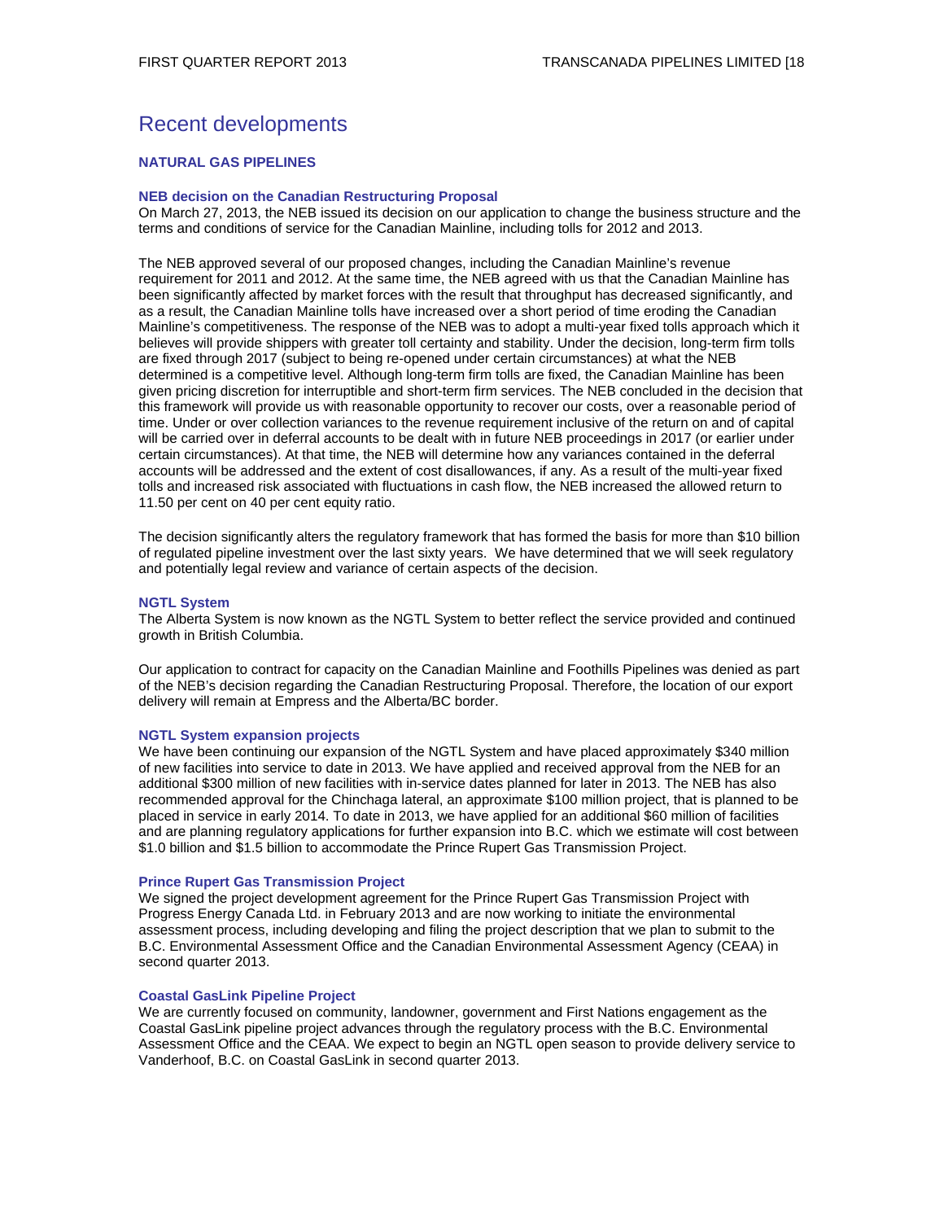# Recent developments

## NATURAL GAS PIPELINES

### NEB decision on the Canadian Restructuring Proposal

On March 27, 2013, the NEB issued its decision on our application to change the business structure and the terms and conditions of service for the Canadian Mainline, including tolls for 2012 and 2013.

The NEB approved several of our proposed changes, including the Canadian Mainline's revenue requirement for 2011 and 2012. At the same time, the NEB agreed with us that the Canadian Mainline has been significantly affected by market forces with the result that throughput has decreased significantly, and as a result, the Canadian Mainline tolls have increased over a short period of time eroding the Canadian Mainline's competitiveness. The response of the NEB was to adopt a multi-year fixed tolls approach which it believes will provide shippers with greater toll certainty and stability. Under the decision, long-term firm tolls are fixed through 2017 (subject to being re-opened under certain circumstances) at what the NEB determined is a competitive level. Although long-term firm tolls are fixed, the Canadian Mainline has been given pricing discretion for interruptible and short-term firm services. The NEB concluded in the decision that this framework will provide us with reasonable opportunity to recover our costs, over a reasonable period of time. Under or over collection variances to the revenue requirement inclusive of the return on and of capital will be carried over in deferral accounts to be dealt with in future NEB proceedings in 2017 (or earlier under certain circumstances). At that time, the NEB will determine how any variances contained in the deferral accounts will be addressed and the extent of cost disallowances, if any. As a result of the multi-year fixed tolls and increased risk associated with fluctuations in cash flow, the NEB increased the allowed return to 11.50 per cent on 40 per cent equity ratio.

The decision significantly alters the regulatory framework that has formed the basis for more than $10 billion of regulated pipeline investment over the last sixty years. We have determined that we will seek regulatory and potentially legal review and variance of certain aspects of the decision.

### NGTL System

The Alberta System is now known as the NGTL System to better reflect the service provided and continued growth in British Columbia.

Our application to contract for capacity on the Canadian Mainline and Foothills Pipelines was denied as part of the NEB's decision regarding the Canadian Restructuring Proposal. Therefore, the location of our export delivery will remain at Empress and the Alberta/BC border.

### NGTL System expansion projects

We have been continuing our expansion of the NGTL System and have placed approximately $340 million of new facilities into service to date in 2013. We have applied and received approval from the NEB for an additional $300 million of new facilities with in-service dates planned for later in 2013. The NEB has also recommended approval for the Chinchaga lateral, an approximate $100 million project, that is planned to be placed in service in early 2014. To date in 2013, we have applied for an additional $60 million of facilities and are planning regulatory applications for further expansion into B.C. which we estimate will cost between $1.0 billion and $1.5 billion to accommodate the Prince Rupert Gas Transmission Project.

### Prince Rupert Gas Transmission Project

We signed the project development agreement for the Prince Rupert Gas Transmission Project with Progress Energy Canada Ltd. in February 2013 and are now working to initiate the environmental assessment process, including developing and filing the project description that we plan to submit to the B.C. Environmental Assessment Office and the Canadian Environmental Assessment Agency (CEAA) in second quarter 2013.

### Coastal GasLink Pipeline Project

We are currently focused on community, landowner, government and First Nations engagement as the Coastal GasLink pipeline project advances through the regulatory process with the B.C. Environmental Assessment Office and the CEAA. We expect to begin an NGTL open season to provide delivery service to Vanderhoof, B.C. on Coastal GasLink in second quarter 2013.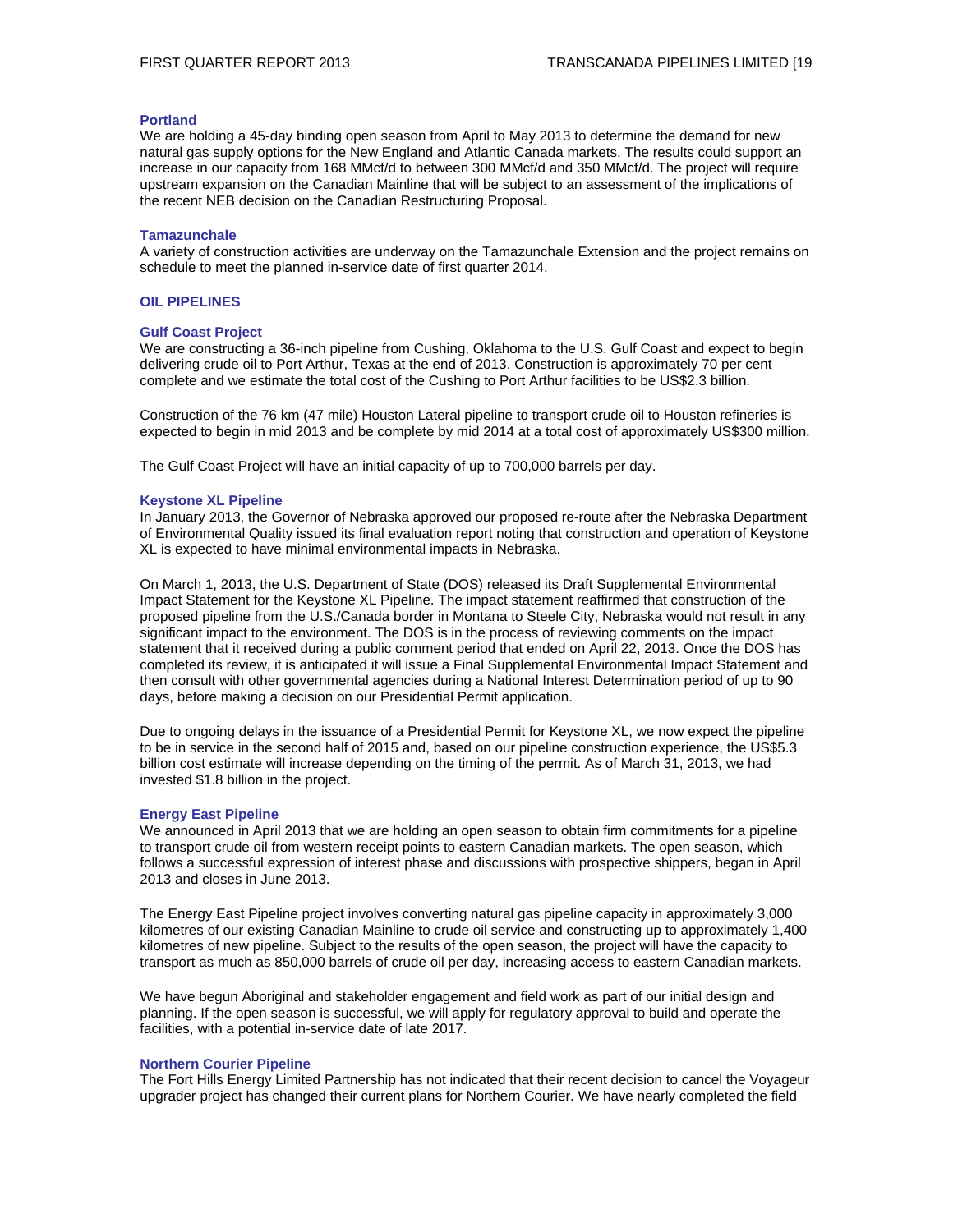### Portland

We are holding a 45-day binding open season from April to May 2013 to determine the demand for new natural gas supply options for the New England and Atlantic Canada markets. The results could support an increase in our capacity from 168 MMcf/d to between 300 MMcf/d and 350 MMcf/d. The project will require upstream expansion on the Canadian Mainline that will be subject to an assessment of the implications of the recent NEB decision on the Canadian Restructuring Proposal.

### Tamazunchale

A variety of construction activities are underway on the Tamazunchale Extension and the project remains on schedule to meet the planned in-service date of first quarter 2014.

## OIL PIPELINES

### Gulf Coast Project

We are constructing a 36-inch pipeline from Cushing, Oklahoma to the U.S. Gulf Coast and expect to begin delivering crude oil to Port Arthur, Texas at the end of 2013. Construction is approximately 70 per cent complete and we estimate the total cost of the Cushing to Port Arthur facilities to be US$2.3 billion.

Construction of the 76 km (47 mile) Houston Lateral pipeline to transport crude oil to Houston refineries is expected to begin in mid 2013 and be complete by mid 2014 at a total cost of approximately US$300 million.

The Gulf Coast Project will have an initial capacity of up to 700,000 barrels per day.

### Keystone XL Pipeline

In January 2013, the Governor of Nebraska approved our proposed re-route after the Nebraska Department of Environmental Quality issued its final evaluation report noting that construction and operation of Keystone XL is expected to have minimal environmental impacts in Nebraska.

On March 1, 2013, the U.S. Department of State (DOS) released its Draft Supplemental Environmental Impact Statement for the Keystone XL Pipeline. The impact statement reaffirmed that construction of the proposed pipeline from the U.S./Canada border in Montana to Steele City, Nebraska would not result in any significant impact to the environment. The DOS is in the process of reviewing comments on the impact statement that it received during a public comment period that ended on April 22, 2013. Once the DOS has completed its review, it is anticipated it will issue a Final Supplemental Environmental Impact Statement and then consult with other governmental agencies during a National Interest Determination period of up to 90 days, before making a decision on our Presidential Permit application.

Due to ongoing delays in the issuance of a Presidential Permit for Keystone XL, we now expect the pipeline to be in service in the second half of 2015 and, based on our pipeline construction experience, the US$5.3 billion cost estimate will increase depending on the timing of the permit. As of March 31, 2013, we had invested $1.8 billion in the project.

### Energy East Pipeline

We announced in April 2013 that we are holding an open season to obtain firm commitments for a pipeline to transport crude oil from western receipt points to eastern Canadian markets. The open season, which follows a successful expression of interest phase and discussions with prospective shippers, began in April 2013 and closes in June 2013.

The Energy East Pipeline project involves converting natural gas pipeline capacity in approximately 3,000 kilometres of our existing Canadian Mainline to crude oil service and constructing up to approximately 1,400 kilometres of new pipeline. Subject to the results of the open season, the project will have the capacity to transport as much as 850,000 barrels of crude oil per day, increasing access to eastern Canadian markets.

We have begun Aboriginal and stakeholder engagement and field work as part of our initial design and planning. If the open season is successful, we will apply for regulatory approval to build and operate the facilities, with a potential in-service date of late 2017.

### Northern Courier Pipeline

The Fort Hills Energy Limited Partnership has not indicated that their recent decision to cancel the Voyageur upgrader project has changed their current plans for Northern Courier. We have nearly completed the field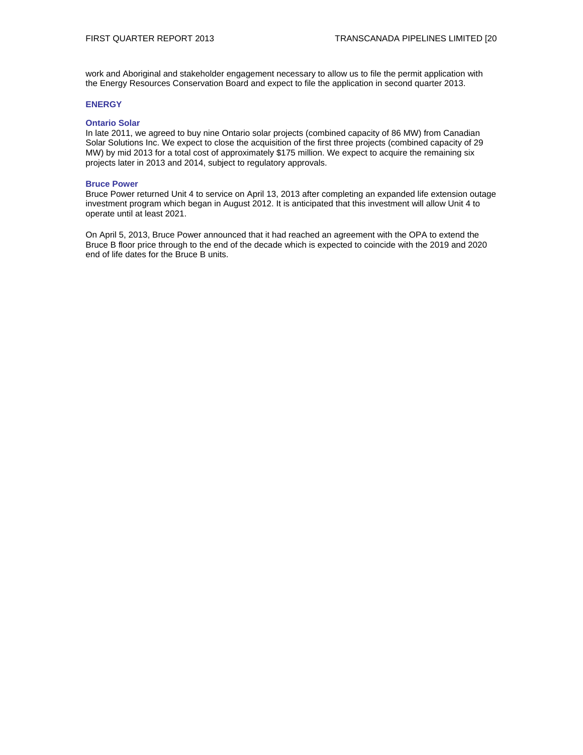work and Aboriginal and stakeholder engagement necessary to allow us to file the permit application with the Energy Resources Conservation Board and expect to file the application in second quarter 2013.

## ENERGY

### Ontario Solar

In late 2011, we agreed to buy nine Ontario solar projects (combined capacity of 86 MW) from Canadian Solar Solutions Inc. We expect to close the acquisition of the first three projects (combined capacity of 29 MW) by mid 2013 for a total cost of approximately $175 million. We expect to acquire the remaining six projects later in 2013 and 2014, subject to regulatory approvals.

### Bruce Power

Bruce Power returned Unit 4 to service on April 13, 2013 after completing an expanded life extension outage investment program which began in August 2012. It is anticipated that this investment will allow Unit 4 to operate until at least 2021.

On April 5, 2013, Bruce Power announced that it had reached an agreement with the OPA to extend the Bruce B floor price through to the end of the decade which is expected to coincide with the 2019 and 2020 end of life dates for the Bruce B units.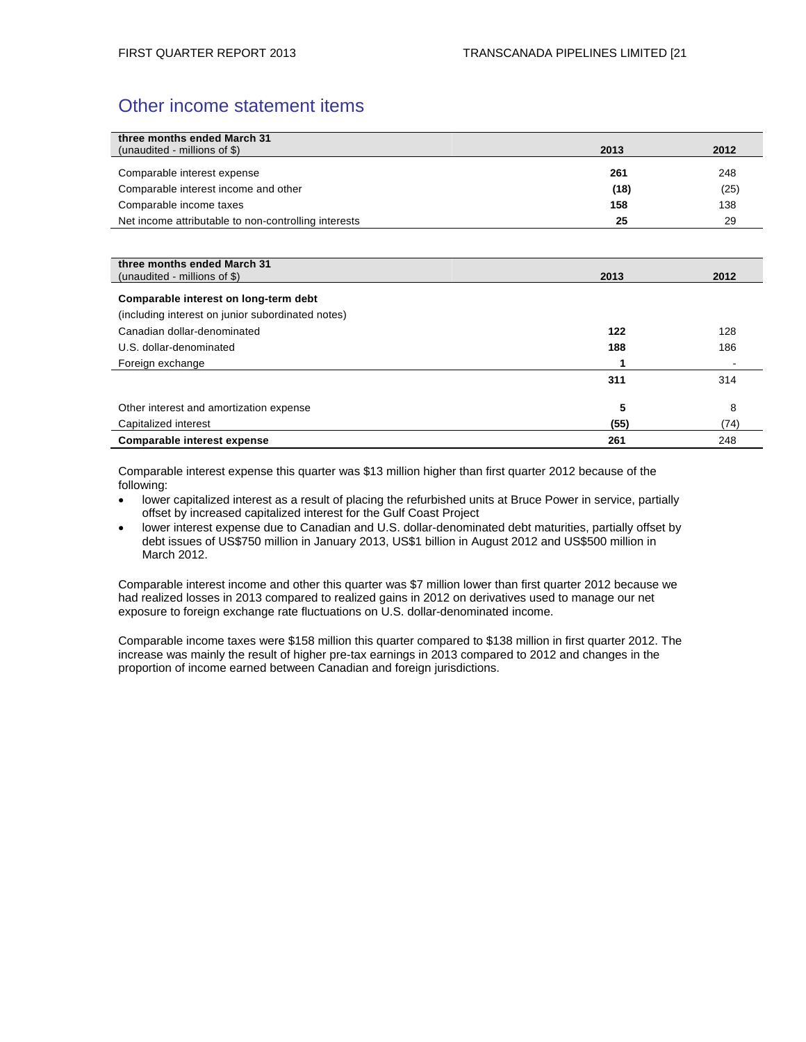## Other income statement items

| three months ended March 31<br>(unaudited - millions of $) | 2013 | 2012 |
|---|---|---|
| Comparable interest expense | **261** | 248 |
| Comparable interest income and other | **(18)** | (25) |
| Comparable income taxes | **158** | 138 |
| Net income attributable to non-controlling interests | **25** | 29 |

| three months ended March 31<br>(unaudited - millions of $) | 2013 | 2012 |
|---|---|---|
| **Comparable interest on long-term debt** | | |
| (including interest on junior subordinated notes) | | |
| Canadian dollar-denominated | **122** | 128 |
| U.S. dollar-denominated | **188** | 186 |
| Foreign exchange | **1** | - |
| | **311** | 314 |
| Other interest and amortization expense | **5** | 8 |
| Capitalized interest | **(55)** | (74) |
| **Comparable interest expense** | **261** | 248 |

Comparable interest expense this quarter was $13 million higher than first quarter 2012 because of the following:

- lower capitalized interest as a result of placing the refurbished units at Bruce Power in service, partially offset by increased capitalized interest for the Gulf Coast Project
- lower interest expense due to Canadian and U.S. dollar-denominated debt maturities, partially offset by debt issues of US$750 million in January 2013, US$1 billion in August 2012 and US$500 million in March 2012.

Comparable interest income and other this quarter was $7 million lower than first quarter 2012 because we had realized losses in 2013 compared to realized gains in 2012 on derivatives used to manage our net exposure to foreign exchange rate fluctuations on U.S. dollar-denominated income.

Comparable income taxes were $158 million this quarter compared to $138 million in first quarter 2012. The increase was mainly the result of higher pre-tax earnings in 2013 compared to 2012 and changes in the proportion of income earned between Canadian and foreign jurisdictions.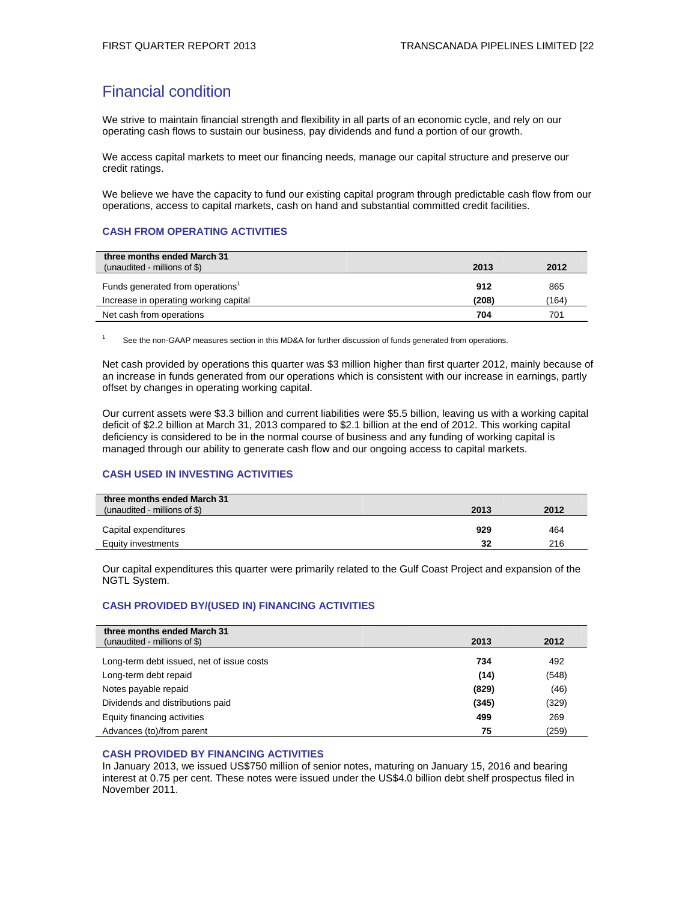## Financial condition

We strive to maintain financial strength and flexibility in all parts of an economic cycle, and rely on our operating cash flows to sustain our business, pay dividends and fund a portion of our growth.

We access capital markets to meet our financing needs, manage our capital structure and preserve our credit ratings.

We believe we have the capacity to fund our existing capital program through predictable cash flow from our operations, access to capital markets, cash on hand and substantial committed credit facilities.

### CASH FROM OPERATING ACTIVITIES

| three months ended March 31<br>(unaudited - millions of $) | 2013 | 2012 |
|---|---|---|
| Funds generated from operations[1] | **912** | 865 |
| Increase in operating working capital | **(208)** | (164) |
| Net cash from operations | **704** | 701 |

[1] See the non-GAAP measures section in this MD&A for further discussion of funds generated from operations.

Net cash provided by operations this quarter was $3 million higher than first quarter 2012, mainly because of an increase in funds generated from our operations which is consistent with our increase in earnings, partly offset by changes in operating working capital.

Our current assets were $3.3 billion and current liabilities were $5.5 billion, leaving us with a working capital deficit of $2.2 billion at March 31, 2013 compared to $2.1 billion at the end of 2012. This working capital deficiency is considered to be in the normal course of business and any funding of working capital is managed through our ability to generate cash flow and our ongoing access to capital markets.

### CASH USED IN INVESTING ACTIVITIES

| three months ended March 31<br>(unaudited - millions of $) | 2013 | 2012 |
|---|---|---|
| Capital expenditures | **929** | 464 |
| Equity investments | **32** | 216 |

Our capital expenditures this quarter were primarily related to the Gulf Coast Project and expansion of the NGTL System.

### CASH PROVIDED BY/(USED IN) FINANCING ACTIVITIES

| three months ended March 31<br>(unaudited - millions of $) | 2013 | 2012 |
|---|---|---|
| Long-term debt issued, net of issue costs | **734** | 492 |
| Long-term debt repaid | **(14)** | (548) |
| Notes payable repaid | **(829)** | (46) |
| Dividends and distributions paid | **(345)** | (329) |
| Equity financing activities | **499** | 269 |
| Advances (to)/from parent | **75** | (259) |

### CASH PROVIDED BY FINANCING ACTIVITIES

In January 2013, we issued US$750 million of senior notes, maturing on January 15, 2016 and bearing interest at 0.75 per cent. These notes were issued under the US$4.0 billion debt shelf prospectus filed in November 2011.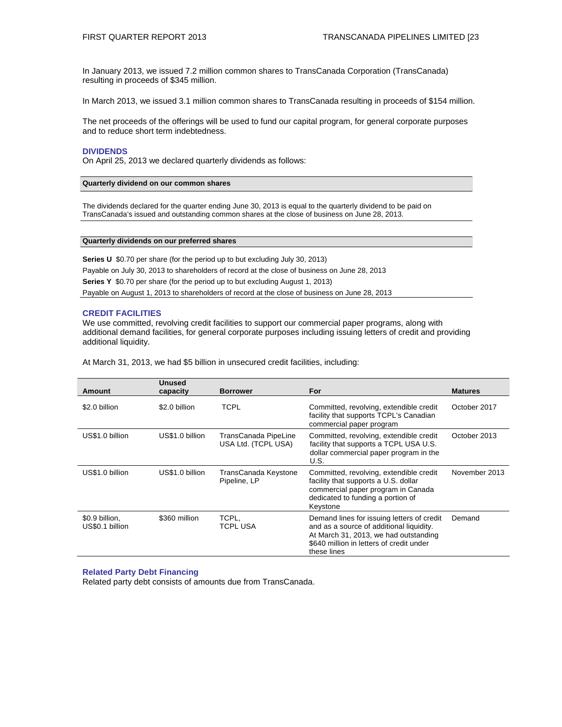In January 2013, we issued 7.2 million common shares to TransCanada Corporation (TransCanada) resulting in proceeds of $345 million.

In March 2013, we issued 3.1 million common shares to TransCanada resulting in proceeds of $154 million.

The net proceeds of the offerings will be used to fund our capital program, for general corporate purposes and to reduce short term indebtedness.

## DIVIDENDS

On April 25, 2013 we declared quarterly dividends as follows:

| Quarterly dividend on our common shares |
|---|
| The dividends declared for the quarter ending June 30, 2013 is equal to the quarterly dividend to be paid on TransCanada's issued and outstanding common shares at the close of business on June 28, 2013. |

| Quarterly dividends on our preferred shares |
|---|
| **Series U** $0.70 per share (for the period up to but excluding July 30, 2013) |
| Payable on July 30, 2013 to shareholders of record at the close of business on June 28, 2013 |
| **Series Y** $0.70 per share (for the period up to but excluding August 1, 2013) |
| Payable on August 1, 2013 to shareholders of record at the close of business on June 28, 2013 |

## CREDIT FACILITIES

We use committed, revolving credit facilities to support our commercial paper programs, along with additional demand facilities, for general corporate purposes including issuing letters of credit and providing additional liquidity.

At March 31, 2013, we had $5 billion in unsecured credit facilities, including:

| Amount | Unused capacity | Borrower | For | Matures |
|---|---|---|---|---|
| $2.0 billion | $2.0 billion | TCPL | Committed, revolving, extendible credit facility that supports TCPL's Canadian commercial paper program | October 2017 |
| US$1.0 billion | US$1.0 billion | TransCanada PipeLine USA Ltd. (TCPL USA) | Committed, revolving, extendible credit facility that supports a TCPL USA U.S. dollar commercial paper program in the U.S. | October 2013 |
| US$1.0 billion | US$1.0 billion | TransCanada Keystone Pipeline, LP | Committed, revolving, extendible credit facility that supports a U.S. dollar commercial paper program in Canada dedicated to funding a portion of Keystone | November 2013 |
| $0.9 billion, US$0.1 billion | $360 million | TCPL, TCPL USA | Demand lines for issuing letters of credit and as a source of additional liquidity. At March 31, 2013, we had outstanding $640 million in letters of credit under these lines | Demand |

### Related Party Debt Financing

Related party debt consists of amounts due from TransCanada.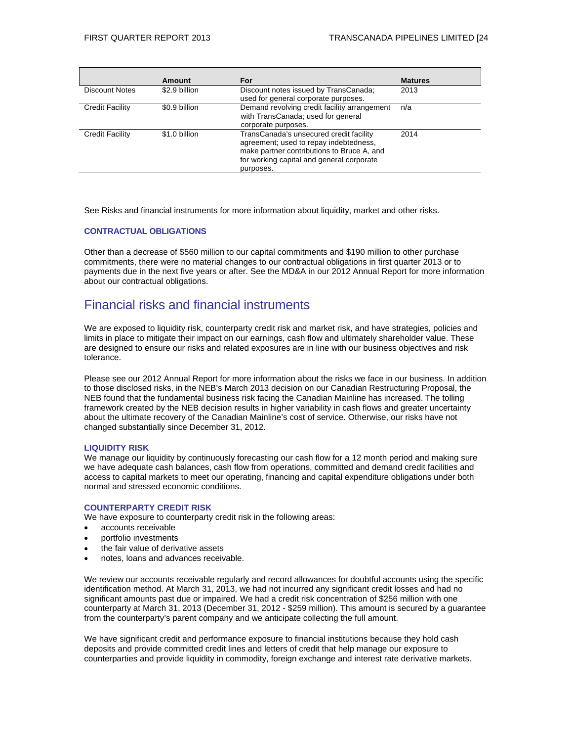| | Amount | For | Matures |
|---|---|---|---|
| Discount Notes | $2.9 billion | Discount notes issued by TransCanada; used for general corporate purposes. | 2013 |
| Credit Facility | $0.9 billion | Demand revolving credit facility arrangement with TransCanada; used for general corporate purposes. | n/a |
| Credit Facility | $1.0 billion | TransCanada's unsecured credit facility agreement; used to repay indebtedness, make partner contributions to Bruce A, and for working capital and general corporate purposes. | 2014 |

See Risks and financial instruments for more information about liquidity, market and other risks.

### CONTRACTUAL OBLIGATIONS

Other than a decrease of $560 million to our capital commitments and $190 million to other purchase commitments, there were no material changes to our contractual obligations in first quarter 2013 or to payments due in the next five years or after. See the MD&A in our 2012 Annual Report for more information about our contractual obligations.

## Financial risks and financial instruments

We are exposed to liquidity risk, counterparty credit risk and market risk, and have strategies, policies and limits in place to mitigate their impact on our earnings, cash flow and ultimately shareholder value. These are designed to ensure our risks and related exposures are in line with our business objectives and risk tolerance.

Please see our 2012 Annual Report for more information about the risks we face in our business. In addition to those disclosed risks, in the NEB's March 2013 decision on our Canadian Restructuring Proposal, the NEB found that the fundamental business risk facing the Canadian Mainline has increased. The tolling framework created by the NEB decision results in higher variability in cash flows and greater uncertainty about the ultimate recovery of the Canadian Mainline's cost of service. Otherwise, our risks have not changed substantially since December 31, 2012.

### LIQUIDITY RISK

We manage our liquidity by continuously forecasting our cash flow for a 12 month period and making sure we have adequate cash balances, cash flow from operations, committed and demand credit facilities and access to capital markets to meet our operating, financing and capital expenditure obligations under both normal and stressed economic conditions.

### COUNTERPARTY CREDIT RISK

We have exposure to counterparty credit risk in the following areas:

- accounts receivable
- portfolio investments
- the fair value of derivative assets
- notes, loans and advances receivable.

We review our accounts receivable regularly and record allowances for doubtful accounts using the specific identification method. At March 31, 2013, we had not incurred any significant credit losses and had no significant amounts past due or impaired. We had a credit risk concentration of $256 million with one counterparty at March 31, 2013 (December 31, 2012 - $259 million). This amount is secured by a guarantee from the counterparty's parent company and we anticipate collecting the full amount.

We have significant credit and performance exposure to financial institutions because they hold cash deposits and provide committed credit lines and letters of credit that help manage our exposure to counterparties and provide liquidity in commodity, foreign exchange and interest rate derivative markets.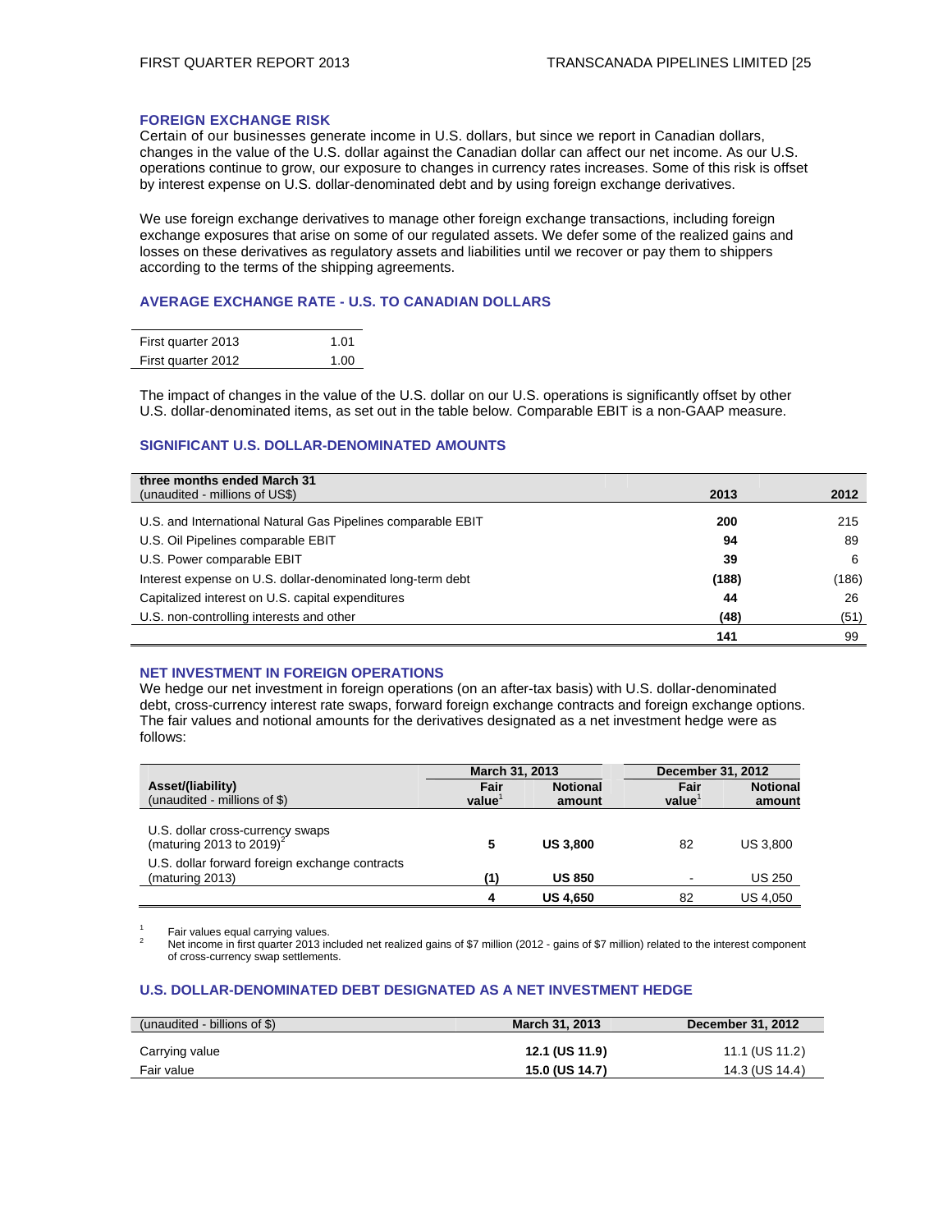## FOREIGN EXCHANGE RISK

Certain of our businesses generate income in U.S. dollars, but since we report in Canadian dollars, changes in the value of the U.S. dollar against the Canadian dollar can affect our net income. As our U.S. operations continue to grow, our exposure to changes in currency rates increases. Some of this risk is offset by interest expense on U.S. dollar-denominated debt and by using foreign exchange derivatives.

We use foreign exchange derivatives to manage other foreign exchange transactions, including foreign exchange exposures that arise on some of our regulated assets. We defer some of the realized gains and losses on these derivatives as regulatory assets and liabilities until we recover or pay them to shippers according to the terms of the shipping agreements.

## AVERAGE EXCHANGE RATE - U.S. TO CANADIAN DOLLARS

| | |
|---|---|
| First quarter 2013 | 1.01 |
| First quarter 2012 | 1.00 |

The impact of changes in the value of the U.S. dollar on our U.S. operations is significantly offset by other U.S. dollar-denominated items, as set out in the table below. Comparable EBIT is a non-GAAP measure.

## SIGNIFICANT U.S. DOLLAR-DENOMINATED AMOUNTS

| **three months ended March 31**<br>(unaudited - millions of US$) | **2013** | **2012** |
|---|---|---|
| U.S. and International Natural Gas Pipelines comparable EBIT | **200** | 215 |
| U.S. Oil Pipelines comparable EBIT | **94** | 89 |
| U.S. Power comparable EBIT | **39** | 6 |
| Interest expense on U.S. dollar-denominated long-term debt | **(188)** | (186) |
| Capitalized interest on U.S. capital expenditures | **44** | 26 |
| U.S. non-controlling interests and other | **(48)** | (51) |
| | **141** | 99 |

## NET INVESTMENT IN FOREIGN OPERATIONS

We hedge our net investment in foreign operations (on an after-tax basis) with U.S. dollar-denominated debt, cross-currency interest rate swaps, forward foreign exchange contracts and foreign exchange options. The fair values and notional amounts for the derivatives designated as a net investment hedge were as follows:

| | March 31, 2013 | | December 31, 2012 | |
|---|---|---|---|---|
| **Asset/(liability)**<br>(unaudited - millions of $) | **Fair value**[1] | **Notional amount** | **Fair value**[1] | **Notional amount** |
| U.S. dollar cross-currency swaps (maturing 2013 to 2019)[2] | **5** | **US 3,800** | 82 | US 3,800 |
| U.S. dollar forward foreign exchange contracts (maturing 2013) | **(1)** | **US 850** | - | US 250 |
| | **4** | **US 4,650** | 82 | US 4,050 |

1 Fair values equal carrying values.

2 Net income in first quarter 2013 included net realized gains of $7 million (2012 - gains of $7 million) related to the interest component of cross-currency swap settlements.

## U.S. DOLLAR-DENOMINATED DEBT DESIGNATED AS A NET INVESTMENT HEDGE

| (unaudited - billions of $) | **March 31, 2013** | **December 31, 2012** |
|---|---|---|
| Carrying value | **12.1 (US 11.9)** | 11.1 (US 11.2) |
| Fair value | **15.0 (US 14.7)** | 14.3 (US 14.4) |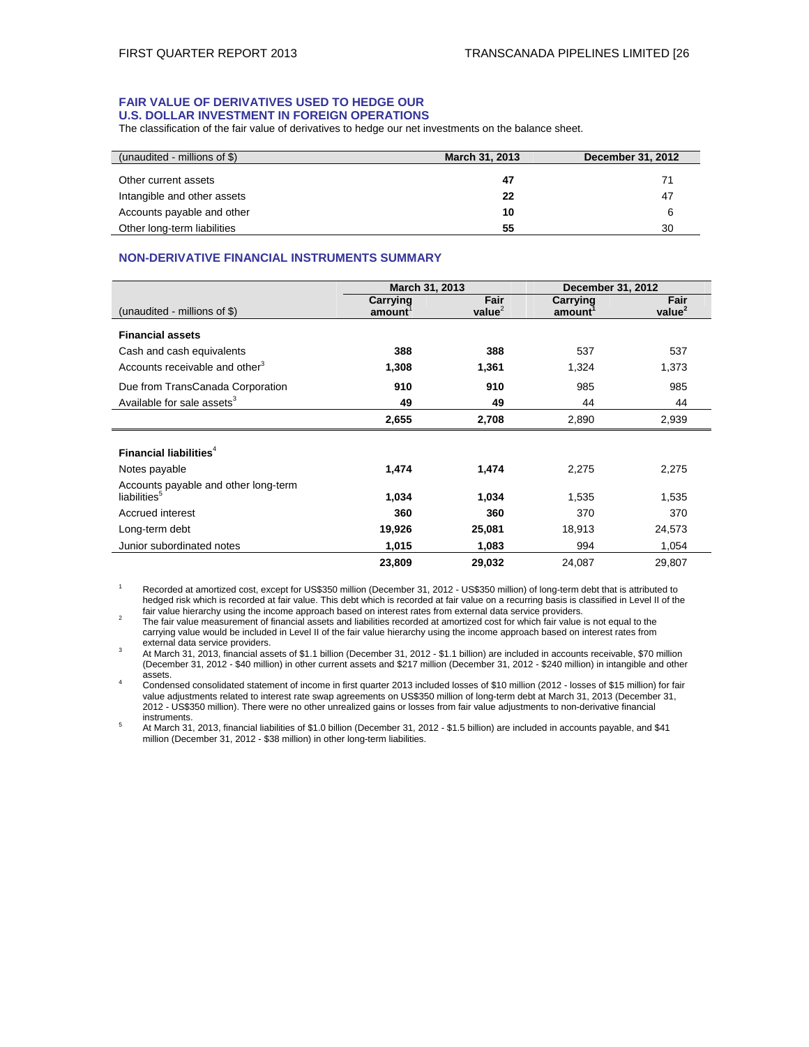### FAIR VALUE OF DERIVATIVES USED TO HEDGE OUR U.S. DOLLAR INVESTMENT IN FOREIGN OPERATIONS

The classification of the fair value of derivatives to hedge our net investments on the balance sheet.

| (unaudited - millions of $) | March 31, 2013 | December 31, 2012 |
|---|---|---|
| Other current assets | **47** | 71 |
| Intangible and other assets | **22** | 47 |
| Accounts payable and other | **10** | 6 |
| Other long-term liabilities | **55** | 30 |

### NON-DERIVATIVE FINANCIAL INSTRUMENTS SUMMARY

| | March 31, 2013 | | December 31, 2012 | |
|---|---|---|---|---|
| (unaudited - millions of $) | Carrying amount[1] | Fair value[2] | Carrying amount[1] | Fair value[2] |
| **Financial assets** | | | | |
| Cash and cash equivalents | **388** | **388** | 537 | 537 |
| Accounts receivable and other[3] | **1,308** | **1,361** | 1,324 | 1,373 |
| Due from TransCanada Corporation | **910** | **910** | 985 | 985 |
| Available for sale assets[3] | **49** | **49** | 44 | 44 |
| | **2,655** | **2,708** | 2,890 | 2,939 |
| **Financial liabilities**[4] | | | | |
| Notes payable | **1,474** | **1,474** | 2,275 | 2,275 |
| Accounts payable and other long-term liabilities[5] | **1,034** | **1,034** | 1,535 | 1,535 |
| Accrued interest | **360** | **360** | 370 | 370 |
| Long-term debt | **19,926** | **25,081** | 18,913 | 24,573 |
| Junior subordinated notes | **1,015** | **1,083** | 994 | 1,054 |
| | **23,809** | **29,032** | 24,087 | 29,807 |

1. Recorded at amortized cost, except for US$350 million (December 31, 2012 - US$350 million) of long-term debt that is attributed to hedged risk which is recorded at fair value. This debt which is recorded at fair value on a recurring basis is classified in Level II of the fair value hierarchy using the income approach based on interest rates from external data service providers.
2. The fair value measurement of financial assets and liabilities recorded at amortized cost for which fair value is not equal to the carrying value would be included in Level II of the fair value hierarchy using the income approach based on interest rates from external data service providers.
3. At March 31, 2013, financial assets of $1.1 billion (December 31, 2012 - $1.1 billion) are included in accounts receivable, $70 million (December 31, 2012 - $40 million) in other current assets and $217 million (December 31, 2012 - $240 million) in intangible and other assets.
4. Condensed consolidated statement of income in first quarter 2013 included losses of $10 million (2012 - losses of $15 million) for fair value adjustments related to interest rate swap agreements on US$350 million of long-term debt at March 31, 2013 (December 31, 2012 - US$350 million). There were no other unrealized gains or losses from fair value adjustments to non-derivative financial instruments.
5. At March 31, 2013, financial liabilities of $1.0 billion (December 31, 2012 - $1.5 billion) are included in accounts payable, and $41 million (December 31, 2012 - $38 million) in other long-term liabilities.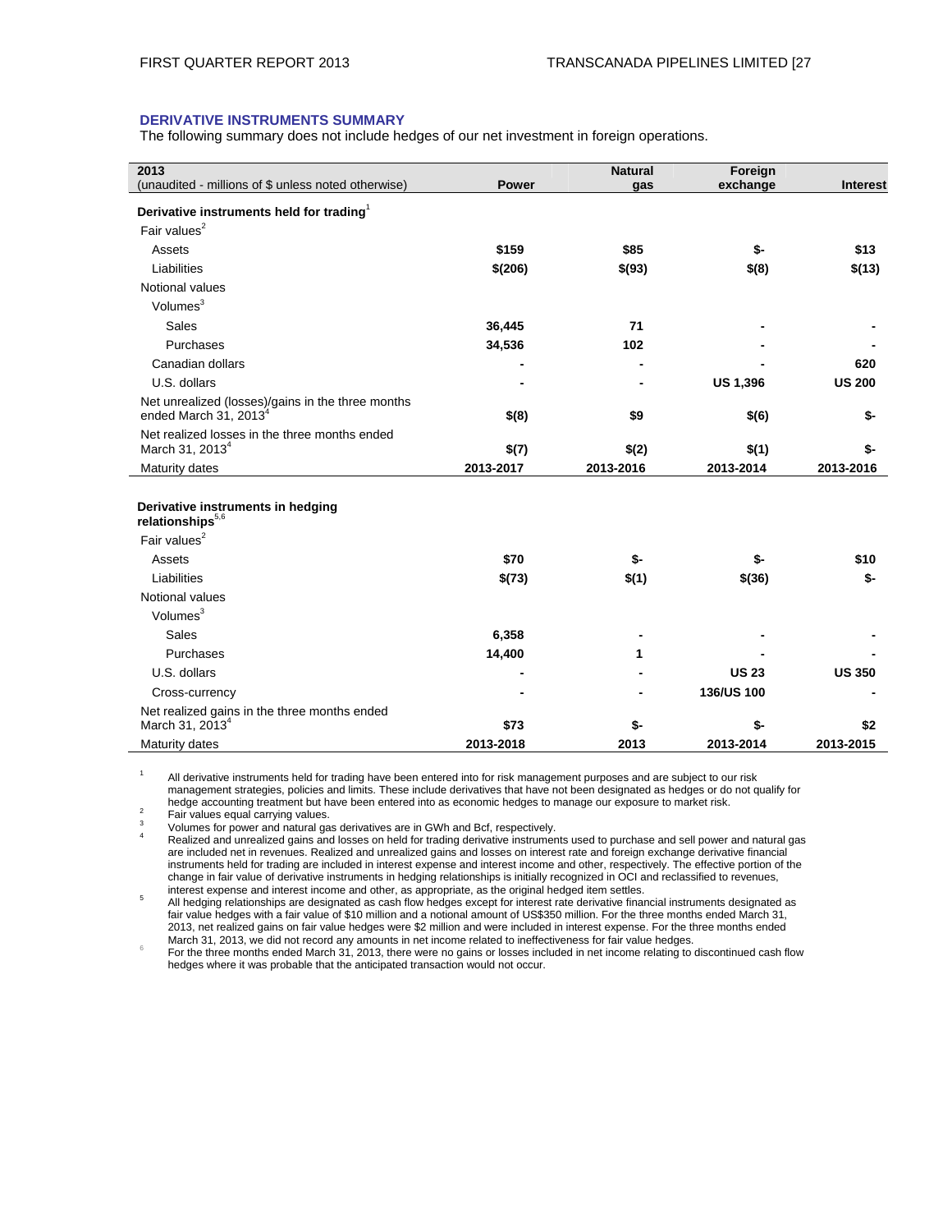### DERIVATIVE INSTRUMENTS SUMMARY

The following summary does not include hedges of our net investment in foreign operations.

| 2013<br>(unaudited - millions of $ unless noted otherwise) | Power | Natural gas | Foreign exchange | Interest |
|---|---|---|---|---|
| **Derivative instruments held for trading**[1] | | | | |
| Fair values[2] | | | | |
| Assets | **$159** | **$85** | **$-** | **$13** |
| Liabilities | **$(206)** | **$(93)** | **$(8)** | **$(13)** |
| Notional values | | | | |
| Volumes[3] | | | | |
| Sales | **36,445** | **71** | **-** | **-** |
| Purchases | **34,536** | **102** | **-** | **-** |
| Canadian dollars | **-** | **-** | **-** | **620** |
| U.S. dollars | **-** | **-** | **US 1,396** | **US 200** |
| Net unrealized (losses)/gains in the three months ended March 31, 2013[4] | **$(8)** | **$9** | **$(6)** | **$-** |
| Net realized losses in the three months ended March 31, 2013[4] | **$(7)** | **$(2)** | **$(1)** | **$-** |
| Maturity dates | **2013-2017** | **2013-2016** | **2013-2014** | **2013-2016** |
| **Derivative instruments in hedging relationships**[5,6] | | | | |
| Fair values[2] | | | | |
| Assets | **$70** | **$-** | **$-** | **$10** |
| Liabilities | **$(73)** | **$(1)** | **$(36)** | **$-** |
| Notional values | | | | |
| Volumes[3] | | | | |
| Sales | **6,358** | **-** | **-** | **-** |
| Purchases | **14,400** | **1** | **-** | **-** |
| U.S. dollars | **-** | **-** | **US 23** | **US 350** |
| Cross-currency | **-** | **-** | **136/US 100** | **-** |
| Net realized gains in the three months ended March 31, 2013[4] | **$73** | **$-** | **$-** | **$2** |
| Maturity dates | **2013-2018** | **2013** | **2013-2014** | **2013-2015** |

1 All derivative instruments held for trading have been entered into for risk management purposes and are subject to our risk management strategies, policies and limits. These include derivatives that have not been designated as hedges or do not qualify for hedge accounting treatment but have been entered into as economic hedges to manage our exposure to market risk.

2 Fair values equal carrying values.

3 Volumes for power and natural gas derivatives are in GWh and Bcf, respectively.

4 Realized and unrealized gains and losses on held for trading derivative instruments used to purchase and sell power and natural gas are included net in revenues. Realized and unrealized gains and losses on interest rate and foreign exchange derivative financial instruments held for trading are included in interest expense and interest income and other, respectively. The effective portion of the change in fair value of derivative instruments in hedging relationships is initially recognized in OCI and reclassified to revenues, interest expense and interest income and other, as appropriate, as the original hedged item settles.

5 All hedging relationships are designated as cash flow hedges except for interest rate derivative financial instruments designated as fair value hedges with a fair value of $10 million and a notional amount of US$350 million. For the three months ended March 31, 2013, net realized gains on fair value hedges were $2 million and were included in interest expense. For the three months ended March 31, 2013, we did not record any amounts in net income related to ineffectiveness for fair value hedges.

6 For the three months ended March 31, 2013, there were no gains or losses included in net income relating to discontinued cash flow hedges where it was probable that the anticipated transaction would not occur.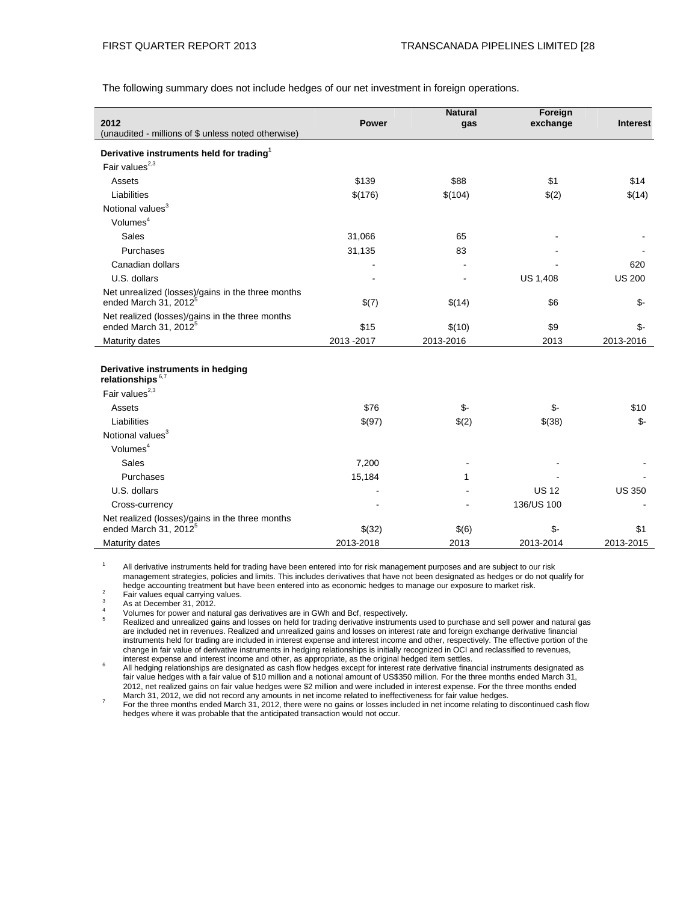The following summary does not include hedges of our net investment in foreign operations.

| 2012<br>(unaudited - millions of $ unless noted otherwise) | Power | Natural gas | Foreign exchange | Interest |
|---|---|---|---|---|
| **Derivative instruments held for trading**[1] | | | | |
| Fair values[2,3] | | | | |
| Assets | $139 | $88 | $1 | $14 |
| Liabilities | $(176) | $(104) | $(2) | $(14) |
| Notional values[3] | | | | |
| Volumes[4] | | | | |
| Sales | 31,066 | 65 | - | - |
| Purchases | 31,135 | 83 | - | - |
| Canadian dollars | - | - | - | 620 |
| U.S. dollars | - | - | US 1,408 | US 200 |
| Net unrealized (losses)/gains in the three months ended March 31, 2012[5] | $(7) | $(14) | $6 | $- |
| Net realized (losses)/gains in the three months ended March 31, 2012[5] | $15 | $(10) | $9 | $- |
| Maturity dates | 2013 -2017 | 2013-2016 | 2013 | 2013-2016 |
| **Derivative instruments in hedging relationships**[6,7] | | | | |
| Fair values[2,3] | | | | |
| Assets | $76 | $- | $- | $10 |
| Liabilities | $(97) | $(2) | $(38) | $- |
| Notional values[3] | | | | |
| Volumes[4] | | | | |
| Sales | 7,200 | - | - | - |
| Purchases | 15,184 | 1 | - | - |
| U.S. dollars | - | - | US 12 | US 350 |
| Cross-currency | - | - | 136/US 100 | - |
| Net realized (losses)/gains in the three months ended March 31, 2012[5] | $(32) | $(6) | $- | $1 |
| Maturity dates | 2013-2018 | 2013 | 2013-2014 | 2013-2015 |

1. All derivative instruments held for trading have been entered into for risk management purposes and are subject to our risk management strategies, policies and limits. This includes derivatives that have not been designated as hedges or do not qualify for hedge accounting treatment but have been entered into as economic hedges to manage our exposure to market risk.
2. Fair values equal carrying values.
3. As at December 31, 2012.
4. Volumes for power and natural gas derivatives are in GWh and Bcf, respectively.
5. Realized and unrealized gains and losses on held for trading derivative instruments used to purchase and sell power and natural gas are included net in revenues. Realized and unrealized gains and losses on interest rate and foreign exchange derivative financial instruments held for trading are included in interest expense and interest income and other, respectively. The effective portion of the change in fair value of derivative instruments in hedging relationships is initially recognized in OCI and reclassified to revenues, interest expense and interest income and other, as appropriate, as the original hedged item settles.
6. All hedging relationships are designated as cash flow hedges except for interest rate derivative financial instruments designated as fair value hedges with a fair value of $10 million and a notional amount of US$350 million. For the three months ended March 31, 2012, net realized gains on fair value hedges were $2 million and were included in interest expense. For the three months ended March 31, 2012, we did not record any amounts in net income related to ineffectiveness for fair value hedges.
7. For the three months ended March 31, 2012, there were no gains or losses included in net income relating to discontinued cash flow hedges where it was probable that the anticipated transaction would not occur.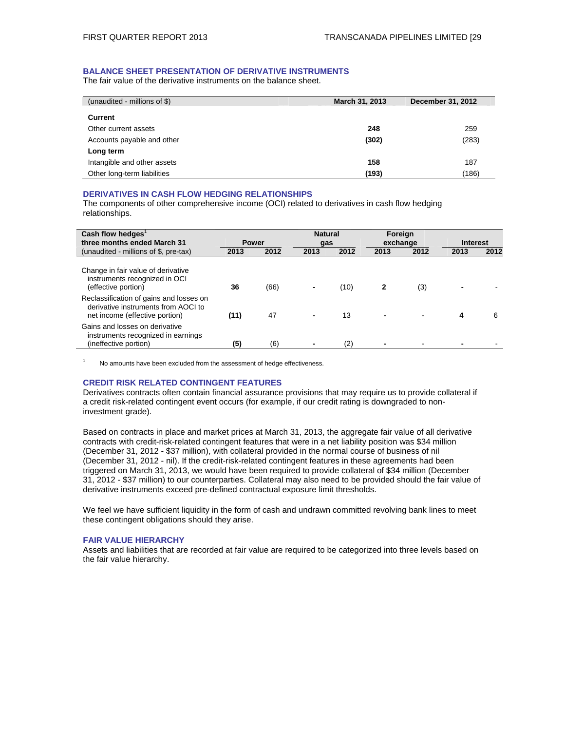### BALANCE SHEET PRESENTATION OF DERIVATIVE INSTRUMENTS

The fair value of the derivative instruments on the balance sheet.

| (unaudited - millions of $) | March 31, 2013 | December 31, 2012 |
|---|---|---|
| **Current** | | |
| Other current assets | **248** | 259 |
| Accounts payable and other | **(302)** | (283) |
| **Long term** | | |
| Intangible and other assets | **158** | 187 |
| Other long-term liabilities | **(193)** | (186) |

### DERIVATIVES IN CASH FLOW HEDGING RELATIONSHIPS

The components of other comprehensive income (OCI) related to derivatives in cash flow hedging relationships.

| Cash flow hedges[1] three months ended March 31 | Power | | Natural gas | | Foreign exchange | | Interest | |
|---|---|---|---|---|---|---|---|---|
| (unaudited - millions of $, pre-tax) | 2013 | 2012 | 2013 | 2012 | 2013 | 2012 | 2013 | 2012 |
| Change in fair value of derivative instruments recognized in OCI (effective portion) | **36** | (66) | **-** | (10) | **2** | (3) | **-** | - |
| Reclassification of gains and losses on derivative instruments from AOCI to net income (effective portion) | **(11)** | 47 | **-** | 13 | **-** | - | **4** | 6 |
| Gains and losses on derivative instruments recognized in earnings (ineffective portion) | **(5)** | (6) | **-** | (2) | **-** | - | **-** | - |

[1] No amounts have been excluded from the assessment of hedge effectiveness.

### CREDIT RISK RELATED CONTINGENT FEATURES

Derivatives contracts often contain financial assurance provisions that may require us to provide collateral if a credit risk-related contingent event occurs (for example, if our credit rating is downgraded to non-investment grade).

Based on contracts in place and market prices at March 31, 2013, the aggregate fair value of all derivative contracts with credit-risk-related contingent features that were in a net liability position was $34 million (December 31, 2012 - $37 million), with collateral provided in the normal course of business of nil (December 31, 2012 - nil). If the credit-risk-related contingent features in these agreements had been triggered on March 31, 2013, we would have been required to provide collateral of $34 million (December 31, 2012 - $37 million) to our counterparties. Collateral may also need to be provided should the fair value of derivative instruments exceed pre-defined contractual exposure limit thresholds.

We feel we have sufficient liquidity in the form of cash and undrawn committed revolving bank lines to meet these contingent obligations should they arise.

### FAIR VALUE HIERARCHY

Assets and liabilities that are recorded at fair value are required to be categorized into three levels based on the fair value hierarchy.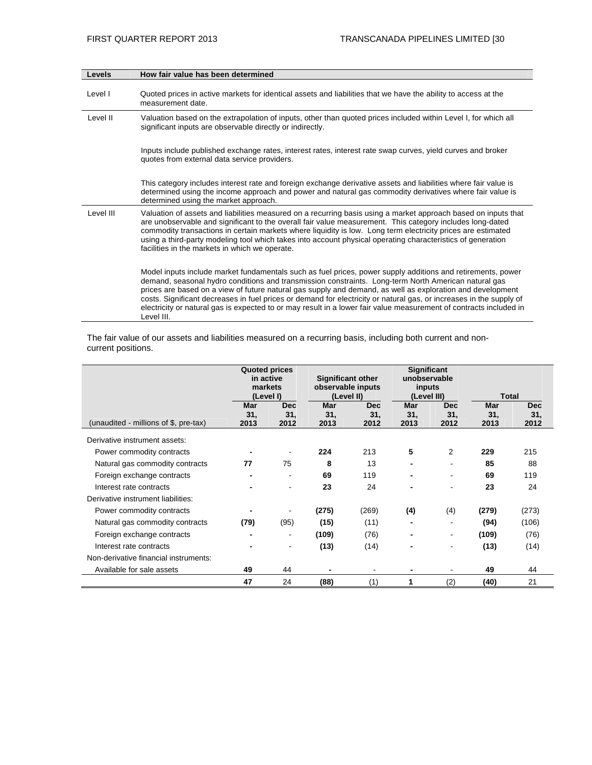| Levels | How fair value has been determined |
|---|---|
| Level I | Quoted prices in active markets for identical assets and liabilities that we have the ability to access at the measurement date. |
| Level II | Valuation based on the extrapolation of inputs, other than quoted prices included within Level I, for which all significant inputs are observable directly or indirectly.<br><br>Inputs include published exchange rates, interest rates, interest rate swap curves, yield curves and broker quotes from external data service providers.<br><br>This category includes interest rate and foreign exchange derivative assets and liabilities where fair value is determined using the income approach and power and natural gas commodity derivatives where fair value is determined using the market approach. |
| Level III | Valuation of assets and liabilities measured on a recurring basis using a market approach based on inputs that are unobservable and significant to the overall fair value measurement. This category includes long-dated commodity transactions in certain markets where liquidity is low. Long term electricity prices are estimated using a third-party modeling tool which takes into account physical operating characteristics of generation facilities in the markets in which we operate.<br><br>Model inputs include market fundamentals such as fuel prices, power supply additions and retirements, power demand, seasonal hydro conditions and transmission constraints. Long-term North American natural gas prices are based on a view of future natural gas supply and demand, as well as exploration and development costs. Significant decreases in fuel prices or demand for electricity or natural gas, or increases in the supply of electricity or natural gas is expected to or may result in a lower fair value measurement of contracts included in Level III. |

The fair value of our assets and liabilities measured on a recurring basis, including both current and non-current positions.

| | Quoted prices in active markets (Level I) | | Significant other observable inputs (Level II) | | Significant unobservable inputs (Level III) | | Total | |
|---|---|---|---|---|---|---|---|---|
| (unaudited - millions of $, pre-tax) | Mar 31, 2013 | Dec 31, 2012 | Mar 31, 2013 | Dec 31, 2012 | Mar 31, 2013 | Dec 31, 2012 | Mar 31, 2013 | Dec 31, 2012 |
| Derivative instrument assets: | | | | | | | | |
| Power commodity contracts | - | - | 224 | 213 | 5 | 2 | 229 | 215 |
| Natural gas commodity contracts | 77 | 75 | 8 | 13 | - | - | 85 | 88 |
| Foreign exchange contracts | - | - | 69 | 119 | - | - | 69 | 119 |
| Interest rate contracts | - | - | 23 | 24 | - | - | 23 | 24 |
| Derivative instrument liabilities: | | | | | | | | |
| Power commodity contracts | - | - | (275) | (269) | (4) | (4) | (279) | (273) |
| Natural gas commodity contracts | (79) | (95) | (15) | (11) | - | - | (94) | (106) |
| Foreign exchange contracts | - | - | (109) | (76) | - | - | (109) | (76) |
| Interest rate contracts | - | - | (13) | (14) | - | - | (13) | (14) |
| Non-derivative financial instruments: | | | | | | | | |
| Available for sale assets | 49 | 44 | - | - | - | - | 49 | 44 |
| | 47 | 24 | (88) | (1) | 1 | (2) | (40) | 21 |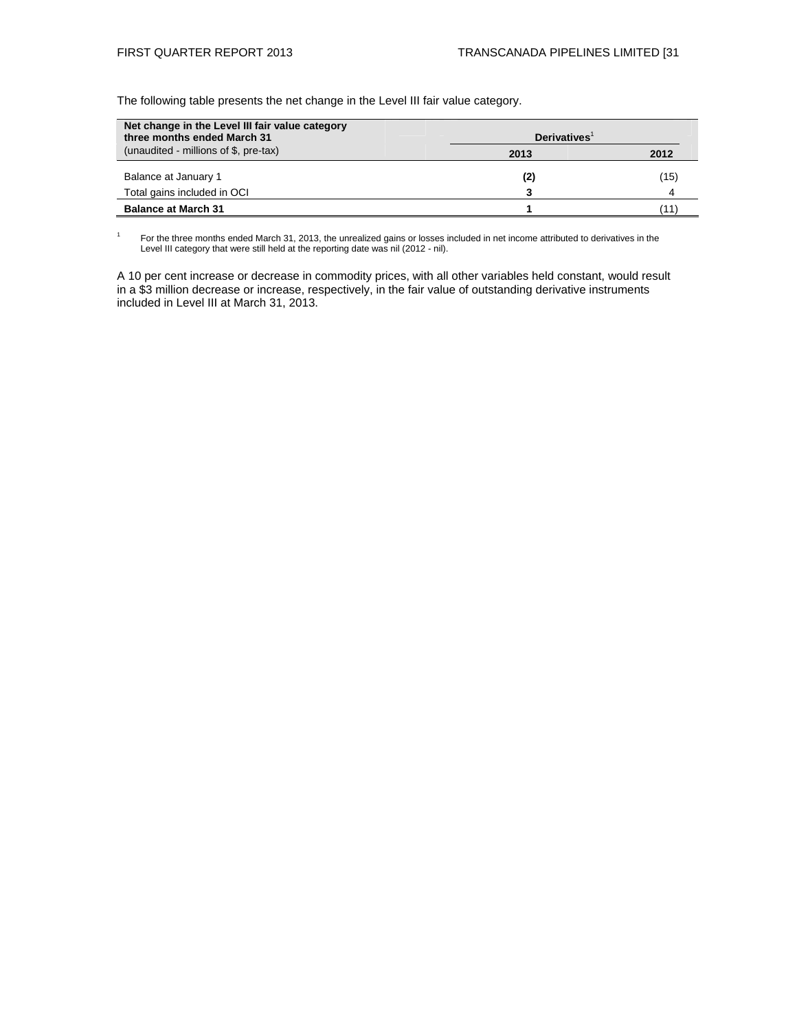The following table presents the net change in the Level III fair value category.

| Net change in the Level III fair value category three months ended March 31 (unaudited - millions of $, pre-tax) | Derivatives[1] | |
|---|---|---|
| | **2013** | **2012** |
| Balance at January 1 | **(2)** | (15) |
| Total gains included in OCI | **3** | 4 |
| **Balance at March 31** | **1** | (11) |

[1] For the three months ended March 31, 2013, the unrealized gains or losses included in net income attributed to derivatives in the Level III category that were still held at the reporting date was nil (2012 - nil).

A 10 per cent increase or decrease in commodity prices, with all other variables held constant, would result in a $3 million decrease or increase, respectively, in the fair value of outstanding derivative instruments included in Level III at March 31, 2013.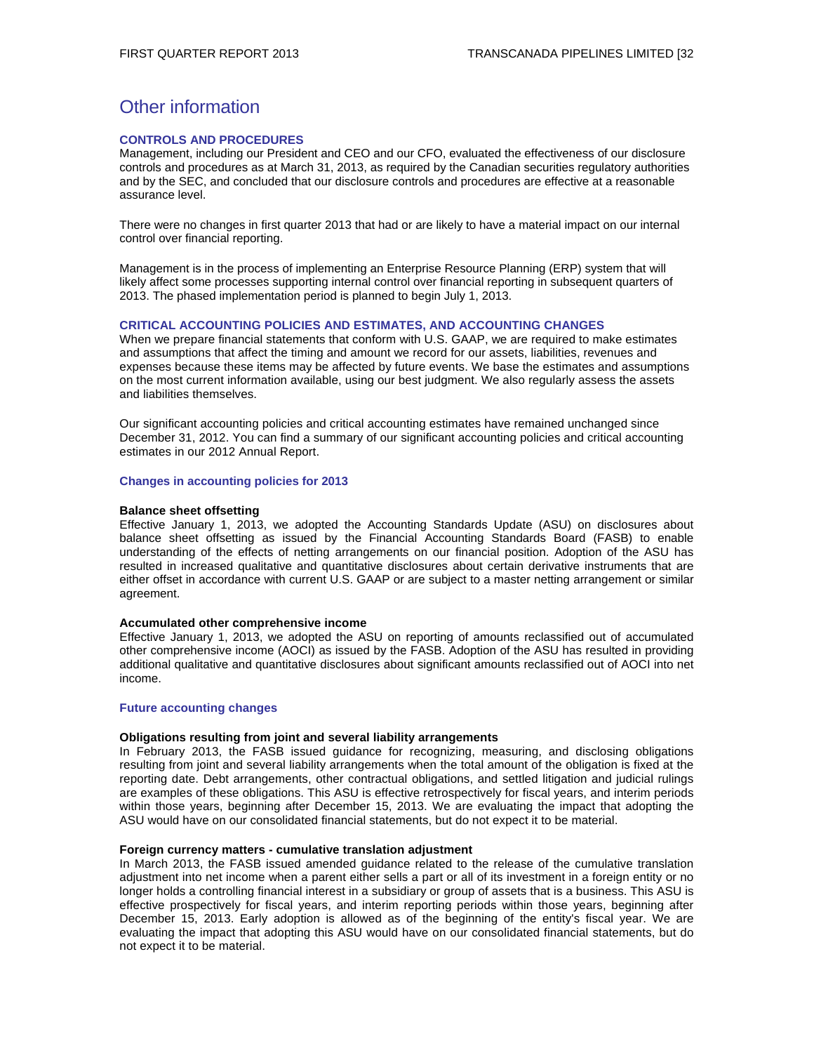# Other information

## CONTROLS AND PROCEDURES

Management, including our President and CEO and our CFO, evaluated the effectiveness of our disclosure controls and procedures as at March 31, 2013, as required by the Canadian securities regulatory authorities and by the SEC, and concluded that our disclosure controls and procedures are effective at a reasonable assurance level.

There were no changes in first quarter 2013 that had or are likely to have a material impact on our internal control over financial reporting.

Management is in the process of implementing an Enterprise Resource Planning (ERP) system that will likely affect some processes supporting internal control over financial reporting in subsequent quarters of 2013. The phased implementation period is planned to begin July 1, 2013.

## CRITICAL ACCOUNTING POLICIES AND ESTIMATES, AND ACCOUNTING CHANGES

When we prepare financial statements that conform with U.S. GAAP, we are required to make estimates and assumptions that affect the timing and amount we record for our assets, liabilities, revenues and expenses because these items may be affected by future events. We base the estimates and assumptions on the most current information available, using our best judgment. We also regularly assess the assets and liabilities themselves.

Our significant accounting policies and critical accounting estimates have remained unchanged since December 31, 2012. You can find a summary of our significant accounting policies and critical accounting estimates in our 2012 Annual Report.

### Changes in accounting policies for 2013

**Balance sheet offsetting**

Effective January 1, 2013, we adopted the Accounting Standards Update (ASU) on disclosures about balance sheet offsetting as issued by the Financial Accounting Standards Board (FASB) to enable understanding of the effects of netting arrangements on our financial position. Adoption of the ASU has resulted in increased qualitative and quantitative disclosures about certain derivative instruments that are either offset in accordance with current U.S. GAAP or are subject to a master netting arrangement or similar agreement.

**Accumulated other comprehensive income**

Effective January 1, 2013, we adopted the ASU on reporting of amounts reclassified out of accumulated other comprehensive income (AOCI) as issued by the FASB. Adoption of the ASU has resulted in providing additional qualitative and quantitative disclosures about significant amounts reclassified out of AOCI into net income.

### Future accounting changes

**Obligations resulting from joint and several liability arrangements**

In February 2013, the FASB issued guidance for recognizing, measuring, and disclosing obligations resulting from joint and several liability arrangements when the total amount of the obligation is fixed at the reporting date. Debt arrangements, other contractual obligations, and settled litigation and judicial rulings are examples of these obligations. This ASU is effective retrospectively for fiscal years, and interim periods within those years, beginning after December 15, 2013. We are evaluating the impact that adopting the ASU would have on our consolidated financial statements, but do not expect it to be material.

**Foreign currency matters - cumulative translation adjustment**

In March 2013, the FASB issued amended guidance related to the release of the cumulative translation adjustment into net income when a parent either sells a part or all of its investment in a foreign entity or no longer holds a controlling financial interest in a subsidiary or group of assets that is a business. This ASU is effective prospectively for fiscal years, and interim reporting periods within those years, beginning after December 15, 2013. Early adoption is allowed as of the beginning of the entity's fiscal year. We are evaluating the impact that adopting this ASU would have on our consolidated financial statements, but do not expect it to be material.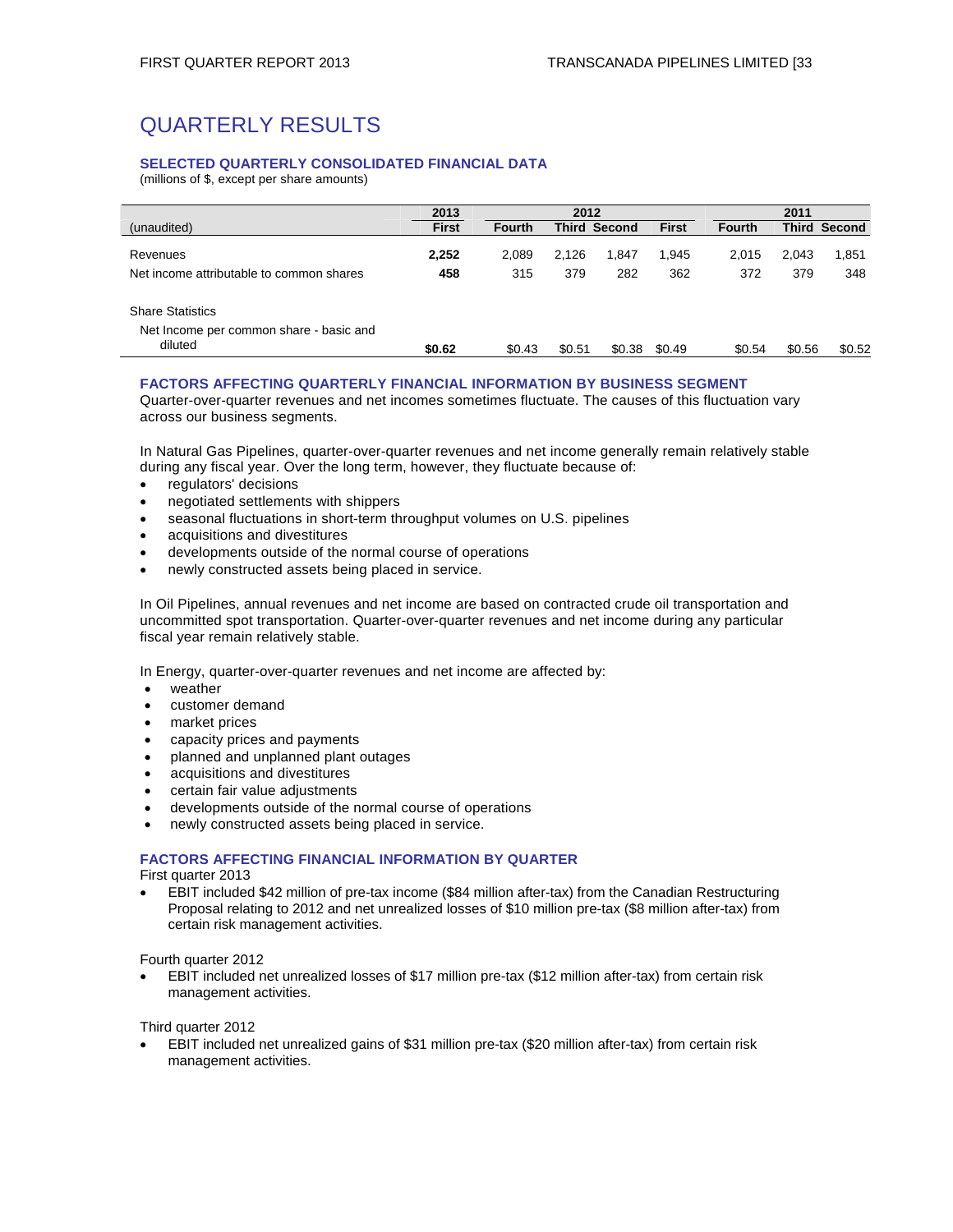# QUARTERLY RESULTS

## SELECTED QUARTERLY CONSOLIDATED FINANCIAL DATA

(millions of $, except per share amounts)

| | 2013 | 2012 | | | | 2011 | | |
|---|---|---|---|---|---|---|---|---|
| (unaudited) | **First** | **Fourth** | **Third** | **Second** | **First** | **Fourth** | **Third** | **Second** |
| Revenues | **2,252** | 2,089 | 2,126 | 1,847 | 1,945 | 2,015 | 2,043 | 1,851 |
| Net income attributable to common shares | **458** | 315 | 379 | 282 | 362 | 372 | 379 | 348 |
| Share Statistics | | | | | | | | |
| Net Income per common share - basic and diluted | **$0.62** | $0.43 | $0.51 | $0.38 | $0.49 | $0.54 | $0.56 | $0.52 |

## FACTORS AFFECTING QUARTERLY FINANCIAL INFORMATION BY BUSINESS SEGMENT

Quarter-over-quarter revenues and net incomes sometimes fluctuate. The causes of this fluctuation vary across our business segments.

In Natural Gas Pipelines, quarter-over-quarter revenues and net income generally remain relatively stable during any fiscal year. Over the long term, however, they fluctuate because of:

- regulators' decisions
- negotiated settlements with shippers
- seasonal fluctuations in short-term throughput volumes on U.S. pipelines
- acquisitions and divestitures
- developments outside of the normal course of operations
- newly constructed assets being placed in service.

In Oil Pipelines, annual revenues and net income are based on contracted crude oil transportation and uncommitted spot transportation. Quarter-over-quarter revenues and net income during any particular fiscal year remain relatively stable.

In Energy, quarter-over-quarter revenues and net income are affected by:

- weather
- customer demand
- market prices
- capacity prices and payments
- planned and unplanned plant outages
- acquisitions and divestitures
- certain fair value adjustments
- developments outside of the normal course of operations
- newly constructed assets being placed in service.

## FACTORS AFFECTING FINANCIAL INFORMATION BY QUARTER

First quarter 2013

- EBIT included $42 million of pre-tax income ($84 million after-tax) from the Canadian Restructuring Proposal relating to 2012 and net unrealized losses of $10 million pre-tax ($8 million after-tax) from certain risk management activities.

Fourth quarter 2012

- EBIT included net unrealized losses of $17 million pre-tax ($12 million after-tax) from certain risk management activities.

Third quarter 2012

- EBIT included net unrealized gains of $31 million pre-tax ($20 million after-tax) from certain risk management activities.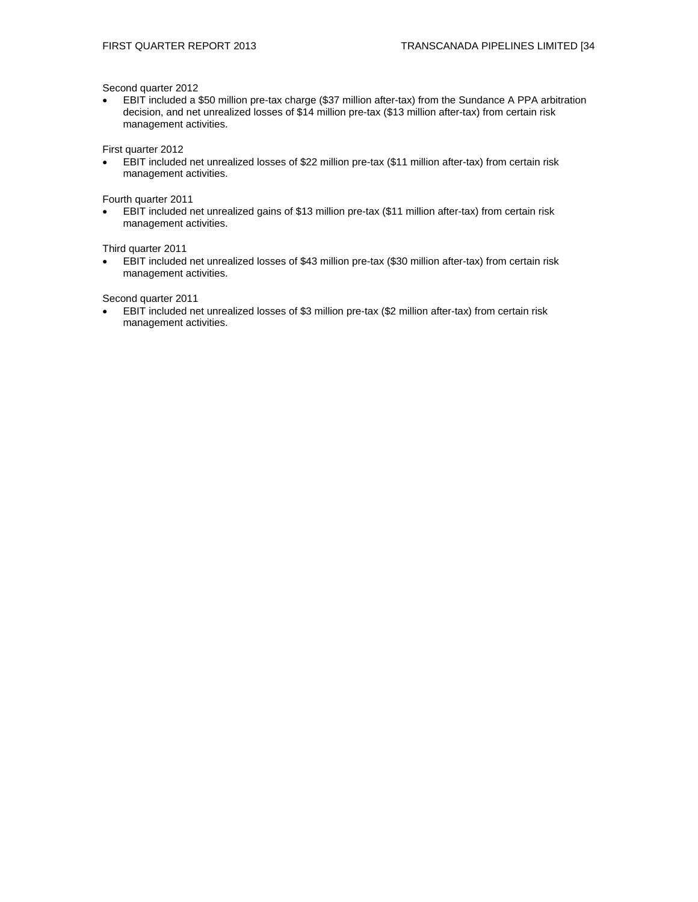Second quarter 2012

- EBIT included a $50 million pre-tax charge ($37 million after-tax) from the Sundance A PPA arbitration decision, and net unrealized losses of $14 million pre-tax ($13 million after-tax) from certain risk management activities.

First quarter 2012

- EBIT included net unrealized losses of $22 million pre-tax ($11 million after-tax) from certain risk management activities.

Fourth quarter 2011

- EBIT included net unrealized gains of $13 million pre-tax ($11 million after-tax) from certain risk management activities.

Third quarter 2011

- EBIT included net unrealized losses of $43 million pre-tax ($30 million after-tax) from certain risk management activities.

Second quarter 2011

- EBIT included net unrealized losses of $3 million pre-tax ($2 million after-tax) from certain risk management activities.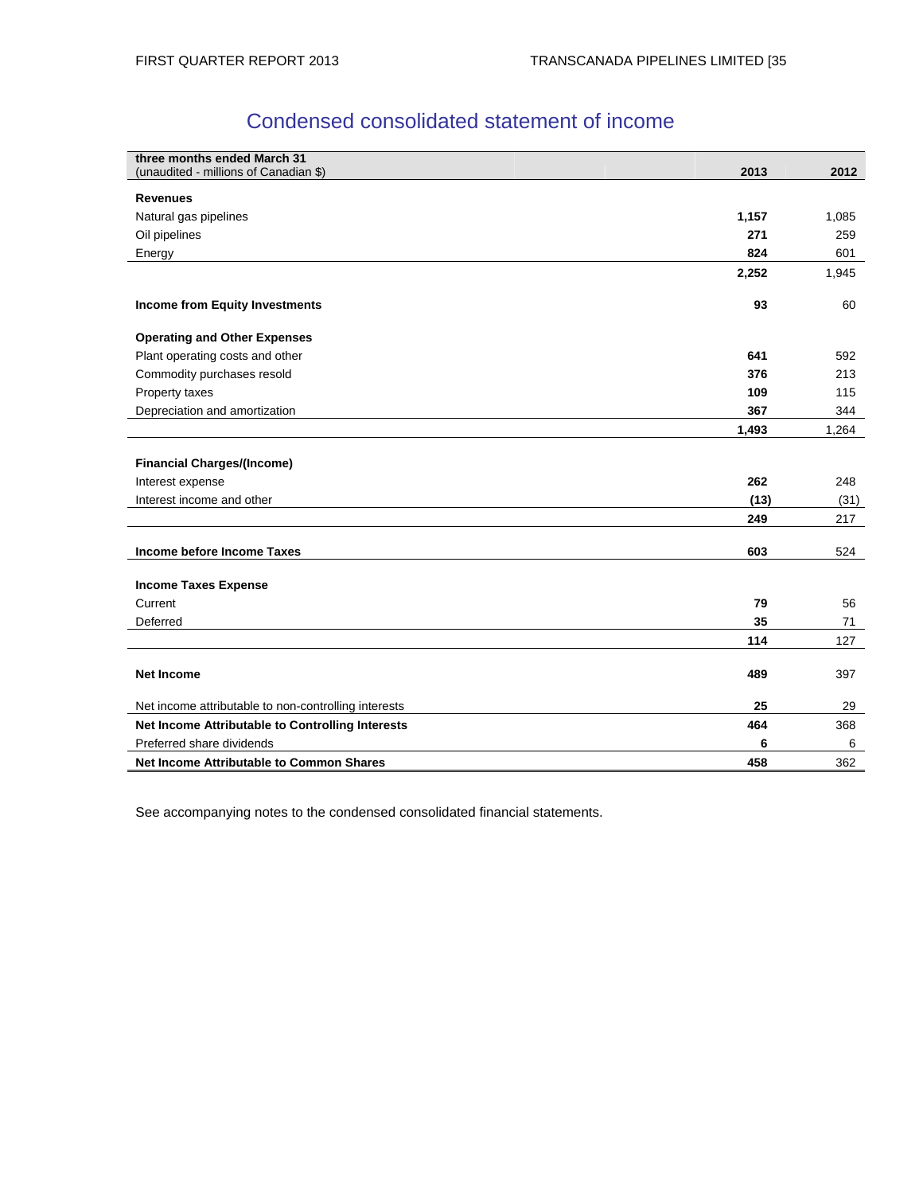# Condensed consolidated statement of income

| three months ended March 31 (unaudited - millions of Canadian $) | 2013 | 2012 |
|---|---|---|
| **Revenues** | | |
| Natural gas pipelines | **1,157** | 1,085 |
| Oil pipelines | **271** | 259 |
| Energy | **824** | 601 |
| | **2,252** | 1,945 |
| **Income from Equity Investments** | **93** | 60 |
| **Operating and Other Expenses** | | |
| Plant operating costs and other | **641** | 592 |
| Commodity purchases resold | **376** | 213 |
| Property taxes | **109** | 115 |
| Depreciation and amortization | **367** | 344 |
| | **1,493** | 1,264 |
| **Financial Charges/(Income)** | | |
| Interest expense | **262** | 248 |
| Interest income and other | **(13)** | (31) |
| | **249** | 217 |
| **Income before Income Taxes** | **603** | 524 |
| **Income Taxes Expense** | | |
| Current | **79** | 56 |
| Deferred | **35** | 71 |
| | **114** | 127 |
| **Net Income** | **489** | 397 |
| Net income attributable to non-controlling interests | **25** | 29 |
| **Net Income Attributable to Controlling Interests** | **464** | 368 |
| Preferred share dividends | **6** | 6 |
| **Net Income Attributable to Common Shares** | **458** | 362 |

See accompanying notes to the condensed consolidated financial statements.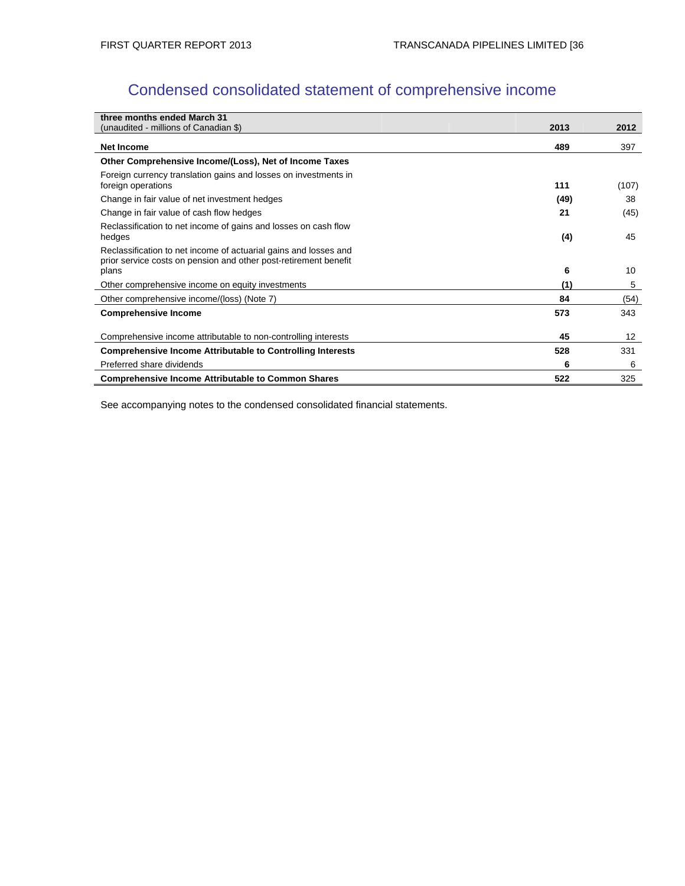# Condensed consolidated statement of comprehensive income

| **three months ended March 31**<br>(unaudited - millions of Canadian $) | **2013** | **2012** |
|---|---|---|
| **Net Income** | **489** | 397 |
| **Other Comprehensive Income/(Loss), Net of Income Taxes** | | |
| Foreign currency translation gains and losses on investments in foreign operations | **111** | (107) |
| Change in fair value of net investment hedges | **(49)** | 38 |
| Change in fair value of cash flow hedges | **21** | (45) |
| Reclassification to net income of gains and losses on cash flow hedges | **(4)** | 45 |
| Reclassification to net income of actuarial gains and losses and prior service costs on pension and other post-retirement benefit plans | **6** | 10 |
| Other comprehensive income on equity investments | **(1)** | 5 |
| Other comprehensive income/(loss) (Note 7) | **84** | (54) |
| **Comprehensive Income** | **573** | 343 |
| Comprehensive income attributable to non-controlling interests | **45** | 12 |
| **Comprehensive Income Attributable to Controlling Interests** | **528** | 331 |
| Preferred share dividends | **6** | 6 |
| **Comprehensive Income Attributable to Common Shares** | **522** | 325 |

See accompanying notes to the condensed consolidated financial statements.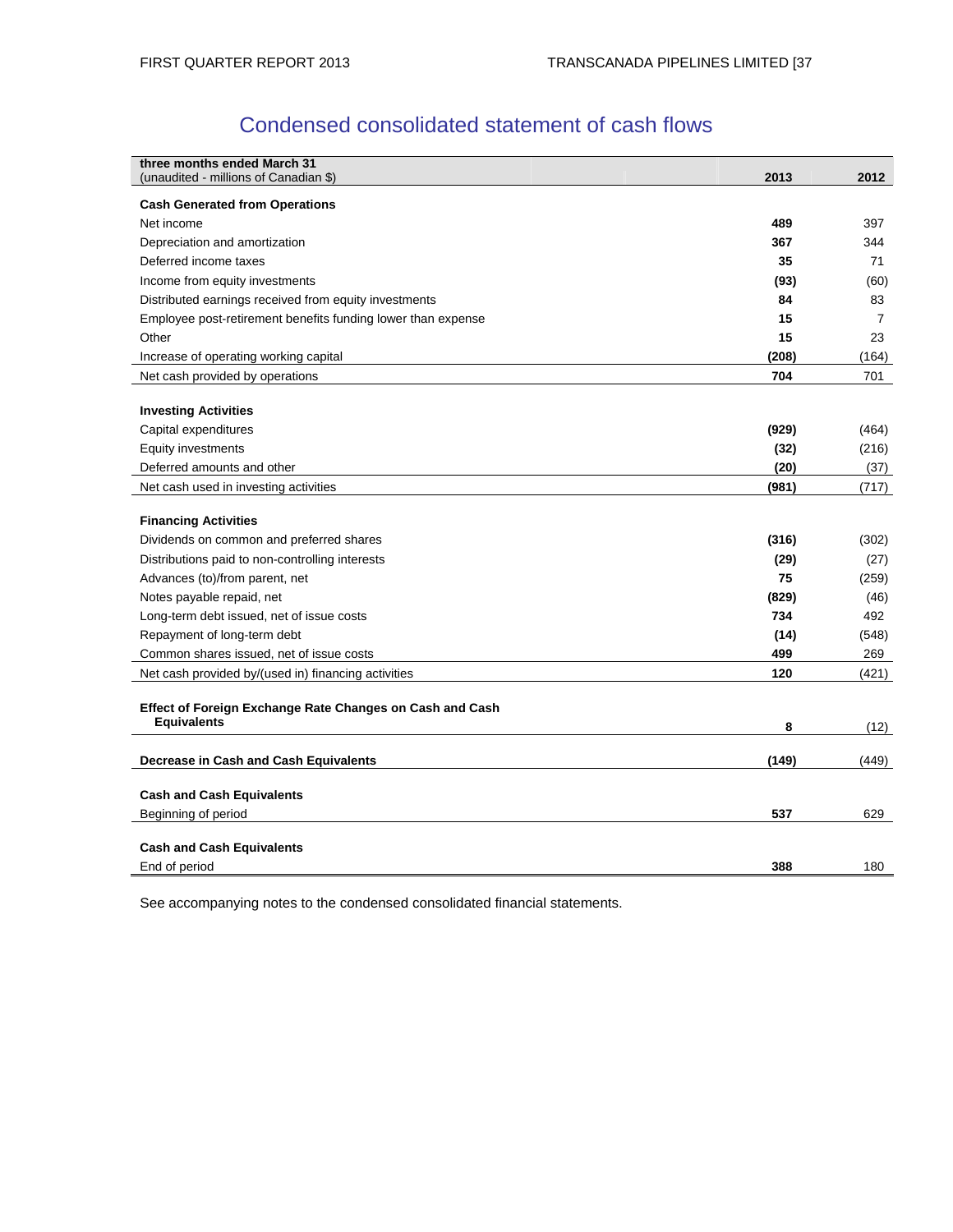# Condensed consolidated statement of cash flows

| three months ended March 31<br>(unaudited - millions of Canadian $) | 2013 | 2012 |
|---|---|---|
| **Cash Generated from Operations** | | |
| Net income | **489** | 397 |
| Depreciation and amortization | **367** | 344 |
| Deferred income taxes | **35** | 71 |
| Income from equity investments | **(93)** | (60) |
| Distributed earnings received from equity investments | **84** | 83 |
| Employee post-retirement benefits funding lower than expense | **15** | 7 |
| Other | **15** | 23 |
| Increase of operating working capital | **(208)** | (164) |
| Net cash provided by operations | **704** | 701 |
| **Investing Activities** | | |
| Capital expenditures | **(929)** | (464) |
| Equity investments | **(32)** | (216) |
| Deferred amounts and other | **(20)** | (37) |
| Net cash used in investing activities | **(981)** | (717) |
| **Financing Activities** | | |
| Dividends on common and preferred shares | **(316)** | (302) |
| Distributions paid to non-controlling interests | **(29)** | (27) |
| Advances (to)/from parent, net | **75** | (259) |
| Notes payable repaid, net | **(829)** | (46) |
| Long-term debt issued, net of issue costs | **734** | 492 |
| Repayment of long-term debt | **(14)** | (548) |
| Common shares issued, net of issue costs | **499** | 269 |
| Net cash provided by/(used in) financing activities | **120** | (421) |
| **Effect of Foreign Exchange Rate Changes on Cash and Cash Equivalents** | **8** | (12) |
| **Decrease in Cash and Cash Equivalents** | **(149)** | (449) |
| **Cash and Cash Equivalents** | | |
| Beginning of period | **537** | 629 |
| **Cash and Cash Equivalents** | | |
| End of period | **388** | 180 |

See accompanying notes to the condensed consolidated financial statements.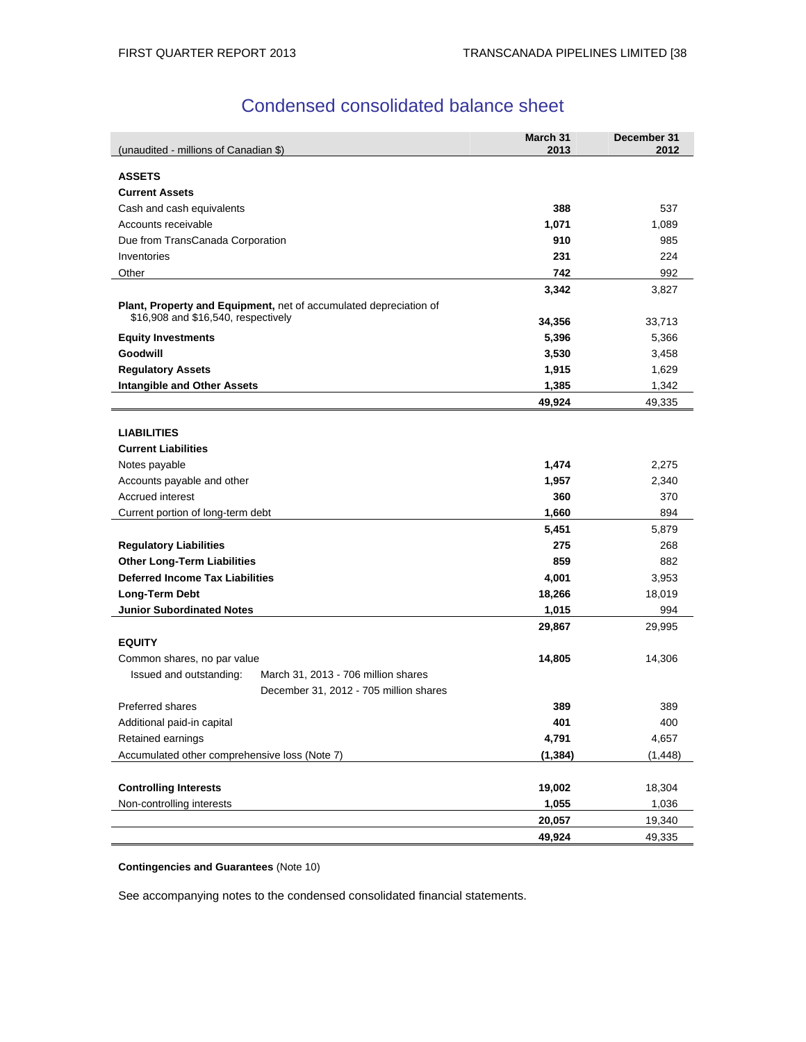# Condensed consolidated balance sheet

| (unaudited - millions of Canadian $) | March 31 2013 | December 31 2012 |
|---|---|---|
| **ASSETS** | | |
| **Current Assets** | | |
| Cash and cash equivalents | **388** | 537 |
| Accounts receivable | **1,071** | 1,089 |
| Due from TransCanada Corporation | **910** | 985 |
| Inventories | **231** | 224 |
| Other | **742** | 992 |
| | **3,342** | 3,827 |
| **Plant, Property and Equipment,** net of accumulated depreciation of $16,908 and $16,540, respectively | **34,356** | 33,713 |
| **Equity Investments** | **5,396** | 5,366 |
| **Goodwill** | **3,530** | 3,458 |
| **Regulatory Assets** | **1,915** | 1,629 |
| **Intangible and Other Assets** | **1,385** | 1,342 |
| | **49,924** | 49,335 |
| **LIABILITIES** | | |
| **Current Liabilities** | | |
| Notes payable | **1,474** | 2,275 |
| Accounts payable and other | **1,957** | 2,340 |
| Accrued interest | **360** | 370 |
| Current portion of long-term debt | **1,660** | 894 |
| | **5,451** | 5,879 |
| **Regulatory Liabilities** | **275** | 268 |
| **Other Long-Term Liabilities** | **859** | 882 |
| **Deferred Income Tax Liabilities** | **4,001** | 3,953 |
| **Long-Term Debt** | **18,266** | 18,019 |
| **Junior Subordinated Notes** | **1,015** | 994 |
| | **29,867** | 29,995 |
| **EQUITY** | | |
| Common shares, no par value | **14,805** | 14,306 |
| Issued and outstanding: March 31, 2013 - 706 million shares | | |
| December 31, 2012 - 705 million shares | | |
| Preferred shares | **389** | 389 |
| Additional paid-in capital | **401** | 400 |
| Retained earnings | **4,791** | 4,657 |
| Accumulated other comprehensive loss (Note 7) | **(1,384)** | (1,448) |
| **Controlling Interests** | **19,002** | 18,304 |
| Non-controlling interests | **1,055** | 1,036 |
| | **20,057** | 19,340 |
| | **49,924** | 49,335 |

**Contingencies and Guarantees** (Note 10)

See accompanying notes to the condensed consolidated financial statements.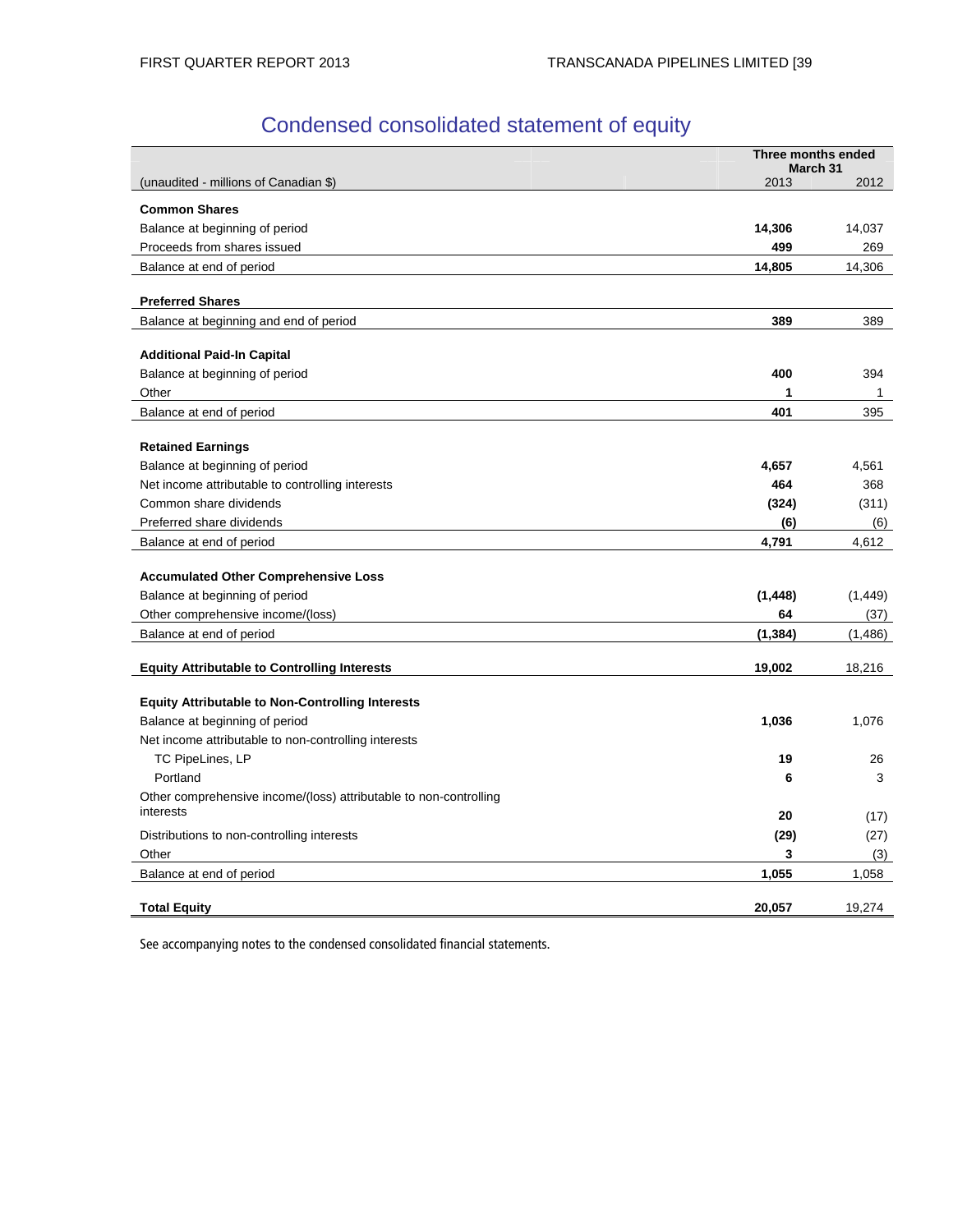# Condensed consolidated statement of equity

| (unaudited - millions of Canadian $) | Three months ended March 31 2013 | 2012 |
|---|---|---|
| **Common Shares** | | |
| Balance at beginning of period | **14,306** | 14,037 |
| Proceeds from shares issued | **499** | 269 |
| Balance at end of period | **14,805** | 14,306 |
| **Preferred Shares** | | |
| Balance at beginning and end of period | **389** | 389 |
| **Additional Paid-In Capital** | | |
| Balance at beginning of period | **400** | 394 |
| Other | **1** | 1 |
| Balance at end of period | **401** | 395 |
| **Retained Earnings** | | |
| Balance at beginning of period | **4,657** | 4,561 |
| Net income attributable to controlling interests | **464** | 368 |
| Common share dividends | **(324)** | (311) |
| Preferred share dividends | **(6)** | (6) |
| Balance at end of period | **4,791** | 4,612 |
| **Accumulated Other Comprehensive Loss** | | |
| Balance at beginning of period | **(1,448)** | (1,449) |
| Other comprehensive income/(loss) | **64** | (37) |
| Balance at end of period | **(1,384)** | (1,486) |
| **Equity Attributable to Controlling Interests** | **19,002** | 18,216 |
| **Equity Attributable to Non-Controlling Interests** | | |
| Balance at beginning of period | **1,036** | 1,076 |
| Net income attributable to non-controlling interests | | |
| TC PipeLines, LP | **19** | 26 |
| Portland | **6** | 3 |
| Other comprehensive income/(loss) attributable to non-controlling interests | **20** | (17) |
| Distributions to non-controlling interests | **(29)** | (27) |
| Other | **3** | (3) |
| Balance at end of period | **1,055** | 1,058 |
| **Total Equity** | **20,057** | 19,274 |

See accompanying notes to the condensed consolidated financial statements.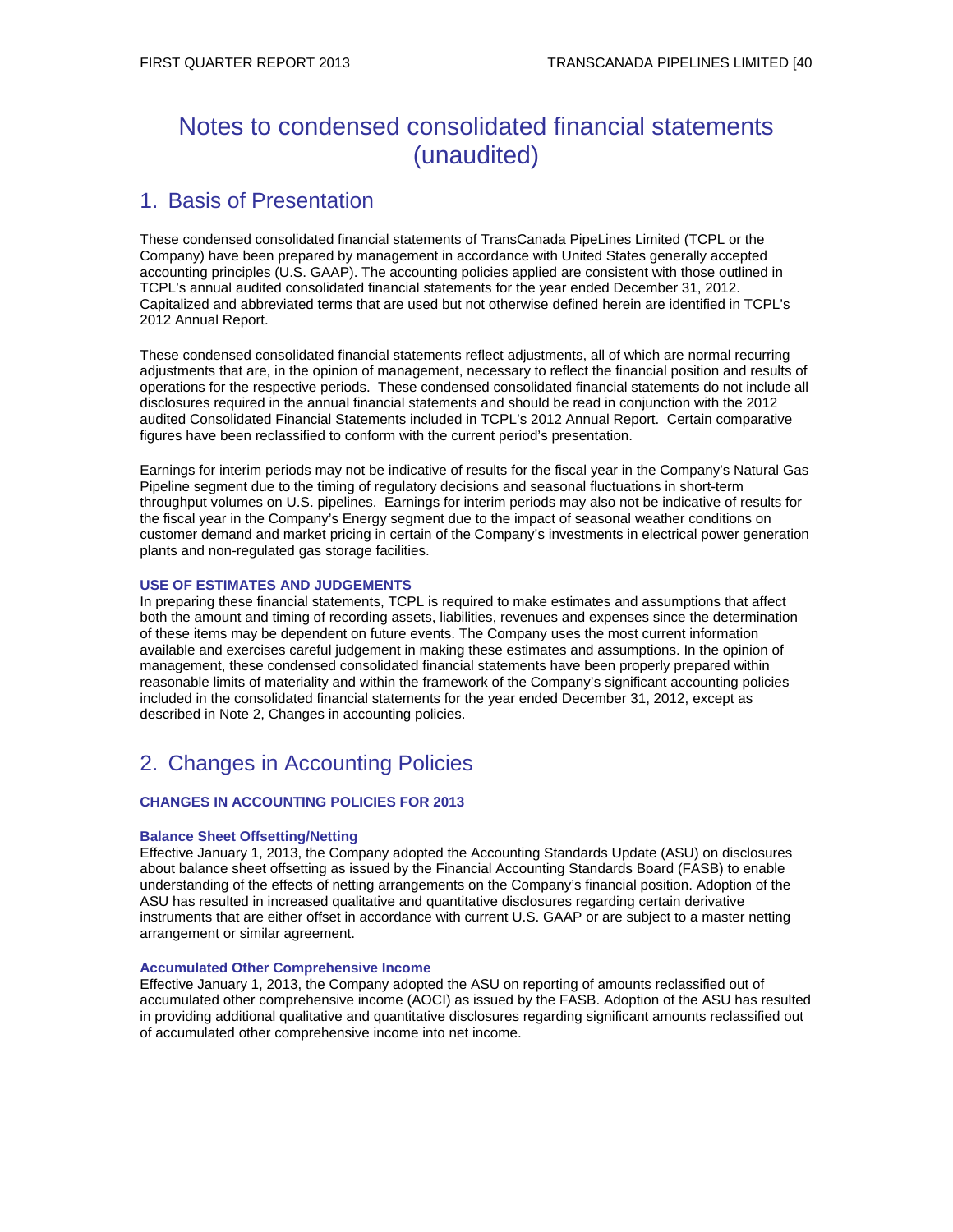# Notes to condensed consolidated financial statements (unaudited)

## 1. Basis of Presentation

These condensed consolidated financial statements of TransCanada PipeLines Limited (TCPL or the Company) have been prepared by management in accordance with United States generally accepted accounting principles (U.S. GAAP). The accounting policies applied are consistent with those outlined in TCPL's annual audited consolidated financial statements for the year ended December 31, 2012. Capitalized and abbreviated terms that are used but not otherwise defined herein are identified in TCPL's 2012 Annual Report.

These condensed consolidated financial statements reflect adjustments, all of which are normal recurring adjustments that are, in the opinion of management, necessary to reflect the financial position and results of operations for the respective periods. These condensed consolidated financial statements do not include all disclosures required in the annual financial statements and should be read in conjunction with the 2012 audited Consolidated Financial Statements included in TCPL's 2012 Annual Report. Certain comparative figures have been reclassified to conform with the current period's presentation.

Earnings for interim periods may not be indicative of results for the fiscal year in the Company's Natural Gas Pipeline segment due to the timing of regulatory decisions and seasonal fluctuations in short-term throughput volumes on U.S. pipelines. Earnings for interim periods may also not be indicative of results for the fiscal year in the Company's Energy segment due to the impact of seasonal weather conditions on customer demand and market pricing in certain of the Company's investments in electrical power generation plants and non-regulated gas storage facilities.

### USE OF ESTIMATES AND JUDGEMENTS

In preparing these financial statements, TCPL is required to make estimates and assumptions that affect both the amount and timing of recording assets, liabilities, revenues and expenses since the determination of these items may be dependent on future events. The Company uses the most current information available and exercises careful judgement in making these estimates and assumptions. In the opinion of management, these condensed consolidated financial statements have been properly prepared within reasonable limits of materiality and within the framework of the Company's significant accounting policies included in the consolidated financial statements for the year ended December 31, 2012, except as described in Note 2, Changes in accounting policies.

## 2. Changes in Accounting Policies

### CHANGES IN ACCOUNTING POLICIES FOR 2013

#### Balance Sheet Offsetting/Netting

Effective January 1, 2013, the Company adopted the Accounting Standards Update (ASU) on disclosures about balance sheet offsetting as issued by the Financial Accounting Standards Board (FASB) to enable understanding of the effects of netting arrangements on the Company's financial position. Adoption of the ASU has resulted in increased qualitative and quantitative disclosures regarding certain derivative instruments that are either offset in accordance with current U.S. GAAP or are subject to a master netting arrangement or similar agreement.

#### Accumulated Other Comprehensive Income

Effective January 1, 2013, the Company adopted the ASU on reporting of amounts reclassified out of accumulated other comprehensive income (AOCI) as issued by the FASB. Adoption of the ASU has resulted in providing additional qualitative and quantitative disclosures regarding significant amounts reclassified out of accumulated other comprehensive income into net income.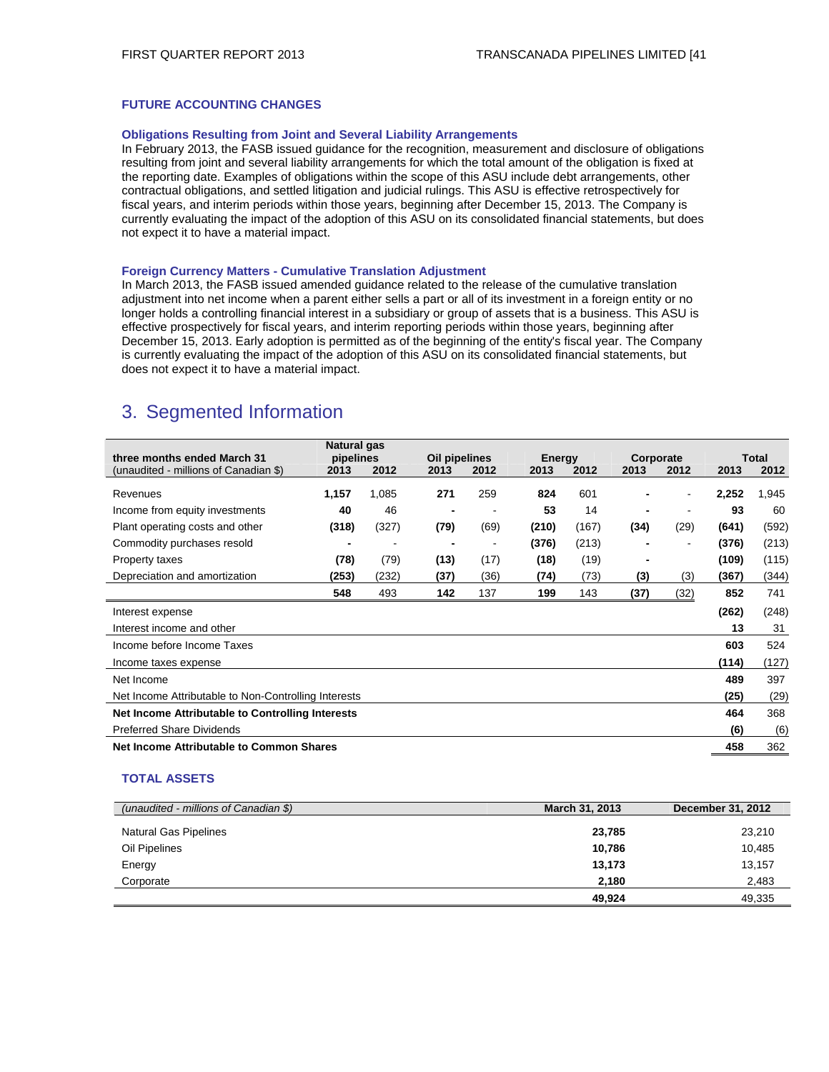## FUTURE ACCOUNTING CHANGES

### Obligations Resulting from Joint and Several Liability Arrangements

In February 2013, the FASB issued guidance for the recognition, measurement and disclosure of obligations resulting from joint and several liability arrangements for which the total amount of the obligation is fixed at the reporting date. Examples of obligations within the scope of this ASU include debt arrangements, other contractual obligations, and settled litigation and judicial rulings. This ASU is effective retrospectively for fiscal years, and interim periods within those years, beginning after December 15, 2013. The Company is currently evaluating the impact of the adoption of this ASU on its consolidated financial statements, but does not expect it to have a material impact.

### Foreign Currency Matters - Cumulative Translation Adjustment

In March 2013, the FASB issued amended guidance related to the release of the cumulative translation adjustment into net income when a parent either sells a part or all of its investment in a foreign entity or no longer holds a controlling financial interest in a subsidiary or group of assets that is a business. This ASU is effective prospectively for fiscal years, and interim reporting periods within those years, beginning after December 15, 2013. Early adoption is permitted as of the beginning of the entity's fiscal year. The Company is currently evaluating the impact of the adoption of this ASU on its consolidated financial statements, but does not expect it to have a material impact.

# 3. Segmented Information

| **three months ended March 31** | **Natural gas pipelines** | | **Oil pipelines** | | **Energy** | | **Corporate** | | **Total** | |
|---|---|---|---|---|---|---|---|---|---|---|
| (unaudited - millions of Canadian $) | **2013** | **2012** | **2013** | **2012** | **2013** | **2012** | **2013** | **2012** | **2013** | **2012** |
| Revenues | **1,157** | 1,085 | **271** | 259 | **824** | 601 | **-** | - | **2,252** | 1,945 |
| Income from equity investments | **40** | 46 | **-** | - | **53** | 14 | **-** | - | **93** | 60 |
| Plant operating costs and other | **(318)** | (327) | **(79)** | (69) | **(210)** | (167) | **(34)** | (29) | **(641)** | (592) |
| Commodity purchases resold | **-** | - | **-** | - | **(376)** | (213) | **-** | - | **(376)** | (213) |
| Property taxes | **(78)** | (79) | **(13)** | (17) | **(18)** | (19) | **-** | | **(109)** | (115) |
| Depreciation and amortization | **(253)** | (232) | **(37)** | (36) | **(74)** | (73) | **(3)** | (3) | **(367)** | (344) |
| | **548** | 493 | **142** | 137 | **199** | 143 | **(37)** | (32) | **852** | 741 |
| Interest expense | | | | | | | | | **(262)** | (248) |
| Interest income and other | | | | | | | | | **13** | 31 |
| Income before Income Taxes | | | | | | | | | **603** | 524 |
| Income taxes expense | | | | | | | | | **(114)** | (127) |
| Net Income | | | | | | | | | **489** | 397 |
| Net Income Attributable to Non-Controlling Interests | | | | | | | | | **(25)** | (29) |
| **Net Income Attributable to Controlling Interests** | | | | | | | | | **464** | 368 |
| Preferred Share Dividends | | | | | | | | | **(6)** | (6) |
| **Net Income Attributable to Common Shares** | | | | | | | | | **458** | 362 |

## TOTAL ASSETS

| *(unaudited - millions of Canadian $)* | **March 31, 2013** | **December 31, 2012** |
|---|---|---|
| Natural Gas Pipelines | **23,785** | 23,210 |
| Oil Pipelines | **10,786** | 10,485 |
| Energy | **13,173** | 13,157 |
| Corporate | **2,180** | 2,483 |
| | **49,924** | 49,335 |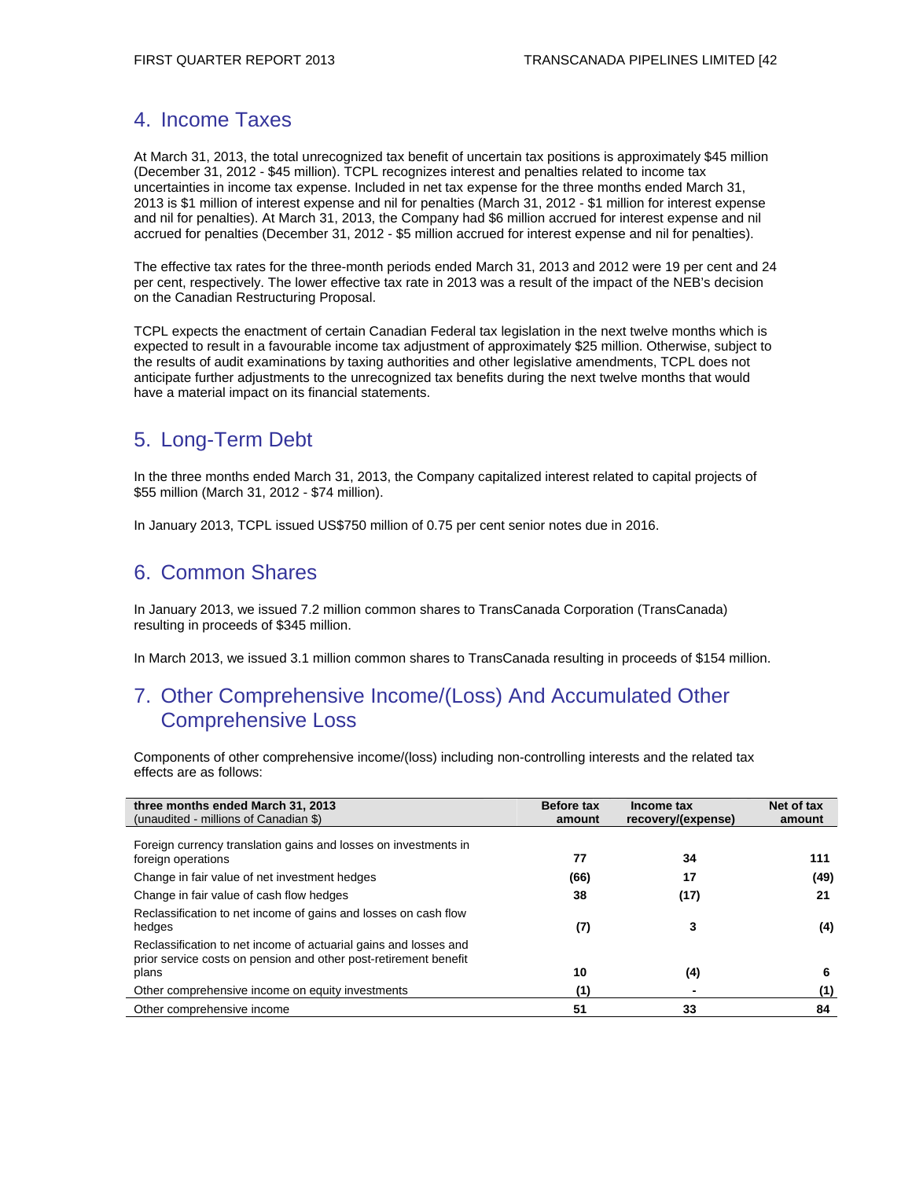## 4. Income Taxes

At March 31, 2013, the total unrecognized tax benefit of uncertain tax positions is approximately $45 million (December 31, 2012 - $45 million). TCPL recognizes interest and penalties related to income tax uncertainties in income tax expense. Included in net tax expense for the three months ended March 31, 2013 is $1 million of interest expense and nil for penalties (March 31, 2012 - $1 million for interest expense and nil for penalties). At March 31, 2013, the Company had $6 million accrued for interest expense and nil accrued for penalties (December 31, 2012 - $5 million accrued for interest expense and nil for penalties).

The effective tax rates for the three-month periods ended March 31, 2013 and 2012 were 19 per cent and 24 per cent, respectively. The lower effective tax rate in 2013 was a result of the impact of the NEB's decision on the Canadian Restructuring Proposal.

TCPL expects the enactment of certain Canadian Federal tax legislation in the next twelve months which is expected to result in a favourable income tax adjustment of approximately $25 million. Otherwise, subject to the results of audit examinations by taxing authorities and other legislative amendments, TCPL does not anticipate further adjustments to the unrecognized tax benefits during the next twelve months that would have a material impact on its financial statements.

## 5. Long-Term Debt

In the three months ended March 31, 2013, the Company capitalized interest related to capital projects of $55 million (March 31, 2012 - $74 million).

In January 2013, TCPL issued US$750 million of 0.75 per cent senior notes due in 2016.

## 6. Common Shares

In January 2013, we issued 7.2 million common shares to TransCanada Corporation (TransCanada) resulting in proceeds of $345 million.

In March 2013, we issued 3.1 million common shares to TransCanada resulting in proceeds of $154 million.

## 7. Other Comprehensive Income/(Loss) And Accumulated Other Comprehensive Loss

Components of other comprehensive income/(loss) including non-controlling interests and the related tax effects are as follows:

| **three months ended March 31, 2013** (unaudited - millions of Canadian $) | **Before tax amount** | **Income tax recovery/(expense)** | **Net of tax amount** |
|---|---|---|---|
| Foreign currency translation gains and losses on investments in foreign operations | **77** | **34** | **111** |
| Change in fair value of net investment hedges | **(66)** | **17** | **(49)** |
| Change in fair value of cash flow hedges | **38** | **(17)** | **21** |
| Reclassification to net income of gains and losses on cash flow hedges | **(7)** | **3** | **(4)** |
| Reclassification to net income of actuarial gains and losses and prior service costs on pension and other post-retirement benefit plans | **10** | **(4)** | **6** |
| Other comprehensive income on equity investments | **(1)** | **-** | **(1)** |
| Other comprehensive income | **51** | **33** | **84** |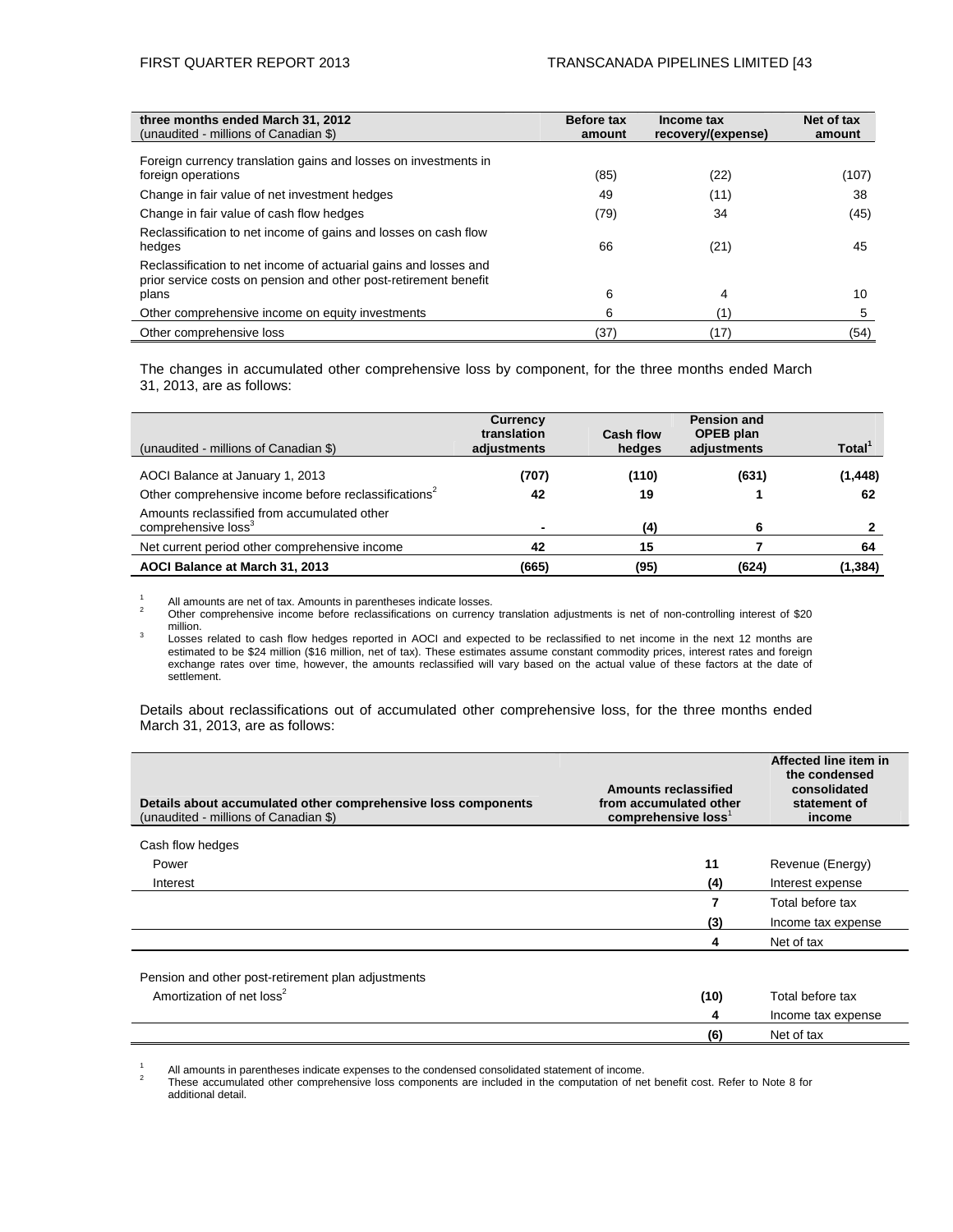| three months ended March 31, 2012 (unaudited - millions of Canadian $) | Before tax amount | Income tax recovery/(expense) | Net of tax amount |
|---|---|---|---|
| Foreign currency translation gains and losses on investments in foreign operations | (85) | (22) | (107) |
| Change in fair value of net investment hedges | 49 | (11) | 38 |
| Change in fair value of cash flow hedges | (79) | 34 | (45) |
| Reclassification to net income of gains and losses on cash flow hedges | 66 | (21) | 45 |
| Reclassification to net income of actuarial gains and losses and prior service costs on pension and other post-retirement benefit plans | 6 | 4 | 10 |
| Other comprehensive income on equity investments | 6 | (1) | 5 |
| Other comprehensive loss | (37) | (17) | (54) |

The changes in accumulated other comprehensive loss by component, for the three months ended March 31, 2013, are as follows:

| (unaudited - millions of Canadian $) | Currency translation adjustments | Cash flow hedges | Pension and OPEB plan adjustments | Total[1] |
|---|---|---|---|---|
| AOCI Balance at January 1, 2013 | **(707)** | **(110)** | **(631)** | **(1,448)** |
| Other comprehensive income before reclassifications[2] | **42** | **19** | **1** | **62** |
| Amounts reclassified from accumulated other comprehensive loss[3] | **-** | **(4)** | **6** | **2** |
| Net current period other comprehensive income | **42** | **15** | **7** | **64** |
| **AOCI Balance at March 31, 2013** | **(665)** | **(95)** | **(624)** | **(1,384)** |

1 All amounts are net of tax. Amounts in parentheses indicate losses.
2 Other comprehensive income before reclassifications on currency translation adjustments is net of non-controlling interest of $20 million.
3 Losses related to cash flow hedges reported in AOCI and expected to be reclassified to net income in the next 12 months are estimated to be $24 million ($16 million, net of tax). These estimates assume constant commodity prices, interest rates and foreign exchange rates over time, however, the amounts reclassified will vary based on the actual value of these factors at the date of settlement.

Details about reclassifications out of accumulated other comprehensive loss, for the three months ended March 31, 2013, are as follows:

| Details about accumulated other comprehensive loss components (unaudited - millions of Canadian $) | Amounts reclassified from accumulated other comprehensive loss[1] | Affected line item in the condensed consolidated statement of income |
|---|---|---|
| Cash flow hedges | | |
| Power | **11** | Revenue (Energy) |
| Interest | **(4)** | Interest expense |
| | **7** | Total before tax |
| | **(3)** | Income tax expense |
| | **4** | Net of tax |
| Pension and other post-retirement plan adjustments | | |
| Amortization of net loss[2] | **(10)** | Total before tax |
| | **4** | Income tax expense |
| | **(6)** | Net of tax |

1 All amounts in parentheses indicate expenses to the condensed consolidated statement of income.
2 These accumulated other comprehensive loss components are included in the computation of net benefit cost. Refer to Note 8 for additional detail.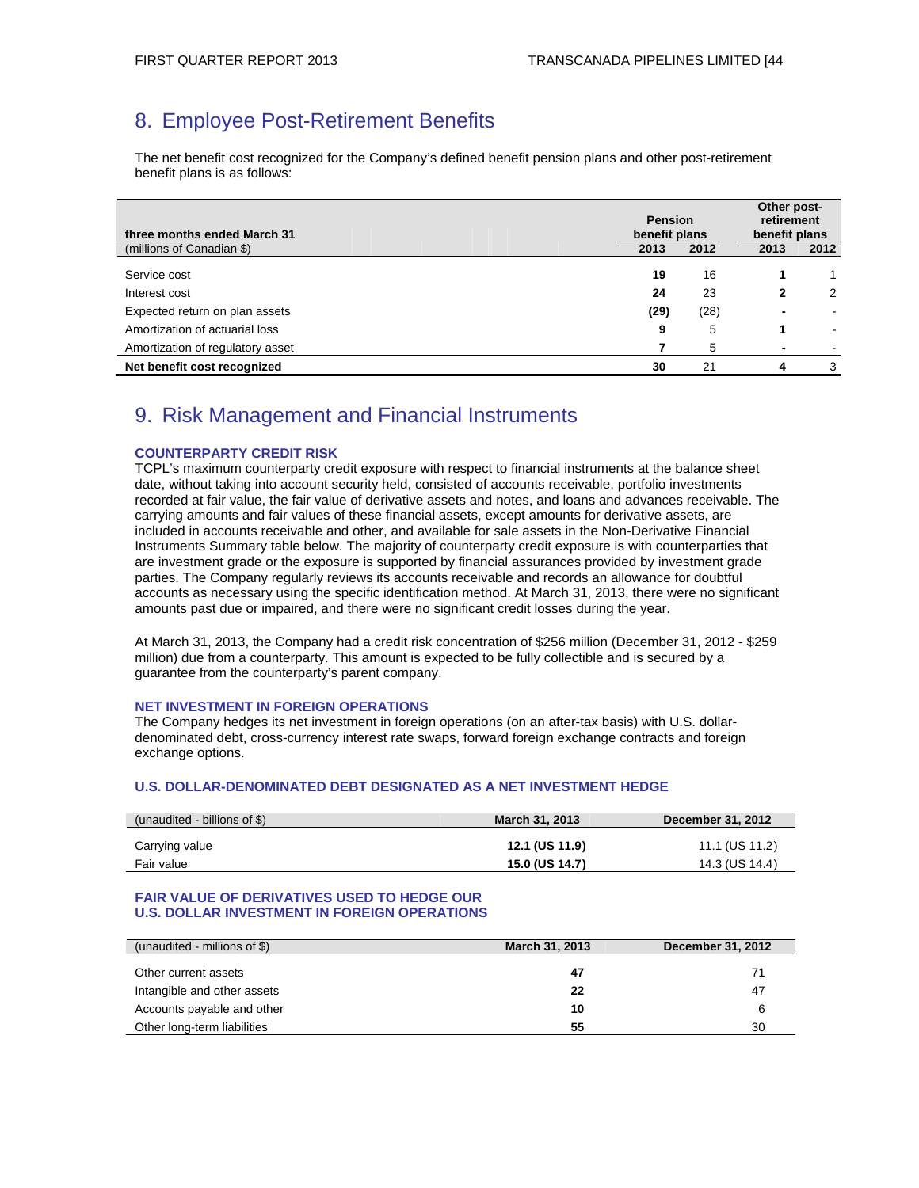## 8. Employee Post-Retirement Benefits

The net benefit cost recognized for the Company's defined benefit pension plans and other post-retirement benefit plans is as follows:

| three months ended March 31 | Pension benefit plans | | Other post-retirement benefit plans | |
|---|---|---|---|---|
| (millions of Canadian $) | 2013 | 2012 | 2013 | 2012 |
| Service cost | **19** | 16 | **1** | 1 |
| Interest cost | **24** | 23 | **2** | 2 |
| Expected return on plan assets | **(29)** | (28) | **-** | - |
| Amortization of actuarial loss | **9** | 5 | **1** | - |
| Amortization of regulatory asset | **7** | 5 | **-** | - |
| **Net benefit cost recognized** | **30** | 21 | **4** | 3 |

## 9. Risk Management and Financial Instruments

### COUNTERPARTY CREDIT RISK

TCPL's maximum counterparty credit exposure with respect to financial instruments at the balance sheet date, without taking into account security held, consisted of accounts receivable, portfolio investments recorded at fair value, the fair value of derivative assets and notes, and loans and advances receivable. The carrying amounts and fair values of these financial assets, except amounts for derivative assets, are included in accounts receivable and other, and available for sale assets in the Non-Derivative Financial Instruments Summary table below. The majority of counterparty credit exposure is with counterparties that are investment grade or the exposure is supported by financial assurances provided by investment grade parties. The Company regularly reviews its accounts receivable and records an allowance for doubtful accounts as necessary using the specific identification method. At March 31, 2013, there were no significant amounts past due or impaired, and there were no significant credit losses during the year.

At March 31, 2013, the Company had a credit risk concentration of $256 million (December 31, 2012 - $259 million) due from a counterparty. This amount is expected to be fully collectible and is secured by a guarantee from the counterparty's parent company.

### NET INVESTMENT IN FOREIGN OPERATIONS

The Company hedges its net investment in foreign operations (on an after-tax basis) with U.S. dollar-denominated debt, cross-currency interest rate swaps, forward foreign exchange contracts and foreign exchange options.

### U.S. DOLLAR-DENOMINATED DEBT DESIGNATED AS A NET INVESTMENT HEDGE

| (unaudited - billions of $) | March 31, 2013 | December 31, 2012 |
|---|---|---|
| Carrying value | **12.1 (US 11.9)** | 11.1 (US 11.2) |
| Fair value | **15.0 (US 14.7)** | 14.3 (US 14.4) |

### FAIR VALUE OF DERIVATIVES USED TO HEDGE OUR U.S. DOLLAR INVESTMENT IN FOREIGN OPERATIONS

| (unaudited - millions of $) | March 31, 2013 | December 31, 2012 |
|---|---|---|
| Other current assets | **47** | 71 |
| Intangible and other assets | **22** | 47 |
| Accounts payable and other | **10** | 6 |
| Other long-term liabilities | **55** | 30 |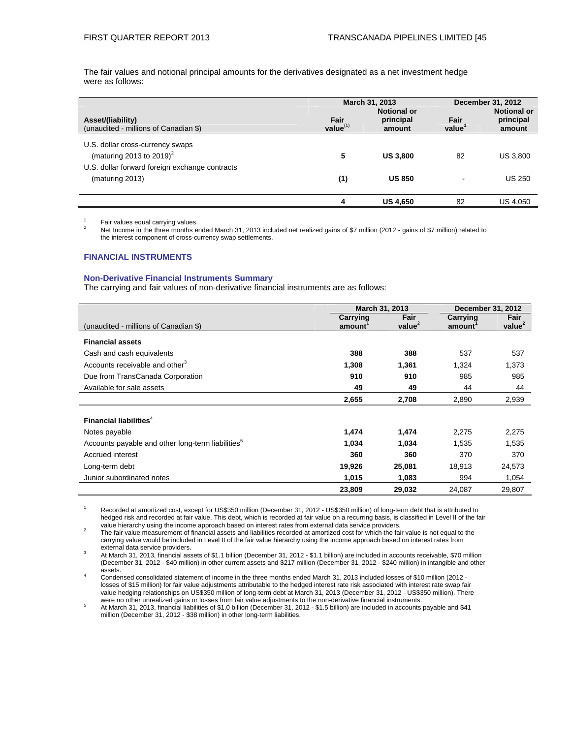The fair values and notional principal amounts for the derivatives designated as a net investment hedge were as follows:

| Asset/(liability)<br>(unaudited - millions of Canadian $) | March 31, 2013 | | December 31, 2012 | |
|---|---|---|---|---|
| | Fair value[1] | Notional or principal amount | Fair value[1] | Notional or principal amount |
| U.S. dollar cross-currency swaps (maturing 2013 to 2019)[2] | **5** | **US 3,800** | 82 | US 3,800 |
| U.S. dollar forward foreign exchange contracts (maturing 2013) | **(1)** | **US 850** | - | US 250 |
| | **4** | **US 4,650** | 82 | US 4,050 |

[1] Fair values equal carrying values.

[2] Net Income in the three months ended March 31, 2013 included net realized gains of $7 million (2012 - gains of $7 million) related to the interest component of cross-currency swap settlements.

## FINANCIAL INSTRUMENTS

### Non-Derivative Financial Instruments Summary

The carrying and fair values of non-derivative financial instruments are as follows:

| (unaudited - millions of Canadian $) | March 31, 2013 | | December 31, 2012 | |
|---|---|---|---|---|
| | Carrying amount[1] | Fair value[2] | Carrying amount[1] | Fair value[2] |
| **Financial assets** | | | | |
| Cash and cash equivalents | **388** | **388** | 537 | 537 |
| Accounts receivable and other[3] | **1,308** | **1,361** | 1,324 | 1,373 |
| Due from TransCanada Corporation | **910** | **910** | 985 | 985 |
| Available for sale assets | **49** | **49** | 44 | 44 |
| | **2,655** | **2,708** | 2,890 | 2,939 |
| **Financial liabilities**[4] | | | | |
| Notes payable | **1,474** | **1,474** | 2,275 | 2,275 |
| Accounts payable and other long-term liabilities[5] | **1,034** | **1,034** | 1,535 | 1,535 |
| Accrued interest | **360** | **360** | 370 | 370 |
| Long-term debt | **19,926** | **25,081** | 18,913 | 24,573 |
| Junior subordinated notes | **1,015** | **1,083** | 994 | 1,054 |
| | **23,809** | **29,032** | 24,087 | 29,807 |

[1] Recorded at amortized cost, except for US$350 million (December 31, 2012 - US$350 million) of long-term debt that is attributed to hedged risk and recorded at fair value. This debt, which is recorded at fair value on a recurring basis, is classified in Level II of the fair value hierarchy using the income approach based on interest rates from external data service providers.

[2] The fair value measurement of financial assets and liabilities recorded at amortized cost for which the fair value is not equal to the carrying value would be included in Level II of the fair value hierarchy using the income approach based on interest rates from external data service providers.

[3] At March 31, 2013, financial assets of $1.1 billion (December 31, 2012 - $1.1 billion) are included in accounts receivable, $70 million (December 31, 2012 - $40 million) in other current assets and $217 million (December 31, 2012 - $240 million) in intangible and other assets.

[4] Condensed consolidated statement of income in the three months ended March 31, 2013 included losses of $10 million (2012 - losses of $15 million) for fair value adjustments attributable to the hedged interest rate risk associated with interest rate swap fair value hedging relationships on US$350 million of long-term debt at March 31, 2013 (December 31, 2012 - US$350 million). There were no other unrealized gains or losses from fair value adjustments to the non-derivative financial instruments.

[5] At March 31, 2013, financial liabilities of $1.0 billion (December 31, 2012 - $1.5 billion) are included in accounts payable and $41 million (December 31, 2012 - $38 million) in other long-term liabilities.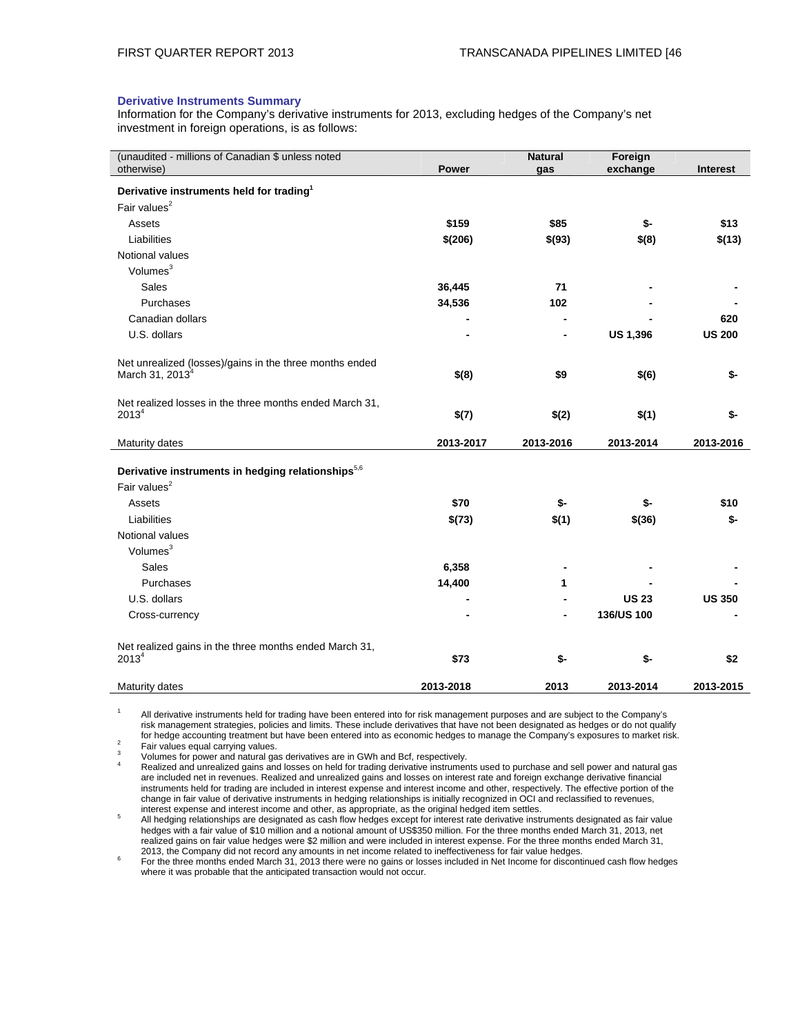### Derivative Instruments Summary

Information for the Company's derivative instruments for 2013, excluding hedges of the Company's net investment in foreign operations, is as follows:

| (unaudited - millions of Canadian $ unless noted otherwise) | Power | Natural gas | Foreign exchange | Interest |
|---|---|---|---|---|
| **Derivative instruments held for trading[1]** | | | | |
| Fair values[2] | | | | |
| Assets | **$159** | **$85** | **$-** | **$13** |
| Liabilities | **$(206)** | **$(93)** | **$(8)** | **$(13)** |
| Notional values | | | | |
| Volumes[3] | | | | |
| Sales | **36,445** | **71** | **-** | **-** |
| Purchases | **34,536** | **102** | **-** | **-** |
| Canadian dollars | **-** | **-** | **-** | **620** |
| U.S. dollars | **-** | **-** | **US 1,396** | **US 200** |
| Net unrealized (losses)/gains in the three months ended March 31, 2013[4] | **$(8)** | **$9** | **$(6)** | **$-** |
| Net realized losses in the three months ended March 31, 2013[4] | **$(7)** | **$(2)** | **$(1)** | **$-** |
| Maturity dates | **2013-2017** | **2013-2016** | **2013-2014** | **2013-2016** |
| **Derivative instruments in hedging relationships[5,6]** | | | | |
| Fair values[2] | | | | |
| Assets | **$70** | **$-** | **$-** | **$10** |
| Liabilities | **$(73)** | **$(1)** | **$(36)** | **$-** |
| Notional values | | | | |
| Volumes[3] | | | | |
| Sales | **6,358** | **-** | **-** | **-** |
| Purchases | **14,400** | **1** | **-** | **-** |
| U.S. dollars | **-** | **-** | **US 23** | **US 350** |
| Cross-currency | **-** | **-** | **136/US 100** | **-** |
| Net realized gains in the three months ended March 31, 2013[4] | **$73** | **$-** | **$-** | **$2** |
| Maturity dates | **2013-2018** | **2013** | **2013-2014** | **2013-2015** |

1 All derivative instruments held for trading have been entered into for risk management purposes and are subject to the Company's risk management strategies, policies and limits. These include derivatives that have not been designated as hedges or do not qualify for hedge accounting treatment but have been entered into as economic hedges to manage the Company's exposures to market risk.

2 Fair values equal carrying values.

3 Volumes for power and natural gas derivatives are in GWh and Bcf, respectively.

4 Realized and unrealized gains and losses on held for trading derivative instruments used to purchase and sell power and natural gas are included net in revenues. Realized and unrealized gains and losses on interest rate and foreign exchange derivative financial instruments held for trading are included in interest expense and interest income and other, respectively. The effective portion of the change in fair value of derivative instruments in hedging relationships is initially recognized in OCI and reclassified to revenues, interest expense and interest income and other, as appropriate, as the original hedged item settles.

5 All hedging relationships are designated as cash flow hedges except for interest rate derivative instruments designated as fair value hedges with a fair value of $10 million and a notional amount of US$350 million. For the three months ended March 31, 2013, net realized gains on fair value hedges were $2 million and were included in interest expense. For the three months ended March 31, 2013, the Company did not record any amounts in net income related to ineffectiveness for fair value hedges.

6 For the three months ended March 31, 2013 there were no gains or losses included in Net Income for discontinued cash flow hedges where it was probable that the anticipated transaction would not occur.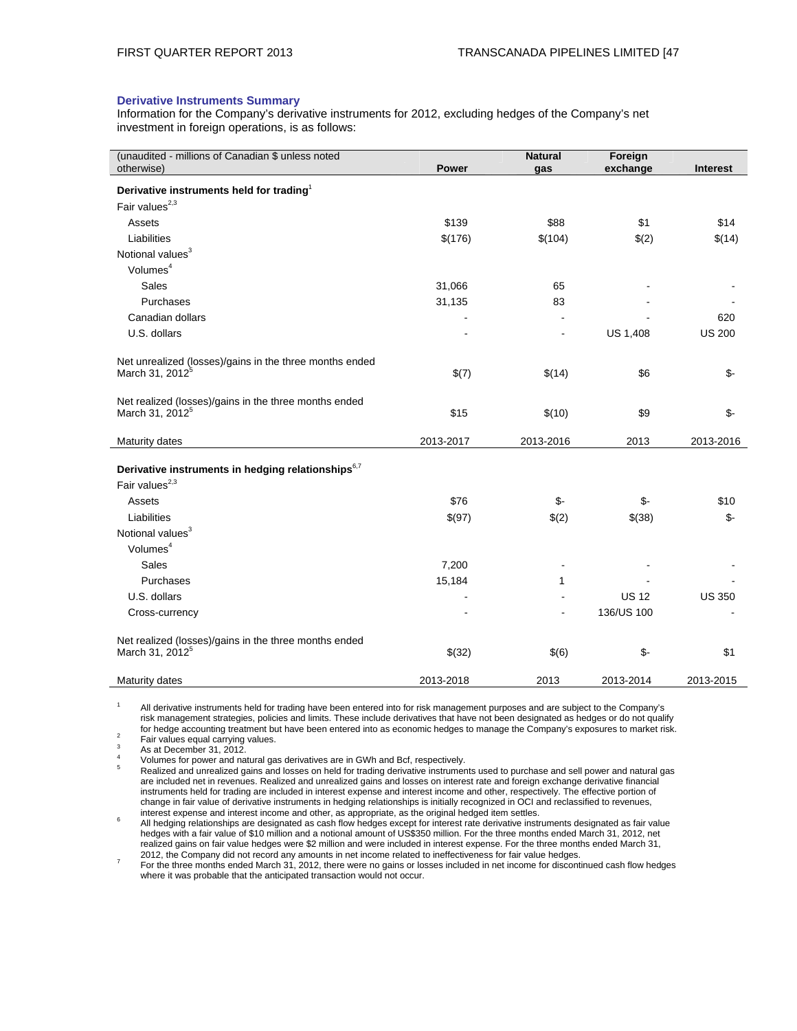### Derivative Instruments Summary

Information for the Company's derivative instruments for 2012, excluding hedges of the Company's net investment in foreign operations, is as follows:

| (unaudited - millions of Canadian $ unless noted otherwise) | Power | Natural gas | Foreign exchange | Interest |
|---|---|---|---|---|
| **Derivative instruments held for trading**[1] | | | | |
| Fair values[2,3] | | | | |
| Assets | $139 | $88 | $1 | $14 |
| Liabilities | $(176) | $(104) | $(2) | $(14) |
| Notional values[3] | | | | |
| Volumes[4] | | | | |
| Sales | 31,066 | 65 | - | - |
| Purchases | 31,135 | 83 | - | - |
| Canadian dollars | - | - | - | 620 |
| U.S. dollars | - | - | US 1,408 | US 200 |
| Net unrealized (losses)/gains in the three months ended March 31, 2012[5] | $(7) | $(14) | $6 | $- |
| Net realized (losses)/gains in the three months ended March 31, 2012[5] | $15 | $(10) | $9 | $- |
| Maturity dates | 2013-2017 | 2013-2016 | 2013 | 2013-2016 |
| **Derivative instruments in hedging relationships**[6,7] | | | | |
| Fair values[2,3] | | | | |
| Assets | $76 | $- | $- | $10 |
| Liabilities | $(97) | $(2) | $(38) | $- |
| Notional values[3] | | | | |
| Volumes[4] | | | | |
| Sales | 7,200 | - | - | - |
| Purchases | 15,184 | 1 | - | - |
| U.S. dollars | - | - | US 12 | US 350 |
| Cross-currency | - | - | 136/US 100 | - |
| Net realized (losses)/gains in the three months ended March 31, 2012[5] | $(32) | $(6) | $- | $1 |
| Maturity dates | 2013-2018 | 2013 | 2013-2014 | 2013-2015 |

1. All derivative instruments held for trading have been entered into for risk management purposes and are subject to the Company's risk management strategies, policies and limits. These include derivatives that have not been designated as hedges or do not qualify for hedge accounting treatment but have been entered into as economic hedges to manage the Company's exposures to market risk.
2. Fair values equal carrying values.
3. As at December 31, 2012.
4. Volumes for power and natural gas derivatives are in GWh and Bcf, respectively.
5. Realized and unrealized gains and losses on held for trading derivative instruments used to purchase and sell power and natural gas are included net in revenues. Realized and unrealized gains and losses on interest rate and foreign exchange derivative financial instruments held for trading are included in interest expense and interest income and other, respectively. The effective portion of change in fair value of derivative instruments in hedging relationships is initially recognized in OCI and reclassified to revenues, interest expense and interest income and other, as appropriate, as the original hedged item settles.
6. All hedging relationships are designated as cash flow hedges except for interest rate derivative instruments designated as fair value hedges with a fair value of $10 million and a notional amount of US$350 million. For the three months ended March 31, 2012, net realized gains on fair value hedges were $2 million and were included in interest expense. For the three months ended March 31, 2012, the Company did not record any amounts in net income related to ineffectiveness for fair value hedges.
7. For the three months ended March 31, 2012, there were no gains or losses included in net income for discontinued cash flow hedges where it was probable that the anticipated transaction would not occur.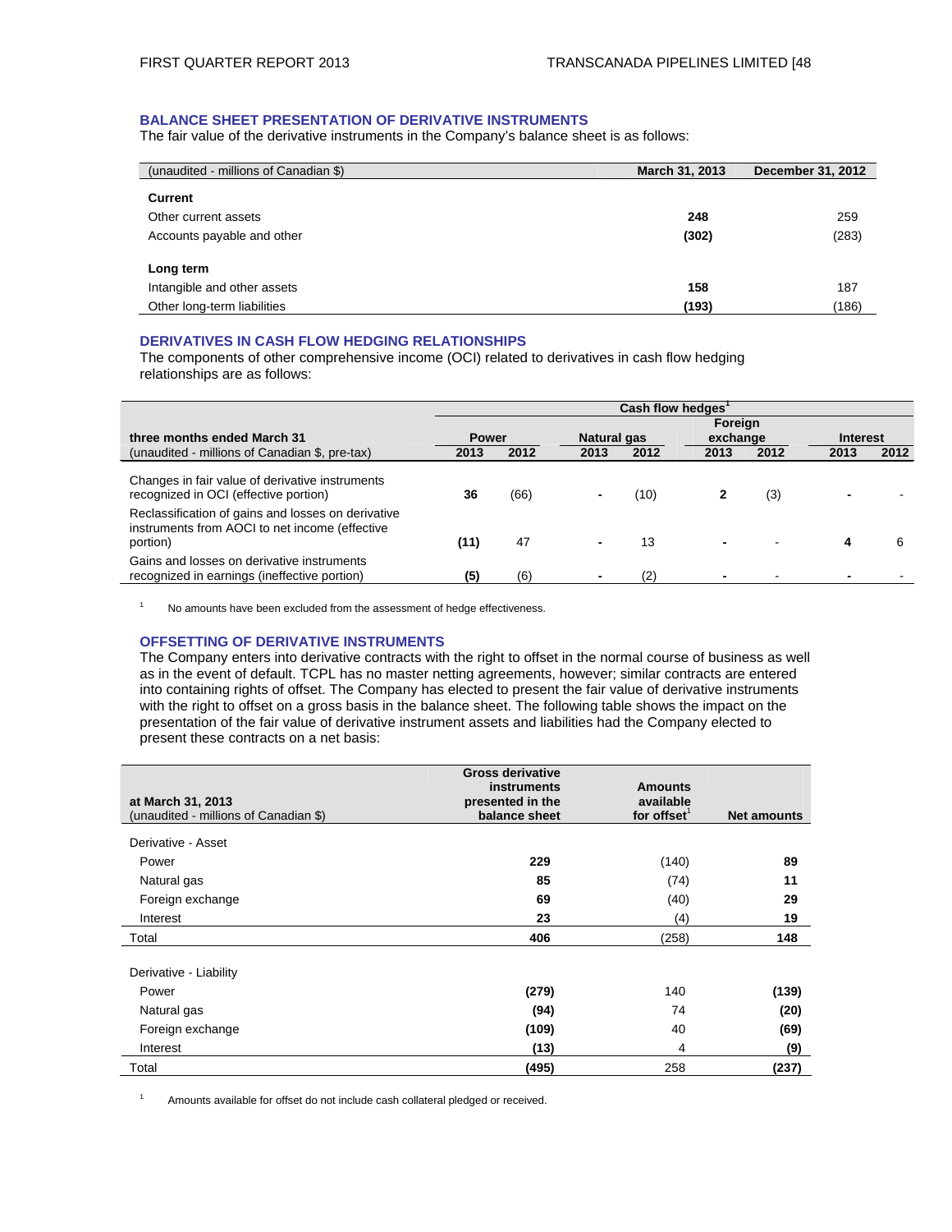## BALANCE SHEET PRESENTATION OF DERIVATIVE INSTRUMENTS

The fair value of the derivative instruments in the Company's balance sheet is as follows:

| (unaudited - millions of Canadian $) | March 31, 2013 | December 31, 2012 |
|---|---|---|
| **Current** | | |
| Other current assets | **248** | 259 |
| Accounts payable and other | **(302)** | (283) |
| **Long term** | | |
| Intangible and other assets | **158** | 187 |
| Other long-term liabilities | **(193)** | (186) |

## DERIVATIVES IN CASH FLOW HEDGING RELATIONSHIPS

The components of other comprehensive income (OCI) related to derivatives in cash flow hedging relationships are as follows:

| | Cash flow hedges[1] | | | | | | | |
|---|---|---|---|---|---|---|---|---|
| **three months ended March 31** | **Power** | | **Natural gas** | | **Foreign exchange** | | **Interest** | |
| (unaudited - millions of Canadian $, pre-tax) | **2013** | **2012** | **2013** | **2012** | **2013** | **2012** | **2013** | **2012** |
| Changes in fair value of derivative instruments recognized in OCI (effective portion) | **36** | (66) | **-** | (10) | **2** | (3) | **-** | - |
| Reclassification of gains and losses on derivative instruments from AOCI to net income (effective portion) | **(11)** | 47 | **-** | 13 | **-** | - | **4** | 6 |
| Gains and losses on derivative instruments recognized in earnings (ineffective portion) | **(5)** | (6) | **-** | (2) | **-** | - | **-** | - |

[1] No amounts have been excluded from the assessment of hedge effectiveness.

## OFFSETTING OF DERIVATIVE INSTRUMENTS

The Company enters into derivative contracts with the right to offset in the normal course of business as well as in the event of default. TCPL has no master netting agreements, however; similar contracts are entered into containing rights of offset. The Company has elected to present the fair value of derivative instruments with the right to offset on a gross basis in the balance sheet. The following table shows the impact on the presentation of the fair value of derivative instrument assets and liabilities had the Company elected to present these contracts on a net basis:

| at March 31, 2013<br>(unaudited - millions of Canadian $) | Gross derivative instruments presented in the balance sheet | Amounts available for offset[1] | Net amounts |
|---|---|---|---|
| Derivative - Asset | | | |
| Power | **229** | (140) | **89** |
| Natural gas | **85** | (74) | **11** |
| Foreign exchange | **69** | (40) | **29** |
| Interest | **23** | (4) | **19** |
| Total | **406** | (258) | **148** |
| Derivative - Liability | | | |
| Power | **(279)** | 140 | **(139)** |
| Natural gas | **(94)** | 74 | **(20)** |
| Foreign exchange | **(109)** | 40 | **(69)** |
| Interest | **(13)** | 4 | **(9)** |
| Total | **(495)** | 258 | **(237)** |

[1] Amounts available for offset do not include cash collateral pledged or received.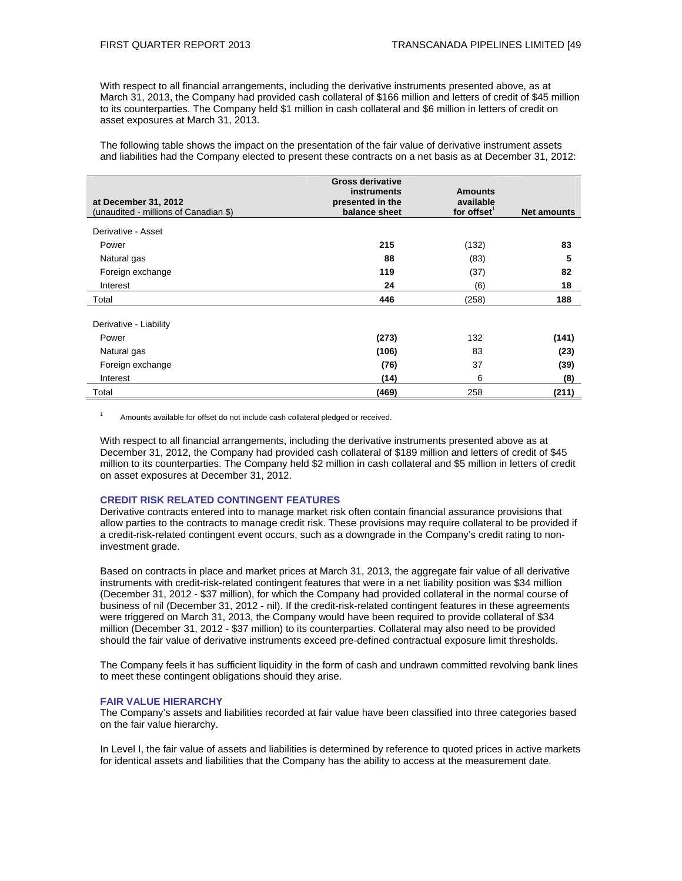With respect to all financial arrangements, including the derivative instruments presented above, as at March 31, 2013, the Company had provided cash collateral of $166 million and letters of credit of $45 million to its counterparties. The Company held $1 million in cash collateral and $6 million in letters of credit on asset exposures at March 31, 2013.

The following table shows the impact on the presentation of the fair value of derivative instrument assets and liabilities had the Company elected to present these contracts on a net basis as at December 31, 2012:

| at December 31, 2012<br>(unaudited - millions of Canadian $) | Gross derivative instruments presented in the balance sheet | Amounts available for offset[1] | Net amounts |
|---|---|---|---|
| Derivative - Asset | | | |
| Power | **215** | (132) | **83** |
| Natural gas | **88** | (83) | **5** |
| Foreign exchange | **119** | (37) | **82** |
| Interest | **24** | (6) | **18** |
| Total | **446** | (258) | **188** |
| | | | |
| Derivative - Liability | | | |
| Power | **(273)** | 132 | **(141)** |
| Natural gas | **(106)** | 83 | **(23)** |
| Foreign exchange | **(76)** | 37 | **(39)** |
| Interest | **(14)** | 6 | **(8)** |
| Total | **(469)** | 258 | **(211)** |

[1] Amounts available for offset do not include cash collateral pledged or received.

With respect to all financial arrangements, including the derivative instruments presented above as at December 31, 2012, the Company had provided cash collateral of $189 million and letters of credit of $45 million to its counterparties. The Company held $2 million in cash collateral and $5 million in letters of credit on asset exposures at December 31, 2012.

### CREDIT RISK RELATED CONTINGENT FEATURES

Derivative contracts entered into to manage market risk often contain financial assurance provisions that allow parties to the contracts to manage credit risk. These provisions may require collateral to be provided if a credit-risk-related contingent event occurs, such as a downgrade in the Company's credit rating to non-investment grade.

Based on contracts in place and market prices at March 31, 2013, the aggregate fair value of all derivative instruments with credit-risk-related contingent features that were in a net liability position was $34 million (December 31, 2012 - $37 million), for which the Company had provided collateral in the normal course of business of nil (December 31, 2012 - nil). If the credit-risk-related contingent features in these agreements were triggered on March 31, 2013, the Company would have been required to provide collateral of $34 million (December 31, 2012 - $37 million) to its counterparties. Collateral may also need to be provided should the fair value of derivative instruments exceed pre-defined contractual exposure limit thresholds.

The Company feels it has sufficient liquidity in the form of cash and undrawn committed revolving bank lines to meet these contingent obligations should they arise.

### FAIR VALUE HIERARCHY

The Company's assets and liabilities recorded at fair value have been classified into three categories based on the fair value hierarchy.

In Level I, the fair value of assets and liabilities is determined by reference to quoted prices in active markets for identical assets and liabilities that the Company has the ability to access at the measurement date.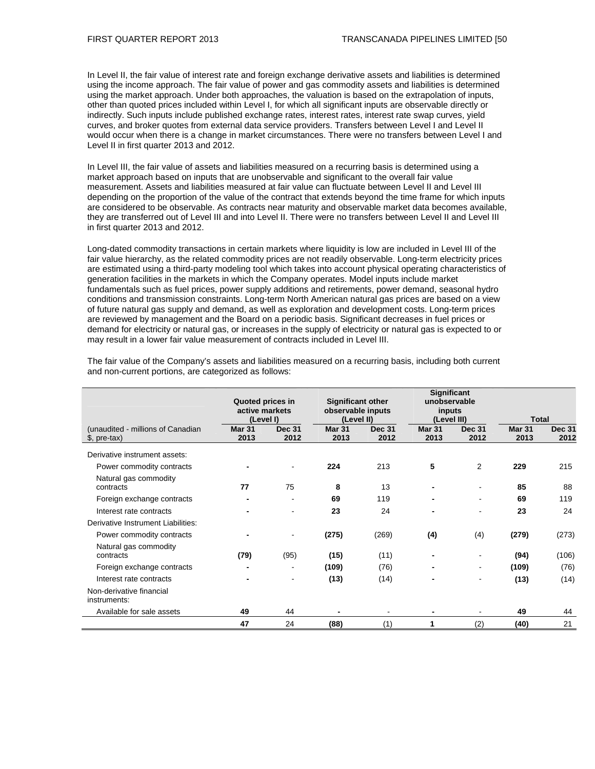In Level II, the fair value of interest rate and foreign exchange derivative assets and liabilities is determined using the income approach. The fair value of power and gas commodity assets and liabilities is determined using the market approach. Under both approaches, the valuation is based on the extrapolation of inputs, other than quoted prices included within Level I, for which all significant inputs are observable directly or indirectly. Such inputs include published exchange rates, interest rates, interest rate swap curves, yield curves, and broker quotes from external data service providers. Transfers between Level I and Level II would occur when there is a change in market circumstances. There were no transfers between Level I and Level II in first quarter 2013 and 2012.

In Level III, the fair value of assets and liabilities measured on a recurring basis is determined using a market approach based on inputs that are unobservable and significant to the overall fair value measurement. Assets and liabilities measured at fair value can fluctuate between Level II and Level III depending on the proportion of the value of the contract that extends beyond the time frame for which inputs are considered to be observable. As contracts near maturity and observable market data becomes available, they are transferred out of Level III and into Level II. There were no transfers between Level II and Level III in first quarter 2013 and 2012.

Long-dated commodity transactions in certain markets where liquidity is low are included in Level III of the fair value hierarchy, as the related commodity prices are not readily observable. Long-term electricity prices are estimated using a third-party modeling tool which takes into account physical operating characteristics of generation facilities in the markets in which the Company operates. Model inputs include market fundamentals such as fuel prices, power supply additions and retirements, power demand, seasonal hydro conditions and transmission constraints. Long-term North American natural gas prices are based on a view of future natural gas supply and demand, as well as exploration and development costs. Long-term prices are reviewed by management and the Board on a periodic basis. Significant decreases in fuel prices or demand for electricity or natural gas, or increases in the supply of electricity or natural gas is expected to or may result in a lower fair value measurement of contracts included in Level III.

The fair value of the Company's assets and liabilities measured on a recurring basis, including both current and non-current portions, are categorized as follows:

| | Quoted prices in active markets (Level I) | | Significant other observable inputs (Level II) | | Significant unobservable inputs (Level III) | | Total | |
|---|---|---|---|---|---|---|---|---|
| (unaudited - millions of Canadian $, pre-tax) | **Mar 31 2013** | Dec 31 2012 | **Mar 31 2013** | Dec 31 2012 | **Mar 31 2013** | Dec 31 2012 | **Mar 31 2013** | Dec 31 2012 |
| Derivative instrument assets: | | | | | | | | |
| Power commodity contracts | **-** | - | **224** | 213 | **5** | 2 | **229** | 215 |
| Natural gas commodity contracts | **77** | 75 | **8** | 13 | **-** | - | **85** | 88 |
| Foreign exchange contracts | **-** | - | **69** | 119 | **-** | - | **69** | 119 |
| Interest rate contracts | **-** | - | **23** | 24 | **-** | - | **23** | 24 |
| Derivative Instrument Liabilities: | | | | | | | | |
| Power commodity contracts | **-** | - | **(275)** | (269) | **(4)** | (4) | **(279)** | (273) |
| Natural gas commodity contracts | **(79)** | (95) | **(15)** | (11) | **-** | - | **(94)** | (106) |
| Foreign exchange contracts | **-** | - | **(109)** | (76) | **-** | - | **(109)** | (76) |
| Interest rate contracts | **-** | - | **(13)** | (14) | **-** | - | **(13)** | (14) |
| Non-derivative financial instruments: | | | | | | | | |
| Available for sale assets | **49** | 44 | **-** | - | **-** | - | **49** | 44 |
| | **47** | 24 | **(88)** | (1) | **1** | (2) | **(40)** | 21 |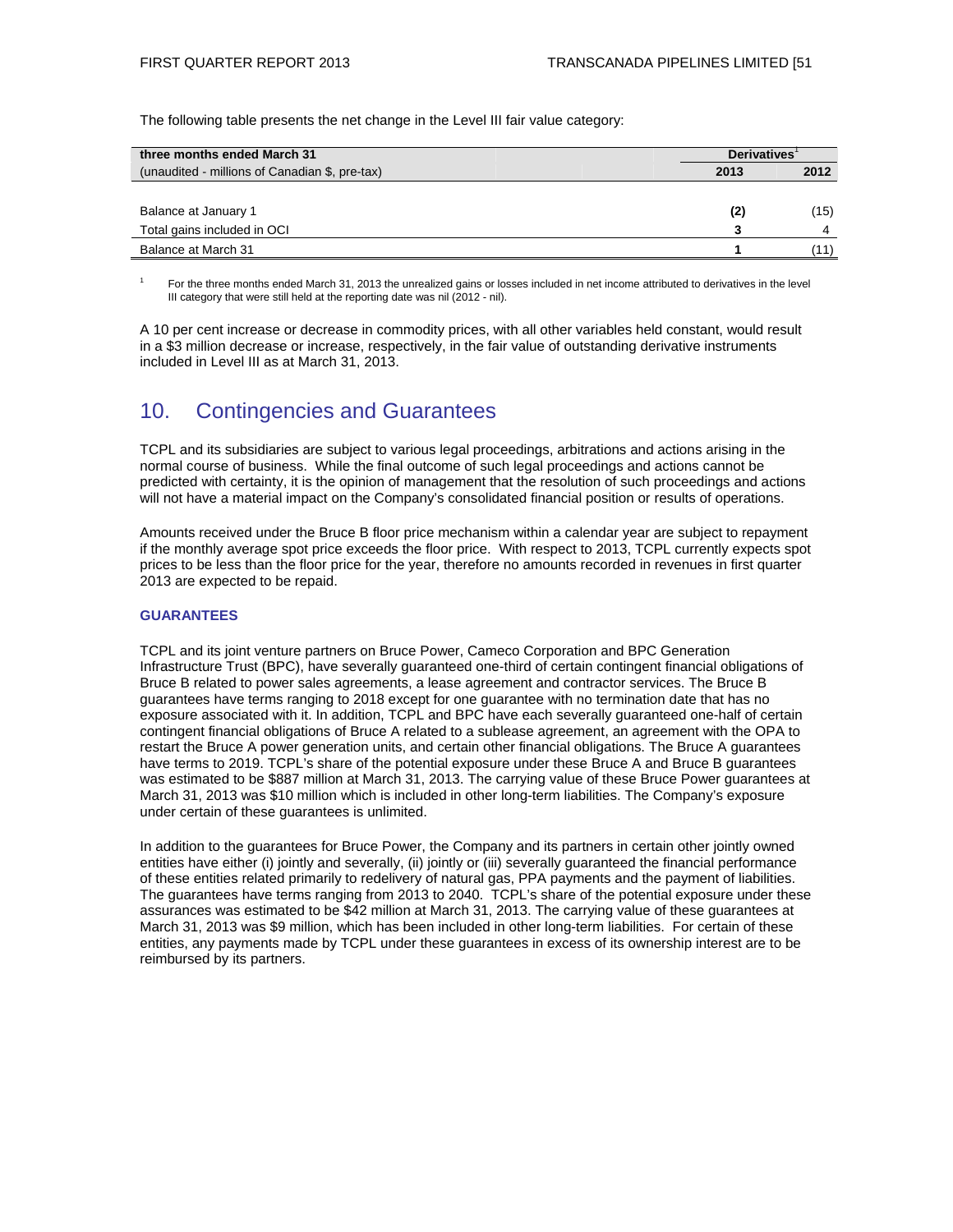The following table presents the net change in the Level III fair value category:

| three months ended March 31 | Derivatives[1] | |
|---|---|---|
| (unaudited - millions of Canadian $, pre-tax) | **2013** | **2012** |
| Balance at January 1 | **(2)** | (15) |
| Total gains included in OCI | **3** | 4 |
| Balance at March 31 | **1** | (11) |

[1] For the three months ended March 31, 2013 the unrealized gains or losses included in net income attributed to derivatives in the level III category that were still held at the reporting date was nil (2012 - nil).

A 10 per cent increase or decrease in commodity prices, with all other variables held constant, would result in a $3 million decrease or increase, respectively, in the fair value of outstanding derivative instruments included in Level III as at March 31, 2013.

## 10. Contingencies and Guarantees

TCPL and its subsidiaries are subject to various legal proceedings, arbitrations and actions arising in the normal course of business. While the final outcome of such legal proceedings and actions cannot be predicted with certainty, it is the opinion of management that the resolution of such proceedings and actions will not have a material impact on the Company's consolidated financial position or results of operations.

Amounts received under the Bruce B floor price mechanism within a calendar year are subject to repayment if the monthly average spot price exceeds the floor price. With respect to 2013, TCPL currently expects spot prices to be less than the floor price for the year, therefore no amounts recorded in revenues in first quarter 2013 are expected to be repaid.

### GUARANTEES

TCPL and its joint venture partners on Bruce Power, Cameco Corporation and BPC Generation Infrastructure Trust (BPC), have severally guaranteed one-third of certain contingent financial obligations of Bruce B related to power sales agreements, a lease agreement and contractor services. The Bruce B guarantees have terms ranging to 2018 except for one guarantee with no termination date that has no exposure associated with it. In addition, TCPL and BPC have each severally guaranteed one-half of certain contingent financial obligations of Bruce A related to a sublease agreement, an agreement with the OPA to restart the Bruce A power generation units, and certain other financial obligations. The Bruce A guarantees have terms to 2019. TCPL's share of the potential exposure under these Bruce A and Bruce B guarantees was estimated to be $887 million at March 31, 2013. The carrying value of these Bruce Power guarantees at March 31, 2013 was $10 million which is included in other long-term liabilities. The Company's exposure under certain of these guarantees is unlimited.

In addition to the guarantees for Bruce Power, the Company and its partners in certain other jointly owned entities have either (i) jointly and severally, (ii) jointly or (iii) severally guaranteed the financial performance of these entities related primarily to redelivery of natural gas, PPA payments and the payment of liabilities. The guarantees have terms ranging from 2013 to 2040. TCPL's share of the potential exposure under these assurances was estimated to be $42 million at March 31, 2013. The carrying value of these guarantees at March 31, 2013 was $9 million, which has been included in other long-term liabilities. For certain of these entities, any payments made by TCPL under these guarantees in excess of its ownership interest are to be reimbursed by its partners.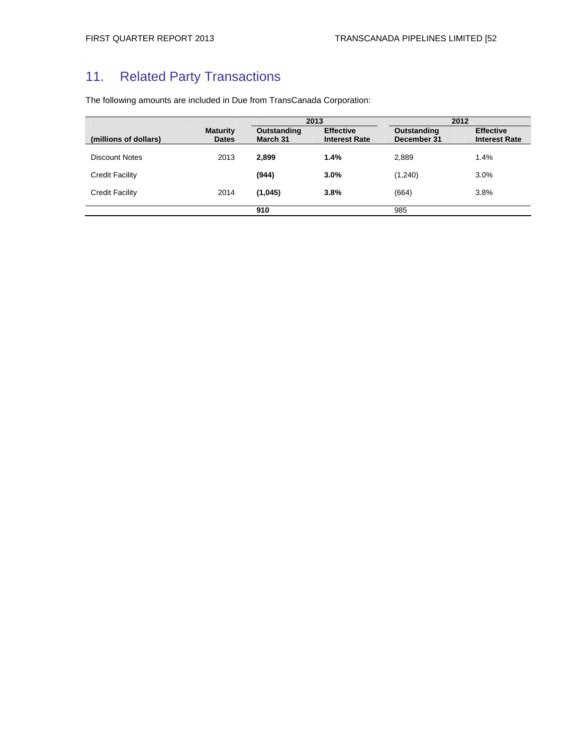## 11. Related Party Transactions

The following amounts are included in Due from TransCanada Corporation:

| | | 2013 | | 2012 | |
|---|---|---|---|---|---|
| (millions of dollars) | Maturity Dates | Outstanding March 31 | Effective Interest Rate | Outstanding December 31 | Effective Interest Rate |
| Discount Notes | 2013 | **2,899** | **1.4%** | 2,889 | 1.4% |
| Credit Facility | | **(944)** | **3.0%** | (1,240) | 3.0% |
| Credit Facility | 2014 | **(1,045)** | **3.8%** | (664) | 3.8% |
| | | **910** | | 985 | |